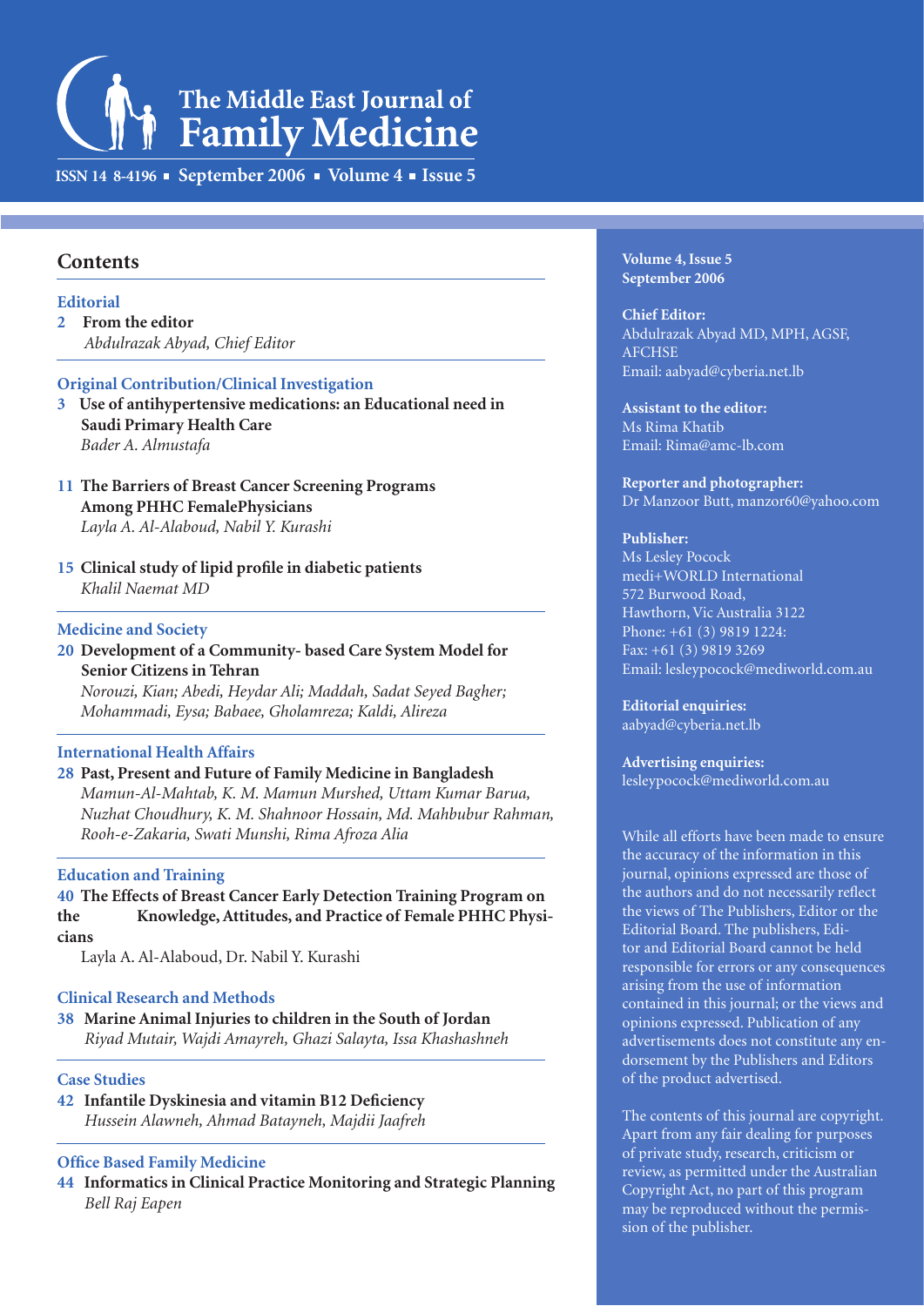# The Middle East Journal of Family Medicine

ISSN 14 8-4196 ▪ September 2006 ▪ Volume 4 ▪ Issue 5

## Contents

### Editorial

**2 From the editor**
*Abdulrazak Abyad, Chief Editor*

### Original Contribution/Clinical Investigation

**3 Use of antihypertensive medications: an Educational need in Saudi Primary Health Care**
*Bader A. Almustafa*

**11 The Barriers of Breast Cancer Screening Programs Among PHHC FemalePhysicians**
*Layla A. Al-Alaboud, Nabil Y. Kurashi*

**15 Clinical study of lipid profile in diabetic patients**
*Khalil Naemat MD*

### Medicine and Society

**20 Development of a Community- based Care System Model for Senior Citizens in Tehran**
*Norouzi, Kian; Abedi, Heydar Ali; Maddah, Sadat Seyed Bagher; Mohammadi, Eysa; Babaee, Gholamreza; Kaldi, Alireza*

### International Health Affairs

**28 Past, Present and Future of Family Medicine in Bangladesh**
*Mamun-Al-Mahtab, K. M. Mamun Murshed, Uttam Kumar Barua, Nuzhat Choudhury, K. M. Shahnoor Hossain, Md. Mahbubur Rahman, Rooh-e-Zakaria, Swati Munshi, Rima Afroza Alia*

### Education and Training

**40 The Effects of Breast Cancer Early Detection Training Program on the Knowledge, Attitudes, and Practice of Female PHHC Physicians**
Layla A. Al-Alaboud, Dr. Nabil Y. Kurashi

### Clinical Research and Methods

**38 Marine Animal Injuries to children in the South of Jordan**
*Riyad Mutair, Wajdi Amayreh, Ghazi Salayta, Issa Khashashneh*

### Case Studies

**42 Infantile Dyskinesia and vitamin B12 Deficiency**
*Hussein Alawneh, Ahmad Batayneh, Majdii Jaafreh*

### Office Based Family Medicine

**44 Informatics in Clinical Practice Monitoring and Strategic Planning**
*Bell Raj Eapen*

---

**Volume 4, Issue 5**
**September 2006**

**Chief Editor:**
Abdulrazak Abyad MD, MPH, AGSF, AFCHSE
Email: aabyad@cyberia.net.lb

**Assistant to the editor:**
Ms Rima Khatib
Email: Rima@amc-lb.com

**Reporter and photographer:**
Dr Manzoor Butt, manzor60@yahoo.com

**Publisher:**
Ms Lesley Pocock
medi+WORLD International
572 Burwood Road,
Hawthorn, Vic Australia 3122
Phone: +61 (3) 9819 1224:
Fax: +61 (3) 9819 3269
Email: lesleypocock@mediworld.com.au

**Editorial enquiries:**
aabyad@cyberia.net.lb

**Advertising enquiries:**
lesleypocock@mediworld.com.au

While all efforts have been made to ensure the accuracy of the information in this journal, opinions expressed are those of the authors and do not necessarily reflect the views of The Publishers, Editor or the Editorial Board. The publishers, Editor and Editorial Board cannot be held responsible for errors or any consequences arising from the use of information contained in this journal; or the views and opinions expressed. Publication of any advertisements does not constitute any endorsement by the Publishers and Editors of the product advertised.

The contents of this journal are copyright. Apart from any fair dealing for purposes of private study, research, criticism or review, as permitted under the Australian Copyright Act, no part of this program may be reproduced without the permission of the publisher.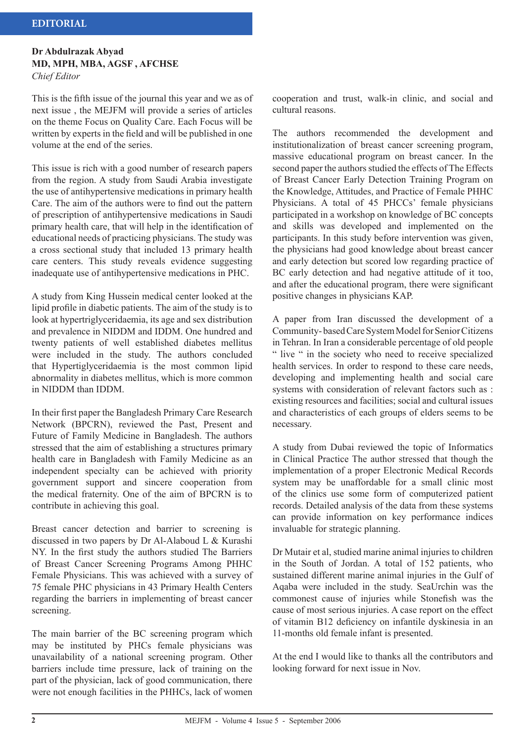## EDITORIAL

**Dr Abdulrazak Abyad**
**MD, MPH, MBA, AGSF , AFCHSE**
*Chief Editor*

This is the fifth issue of the journal this year and we as of next issue , the MEJFM will provide a series of articles on the theme Focus on Quality Care. Each Focus will be written by experts in the field and will be published in one volume at the end of the series.

This issue is rich with a good number of research papers from the region. A study from Saudi Arabia investigate the use of antihypertensive medications in primary health Care. The aim of the authors were to find out the pattern of prescription of antihypertensive medications in Saudi primary health care, that will help in the identification of educational needs of practicing physicians. The study was a cross sectional study that included 13 primary health care centers. This study reveals evidence suggesting inadequate use of antihypertensive medications in PHC.

A study from King Hussein medical center looked at the lipid profile in diabetic patients. The aim of the study is to look at hypertriglyceridaemia, its age and sex distribution and prevalence in NIDDM and IDDM. One hundred and twenty patients of well established diabetes mellitus were included in the study. The authors concluded that Hypertiglyceridaemia is the most common lipid abnormality in diabetes mellitus, which is more common in NIDDM than IDDM.

In their first paper the Bangladesh Primary Care Research Network (BPCRN), reviewed the Past, Present and Future of Family Medicine in Bangladesh. The authors stressed that the aim of establishing a structures primary health care in Bangladesh with Family Medicine as an independent specialty can be achieved with priority government support and sincere cooperation from the medical fraternity. One of the aim of BPCRN is to contribute in achieving this goal.

Breast cancer detection and barrier to screening is discussed in two papers by Dr Al-Alaboud L & Kurashi NY. In the first study the authors studied The Barriers of Breast Cancer Screening Programs Among PHHC Female Physicians. This was achieved with a survey of 75 female PHC physicians in 43 Primary Health Centers regarding the barriers in implementing of breast cancer screening.

The main barrier of the BC screening program which may be instituted by PHCs female physicians was unavailability of a national screening program. Other barriers include time pressure, lack of training on the part of the physician, lack of good communication, there were not enough facilities in the PHHCs, lack of women cooperation and trust, walk-in clinic, and social and cultural reasons.

The authors recommended the development and institutionalization of breast cancer screening program, massive educational program on breast cancer. In the second paper the authors studied the effects of The Effects of Breast Cancer Early Detection Training Program on the Knowledge, Attitudes, and Practice of Female PHHC Physicians. A total of 45 PHCCs' female physicians participated in a workshop on knowledge of BC concepts and skills was developed and implemented on the participants. In this study before intervention was given, the physicians had good knowledge about breast cancer and early detection but scored low regarding practice of BC early detection and had negative attitude of it too, and after the educational program, there were significant positive changes in physicians KAP.

A paper from Iran discussed the development of a Community-based Care System Model for Senior Citizens in Tehran. In Iran a considerable percentage of old people " live " in the society who need to receive specialized health services. In order to respond to these care needs, developing and implementing health and social care systems with consideration of relevant factors such as : existing resources and facilities; social and cultural issues and characteristics of each groups of elders seems to be necessary.

A study from Dubai reviewed the topic of Informatics in Clinical Practice The author stressed that though the implementation of a proper Electronic Medical Records system may be unaffordable for a small clinic most of the clinics use some form of computerized patient records. Detailed analysis of the data from these systems can provide information on key performance indices invaluable for strategic planning.

Dr Mutair et al, studied marine animal injuries to children in the South of Jordan. A total of 152 patients, who sustained different marine animal injuries in the Gulf of Aqaba were included in the study. SeaUrchin was the commonest cause of injuries while Stonefish was the cause of most serious injuries. A case report on the effect of vitamin B12 deficiency on infantile dyskinesia in an 11-months old female infant is presented.

At the end I would like to thanks all the contributors and looking forward for next issue in Nov.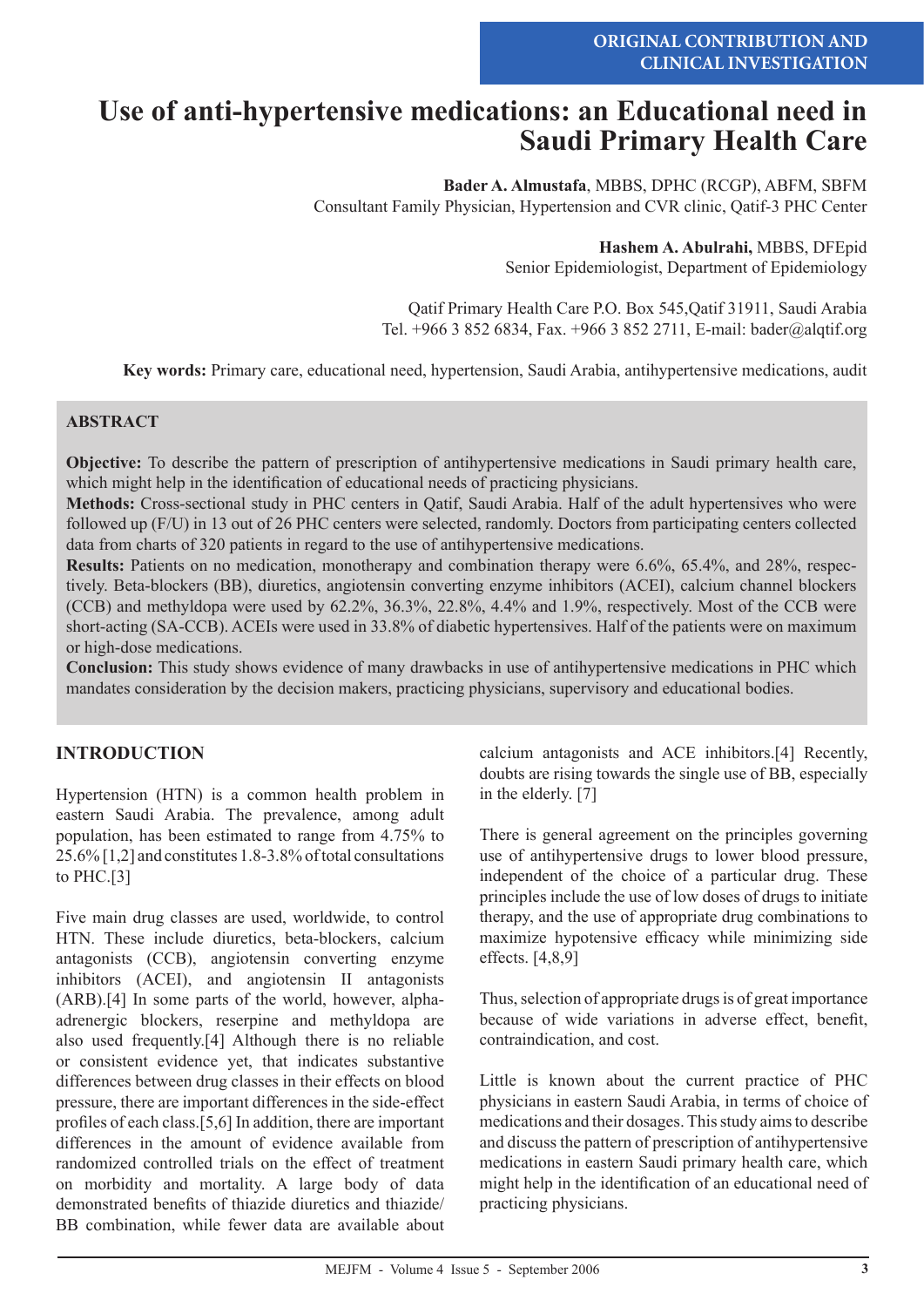ORIGINAL CONTRIBUTION AND CLINICAL INVESTIGATION

# Use of anti-hypertensive medications: an Educational need in Saudi Primary Health Care

**Bader A. Almustafa**, MBBS, DPHC (RCGP), ABFM, SBFM
Consultant Family Physician, Hypertension and CVR clinic, Qatif-3 PHC Center

**Hashem A. Abulrahi,** MBBS, DFEpid
Senior Epidemiologist, Department of Epidemiology

Qatif Primary Health Care P.O. Box 545,Qatif 31911, Saudi Arabia
Tel. +966 3 852 6834, Fax. +966 3 852 2711, E-mail: bader@alqtif.org

**Key words:** Primary care, educational need, hypertension, Saudi Arabia, antihypertensive medications, audit

## ABSTRACT

**Objective:** To describe the pattern of prescription of antihypertensive medications in Saudi primary health care, which might help in the identification of educational needs of practicing physicians.
**Methods:** Cross-sectional study in PHC centers in Qatif, Saudi Arabia. Half of the adult hypertensives who were followed up (F/U) in 13 out of 26 PHC centers were selected, randomly. Doctors from participating centers collected data from charts of 320 patients in regard to the use of antihypertensive medications.
**Results:** Patients on no medication, monotherapy and combination therapy were 6.6%, 65.4%, and 28%, respectively. Beta-blockers (BB), diuretics, angiotensin converting enzyme inhibitors (ACEI), calcium channel blockers (CCB) and methyldopa were used by 62.2%, 36.3%, 22.8%, 4.4% and 1.9%, respectively. Most of the CCB were short-acting (SA-CCB). ACEIs were used in 33.8% of diabetic hypertensives. Half of the patients were on maximum or high-dose medications.
**Conclusion:** This study shows evidence of many drawbacks in use of antihypertensive medications in PHC which mandates consideration by the decision makers, practicing physicians, supervisory and educational bodies.

## INTRODUCTION

Hypertension (HTN) is a common health problem in eastern Saudi Arabia. The prevalence, among adult population, has been estimated to range from 4.75% to 25.6% [1,2] and constitutes 1.8-3.8% of total consultations to PHC.[3]

Five main drug classes are used, worldwide, to control HTN. These include diuretics, beta-blockers, calcium antagonists (CCB), angiotensin converting enzyme inhibitors (ACEI), and angiotensin II antagonists (ARB).[4] In some parts of the world, however, alpha-adrenergic blockers, reserpine and methyldopa are also used frequently.[4] Although there is no reliable or consistent evidence yet, that indicates substantive differences between drug classes in their effects on blood pressure, there are important differences in the side-effect profiles of each class.[5,6] In addition, there are important differences in the amount of evidence available from randomized controlled trials on the effect of treatment on morbidity and mortality. A large body of data demonstrated benefits of thiazide diuretics and thiazide/BB combination, while fewer data are available about calcium antagonists and ACE inhibitors.[4] Recently, doubts are rising towards the single use of BB, especially in the elderly. [7]

There is general agreement on the principles governing use of antihypertensive drugs to lower blood pressure, independent of the choice of a particular drug. These principles include the use of low doses of drugs to initiate therapy, and the use of appropriate drug combinations to maximize hypotensive efficacy while minimizing side effects. [4,8,9]

Thus, selection of appropriate drugs is of great importance because of wide variations in adverse effect, benefit, contraindication, and cost.

Little is known about the current practice of PHC physicians in eastern Saudi Arabia, in terms of choice of medications and their dosages. This study aims to describe and discuss the pattern of prescription of antihypertensive medications in eastern Saudi primary health care, which might help in the identification of an educational need of practicing physicians.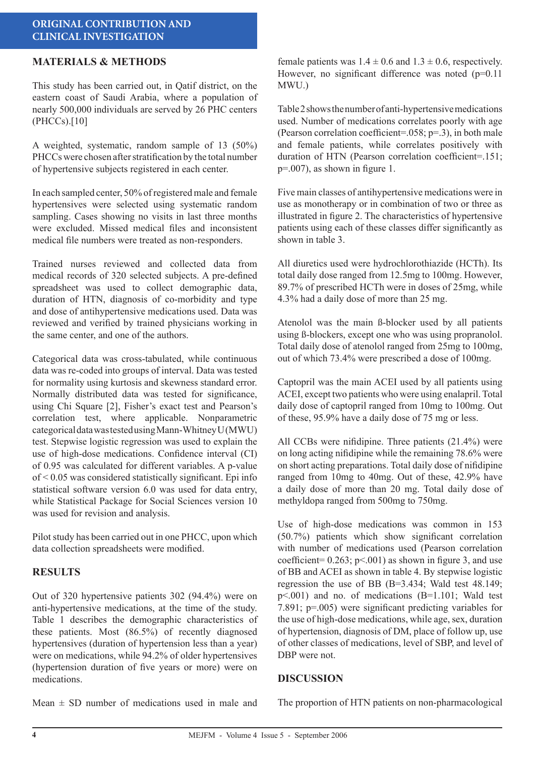## MATERIALS & METHODS

This study has been carried out, in Qatif district, on the eastern coast of Saudi Arabia, where a population of nearly 500,000 individuals are served by 26 PHC centers (PHCCs).[10]

A weighted, systematic, random sample of 13 (50%) PHCCs were chosen after stratification by the total number of hypertensive subjects registered in each center.

In each sampled center, 50% of registered male and female hypertensives were selected using systematic random sampling. Cases showing no visits in last three months were excluded. Missed medical files and inconsistent medical file numbers were treated as non-responders.

Trained nurses reviewed and collected data from medical records of 320 selected subjects. A pre-defined spreadsheet was used to collect demographic data, duration of HTN, diagnosis of co-morbidity and type and dose of antihypertensive medications used. Data was reviewed and verified by trained physicians working in the same center, and one of the authors.

Categorical data was cross-tabulated, while continuous data was re-coded into groups of interval. Data was tested for normality using kurtosis and skewness standard error. Normally distributed data was tested for significance, using Chi Square [2], Fisher's exact test and Pearson's correlation test, where applicable. Nonparametric categorical data was tested using Mann-Whitney U (MWU) test. Stepwise logistic regression was used to explain the use of high-dose medications. Confidence interval (CI) of 0.95 was calculated for different variables. A p-value of < 0.05 was considered statistically significant. Epi info statistical software version 6.0 was used for data entry, while Statistical Package for Social Sciences version 10 was used for revision and analysis.

Pilot study has been carried out in one PHCC, upon which data collection spreadsheets were modified.

## RESULTS

Out of 320 hypertensive patients 302 (94.4%) were on anti-hypertensive medications, at the time of the study. Table 1 describes the demographic characteristics of these patients. Most (86.5%) of recently diagnosed hypertensives (duration of hypertension less than a year) were on medications, while 94.2% of older hypertensives (hypertension duration of five years or more) were on medications.

Mean ± SD number of medications used in male and female patients was 1.4 ± 0.6 and 1.3 ± 0.6, respectively. However, no significant difference was noted (p=0.11 MWU.)

Table 2 shows the number of anti-hypertensive medications used. Number of medications correlates poorly with age (Pearson correlation coefficient=.058; p=.3), in both male and female patients, while correlates positively with duration of HTN (Pearson correlation coefficient=.151; p=.007), as shown in figure 1.

Five main classes of antihypertensive medications were in use as monotherapy or in combination of two or three as illustrated in figure 2. The characteristics of hypertensive patients using each of these classes differ significantly as shown in table 3.

All diuretics used were hydrochlorothiazide (HCTh). Its total daily dose ranged from 12.5mg to 100mg. However, 89.7% of prescribed HCTh were in doses of 25mg, while 4.3% had a daily dose of more than 25 mg.

Atenolol was the main ß-blocker used by all patients using ß-blockers, except one who was using propranolol. Total daily dose of atenolol ranged from 25mg to 100mg, out of which 73.4% were prescribed a dose of 100mg.

Captopril was the main ACEI used by all patients using ACEI, except two patients who were using enalapril. Total daily dose of captopril ranged from 10mg to 100mg. Out of these, 95.9% have a daily dose of 75 mg or less.

All CCBs were nifidipine. Three patients (21.4%) were on long acting nifidipine while the remaining 78.6% were on short acting preparations. Total daily dose of nifidipine ranged from 10mg to 40mg. Out of these, 42.9% have a daily dose of more than 20 mg. Total daily dose of methyldopa ranged from 500mg to 750mg.

Use of high-dose medications was common in 153 (50.7%) patients which show significant correlation with number of medications used (Pearson correlation coefficient= 0.263; p<.001) as shown in figure 3, and use of BB and ACEI as shown in table 4. By stepwise logistic regression the use of BB (B=3.434; Wald test 48.149; p<.001) and no. of medications (B=1.101; Wald test 7.891; p=.005) were significant predicting variables for the use of high-dose medications, while age, sex, duration of hypertension, diagnosis of DM, place of follow up, use of other classes of medications, level of SBP, and level of DBP were not.

## DISCUSSION

The proportion of HTN patients on non-pharmacological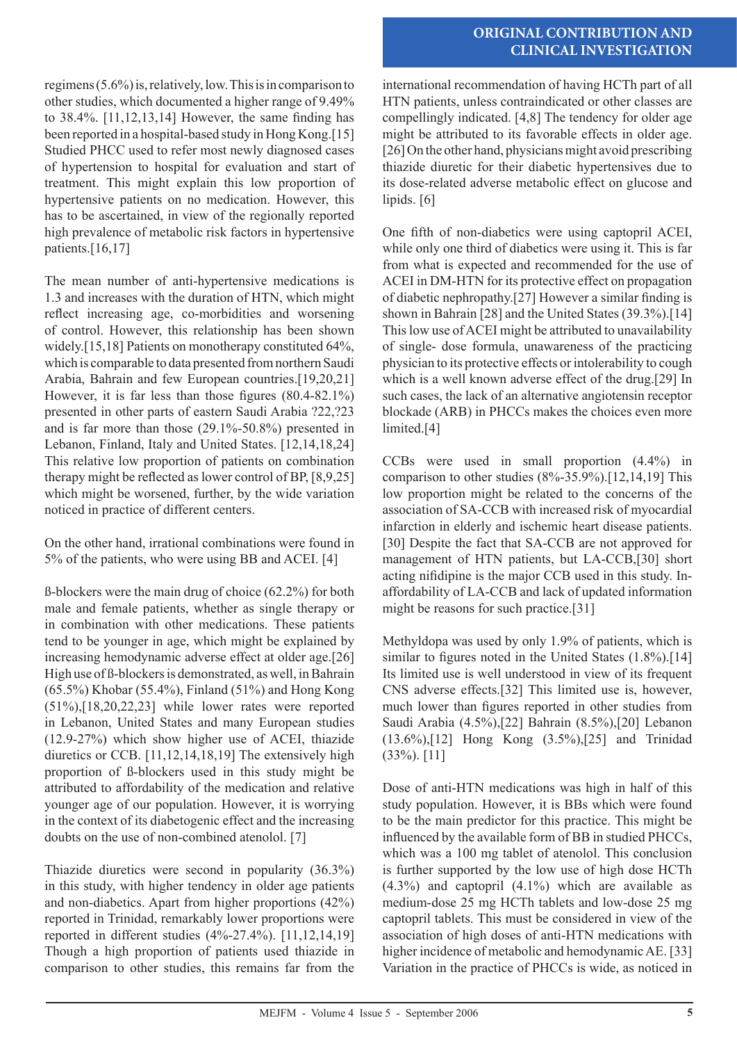regimens (5.6%) is, relatively, low. This is in comparison to other studies, which documented a higher range of 9.49% to 38.4%. [11,12,13,14] However, the same finding has been reported in a hospital-based study in Hong Kong.[15] Studied PHCC used to refer most newly diagnosed cases of hypertension to hospital for evaluation and start of treatment. This might explain this low proportion of hypertensive patients on no medication. However, this has to be ascertained, in view of the regionally reported high prevalence of metabolic risk factors in hypertensive patients.[16,17]

The mean number of anti-hypertensive medications is 1.3 and increases with the duration of HTN, which might reflect increasing age, co-morbidities and worsening of control. However, this relationship has been shown widely.[15,18] Patients on monotherapy constituted 64%, which is comparable to data presented from northern Saudi Arabia, Bahrain and few European countries.[19,20,21] However, it is far less than those figures (80.4-82.1%) presented in other parts of eastern Saudi Arabia ?22,?23 and is far more than those (29.1%-50.8%) presented in Lebanon, Finland, Italy and United States. [12,14,18,24] This relative low proportion of patients on combination therapy might be reflected as lower control of BP, [8,9,25] which might be worsened, further, by the wide variation noticed in practice of different centers.

On the other hand, irrational combinations were found in 5% of the patients, who were using BB and ACEI. [4]

ß-blockers were the main drug of choice (62.2%) for both male and female patients, whether as single therapy or in combination with other medications. These patients tend to be younger in age, which might be explained by increasing hemodynamic adverse effect at older age.[26] High use of ß-blockers is demonstrated, as well, in Bahrain (65.5%) Khobar (55.4%), Finland (51%) and Hong Kong (51%),[18,20,22,23] while lower rates were reported in Lebanon, United States and many European studies (12.9-27%) which show higher use of ACEI, thiazide diuretics or CCB. [11,12,14,18,19] The extensively high proportion of ß-blockers used in this study might be attributed to affordability of the medication and relative younger age of our population. However, it is worrying in the context of its diabetogenic effect and the increasing doubts on the use of non-combined atenolol. [7]

Thiazide diuretics were second in popularity (36.3%) in this study, with higher tendency in older age patients and non-diabetics. Apart from higher proportions (42%) reported in Trinidad, remarkably lower proportions were reported in different studies (4%-27.4%). [11,12,14,19] Though a high proportion of patients used thiazide in comparison to other studies, this remains far from the international recommendation of having HCTh part of all HTN patients, unless contraindicated or other classes are compellingly indicated. [4,8] The tendency for older age might be attributed to its favorable effects in older age. [26] On the other hand, physicians might avoid prescribing thiazide diuretic for their diabetic hypertensives due to its dose-related adverse metabolic effect on glucose and lipids. [6]

One fifth of non-diabetics were using captopril ACEI, while only one third of diabetics were using it. This is far from what is expected and recommended for the use of ACEI in DM-HTN for its protective effect on propagation of diabetic nephropathy.[27] However a similar finding is shown in Bahrain [28] and the United States (39.3%).[14] This low use of ACEI might be attributed to unavailability of single- dose formula, unawareness of the practicing physician to its protective effects or intolerability to cough which is a well known adverse effect of the drug.[29] In such cases, the lack of an alternative angiotensin receptor blockade (ARB) in PHCCs makes the choices even more limited.[4]

CCBs were used in small proportion (4.4%) in comparison to other studies (8%-35.9%).[12,14,19] This low proportion might be related to the concerns of the association of SA-CCB with increased risk of myocardial infarction in elderly and ischemic heart disease patients. [30] Despite the fact that SA-CCB are not approved for management of HTN patients, but LA-CCB,[30] short acting nifidipine is the major CCB used in this study. In-affordability of LA-CCB and lack of updated information might be reasons for such practice.[31]

Methyldopa was used by only 1.9% of patients, which is similar to figures noted in the United States (1.8%).[14] Its limited use is well understood in view of its frequent CNS adverse effects.[32] This limited use is, however, much lower than figures reported in other studies from Saudi Arabia (4.5%),[22] Bahrain (8.5%),[20] Lebanon (13.6%),[12] Hong Kong (3.5%),[25] and Trinidad (33%). [11]

Dose of anti-HTN medications was high in half of this study population. However, it is BBs which were found to be the main predictor for this practice. This might be influenced by the available form of BB in studied PHCCs, which was a 100 mg tablet of atenolol. This conclusion is further supported by the low use of high dose HCTh (4.3%) and captopril (4.1%) which are available as medium-dose 25 mg HCTh tablets and low-dose 25 mg captopril tablets. This must be considered in view of the association of high doses of anti-HTN medications with higher incidence of metabolic and hemodynamic AE. [33] Variation in the practice of PHCCs is wide, as noticed in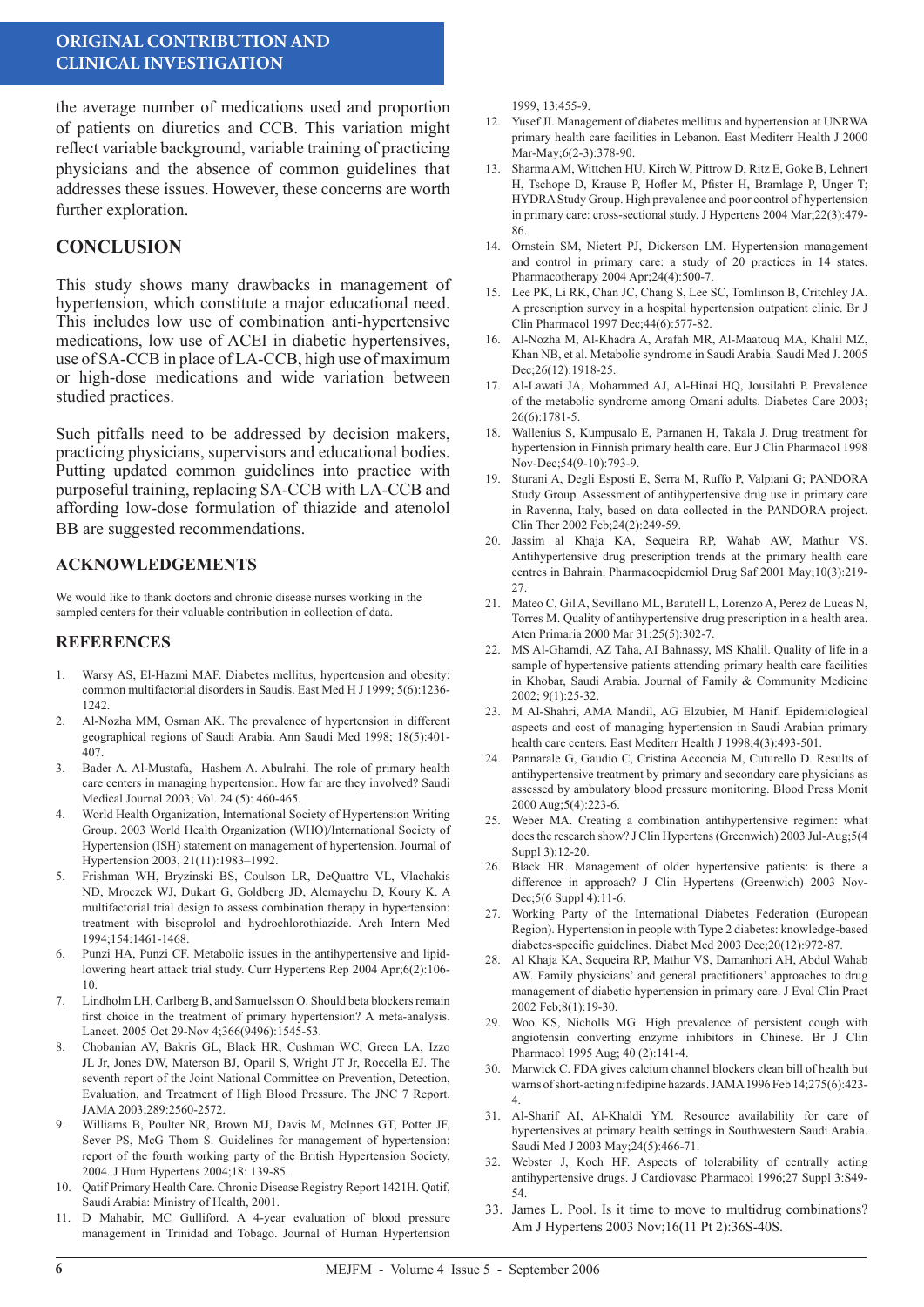the average number of medications used and proportion of patients on diuretics and CCB. This variation might reflect variable background, variable training of practicing physicians and the absence of common guidelines that addresses these issues. However, these concerns are worth further exploration.

## CONCLUSION

This study shows many drawbacks in management of hypertension, which constitute a major educational need. This includes low use of combination anti-hypertensive medications, low use of ACEI in diabetic hypertensives, use of SA-CCB in place of LA-CCB, high use of maximum or high-dose medications and wide variation between studied practices.

Such pitfalls need to be addressed by decision makers, practicing physicians, supervisors and educational bodies. Putting updated common guidelines into practice with purposeful training, replacing SA-CCB with LA-CCB and affording low-dose formulation of thiazide and atenolol BB are suggested recommendations.

## ACKNOWLEDGEMENTS

We would like to thank doctors and chronic disease nurses working in the sampled centers for their valuable contribution in collection of data.

## REFERENCES

1. Warsy AS, El-Hazmi MAF. Diabetes mellitus, hypertension and obesity: common multifactorial disorders in Saudis. East Med H J 1999; 5(6):1236-1242.
2. Al-Nozha MM, Osman AK. The prevalence of hypertension in different geographical regions of Saudi Arabia. Ann Saudi Med 1998; 18(5):401-407.
3. Bader A. Al-Mustafa, Hashem A. Abulrahi. The role of primary health care centers in managing hypertension. How far are they involved? Saudi Medical Journal 2003; Vol. 24 (5): 460-465.
4. World Health Organization, International Society of Hypertension Writing Group. 2003 World Health Organization (WHO)/International Society of Hypertension (ISH) statement on management of hypertension. Journal of Hypertension 2003, 21(11):1983–1992.
5. Frishman WH, Bryzinski BS, Coulson LR, DeQuattro VL, Vlachakis ND, Mroczek WJ, Dukart G, Goldberg JD, Alemayehu D, Koury K. A multifactorial trial design to assess combination therapy in hypertension: treatment with bisoprolol and hydrochlorothiazide. Arch Intern Med 1994;154:1461-1468.
6. Punzi HA, Punzi CF. Metabolic issues in the antihypertensive and lipid-lowering heart attack trial study. Curr Hypertens Rep 2004 Apr;6(2):106-10.
7. Lindholm LH, Carlberg B, and Samuelsson O. Should beta blockers remain first choice in the treatment of primary hypertension? A meta-analysis. Lancet. 2005 Oct 29-Nov 4;366(9496):1545-53.
8. Chobanian AV, Bakris GL, Black HR, Cushman WC, Green LA, Izzo JL Jr, Jones DW, Materson BJ, Oparil S, Wright JT Jr, Roccella EJ. The seventh report of the Joint National Committee on Prevention, Detection, Evaluation, and Treatment of High Blood Pressure. The JNC 7 Report. JAMA 2003;289:2560-2572.
9. Williams B, Poulter NR, Brown MJ, Davis M, McInnes GT, Potter JF, Sever PS, McG Thom S. Guidelines for management of hypertension: report of the fourth working party of the British Hypertension Society, 2004. J Hum Hypertens 2004;18: 139-85.
10. Qatif Primary Health Care. Chronic Disease Registry Report 1421H. Qatif, Saudi Arabia: Ministry of Health, 2001.
11. D Mahabir, MC Gulliford. A 4-year evaluation of blood pressure management in Trinidad and Tobago. Journal of Human Hypertension 1999, 13:455-9.
12. Yusef JI. Management of diabetes mellitus and hypertension at UNRWA primary health care facilities in Lebanon. East Mediterr Health J 2000 Mar-May;6(2-3):378-90.
13. Sharma AM, Wittchen HU, Kirch W, Pittrow D, Ritz E, Goke B, Lehnert H, Tschope D, Krause P, Hofler M, Pfister H, Bramlage P, Unger T; HYDRA Study Group. High prevalence and poor control of hypertension in primary care: cross-sectional study. J Hypertens 2004 Mar;22(3):479-86.
14. Ornstein SM, Nietert PJ, Dickerson LM. Hypertension management and control in primary care: a study of 20 practices in 14 states. Pharmacotherapy 2004 Apr;24(4):500-7.
15. Lee PK, Li RK, Chan JC, Chang S, Lee SC, Tomlinson B, Critchley JA. A prescription survey in a hospital hypertension outpatient clinic. Br J Clin Pharmacol 1997 Dec;44(6):577-82.
16. Al-Nozha M, Al-Khadra A, Arafah MR, Al-Maatouq MA, Khalil MZ, Khan NB, et al. Metabolic syndrome in Saudi Arabia. Saudi Med J. 2005 Dec;26(12):1918-25.
17. Al-Lawati JA, Mohammed AJ, Al-Hinai HQ, Jousilahti P. Prevalence of the metabolic syndrome among Omani adults. Diabetes Care 2003; 26(6):1781-5.
18. Wallenius S, Kumpusalo E, Parnanen H, Takala J. Drug treatment for hypertension in Finnish primary health care. Eur J Clin Pharmacol 1998 Nov-Dec;54(9-10):793-9.
19. Sturani A, Degli Esposti E, Serra M, Ruffo P, Valpiani G; PANDORA Study Group. Assessment of antihypertensive drug use in primary care in Ravenna, Italy, based on data collected in the PANDORA project. Clin Ther 2002 Feb;24(2):249-59.
20. Jassim al Khaja KA, Sequeira RP, Wahab AW, Mathur VS. Antihypertensive drug prescription trends at the primary health care centres in Bahrain. Pharmacoepidemiol Drug Saf 2001 May;10(3):219-27.
21. Mateo C, Gil A, Sevillano ML, Barutell L, Lorenzo A, Perez de Lucas N, Torres M. Quality of antihypertensive drug prescription in a health area. Aten Primaria 2000 Mar 31;25(5):302-7.
22. MS Al-Ghamdi, AZ Taha, AI Bahnassy, MS Khalil. Quality of life in a sample of hypertensive patients attending primary health care facilities in Khobar, Saudi Arabia. Journal of Family & Community Medicine 2002; 9(1):25-32.
23. M Al-Shahri, AMA Mandil, AG Elzubier, M Hanif. Epidemiological aspects and cost of managing hypertension in Saudi Arabian primary health care centers. East Mediterr Health J 1998;4(3):493-501.
24. Pannarale G, Gaudio C, Cristina Acconcia M, Cuturello D. Results of antihypertensive treatment by primary and secondary care physicians as assessed by ambulatory blood pressure monitoring. Blood Press Monit 2000 Aug;5(4):223-6.
25. Weber MA. Creating a combination antihypertensive regimen: what does the research show? J Clin Hypertens (Greenwich) 2003 Jul-Aug;5(4 Suppl 3):12-20.
26. Black HR. Management of older hypertensive patients: is there a difference in approach? J Clin Hypertens (Greenwich) 2003 Nov-Dec;5(6 Suppl 4):11-6.
27. Working Party of the International Diabetes Federation (European Region). Hypertension in people with Type 2 diabetes: knowledge-based diabetes-specific guidelines. Diabet Med 2003 Dec;20(12):972-87.
28. Al Khaja KA, Sequeira RP, Mathur VS, Damanhori AH, Abdul Wahab AW. Family physicians' and general practitioners' approaches to drug management of diabetic hypertension in primary care. J Eval Clin Pract 2002 Feb;8(1):19-30.
29. Woo KS, Nicholls MG. High prevalence of persistent cough with angiotensin converting enzyme inhibitors in Chinese. Br J Clin Pharmacol 1995 Aug; 40 (2):141-4.
30. Marwick C. FDA gives calcium channel blockers clean bill of health but warns of short-acting nifedipine hazards. JAMA 1996 Feb 14;275(6):423-4.
31. Al-Sharif AI, Al-Khaldi YM. Resource availability for care of hypertensives at primary health settings in Southwestern Saudi Arabia. Saudi Med J 2003 May;24(5):466-71.
32. Webster J, Koch HF. Aspects of tolerability of centrally acting antihypertensive drugs. J Cardiovasc Pharmacol 1996;27 Suppl 3:S49-54.
33. James L. Pool. Is it time to move to multidrug combinations? Am J Hypertens 2003 Nov;16(11 Pt 2):36S-40S.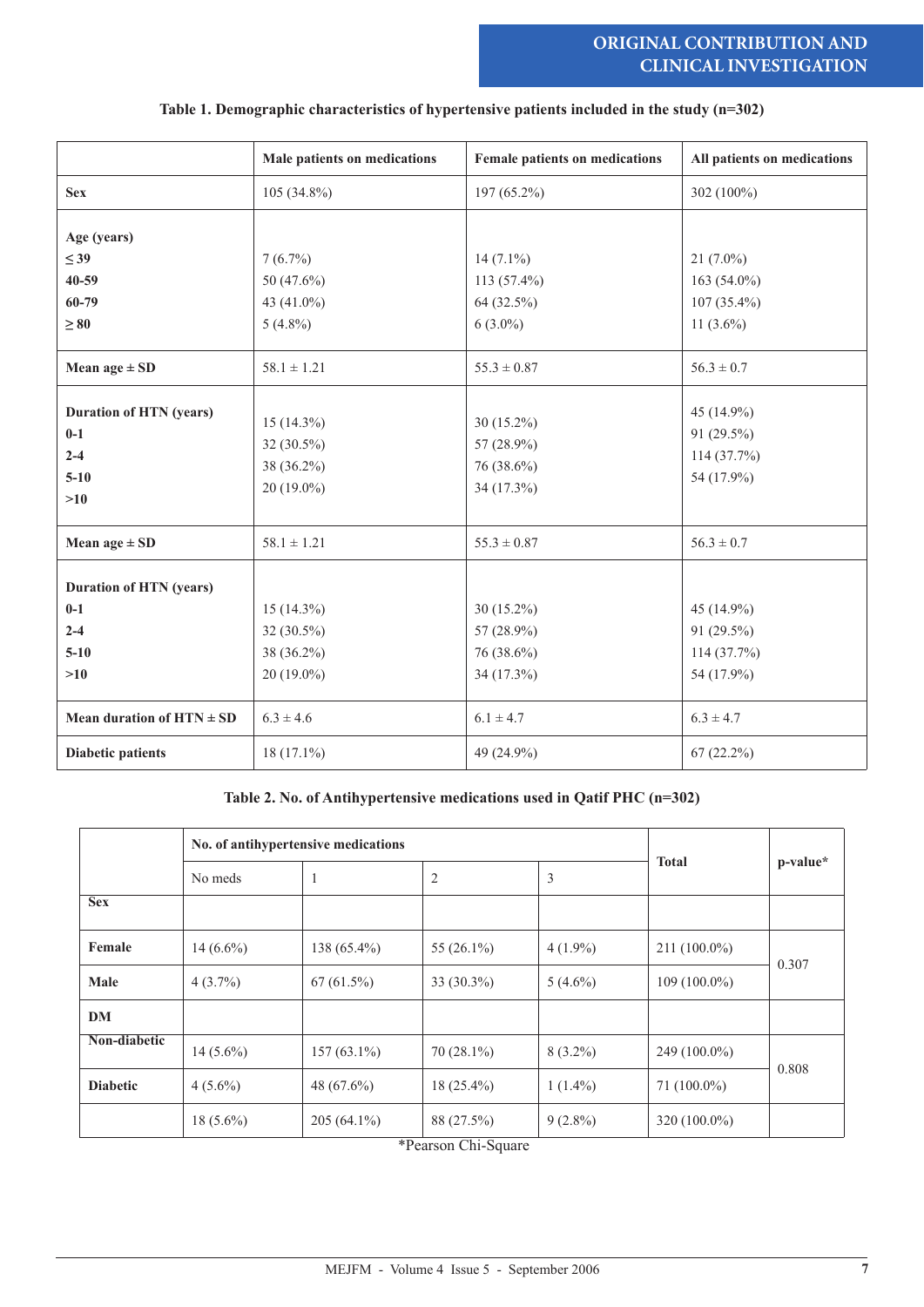**Table 1. Demographic characteristics of hypertensive patients included in the study (n=302)**

| | Male patients on medications | Female patients on medications | All patients on medications |
|---|---|---|---|
| **Sex** | 105 (34.8%) | 197 (65.2%) | 302 (100%) |
| **Age (years)** | | | |
| **≤ 39** | 7 (6.7%) | 14 (7.1%) | 21 (7.0%) |
| **40-59** | 50 (47.6%) | 113 (57.4%) | 163 (54.0%) |
| **60-79** | 43 (41.0%) | 64 (32.5%) | 107 (35.4%) |
| **≥ 80** | 5 (4.8%) | 6 (3.0%) | 11 (3.6%) |
| **Mean age ± SD** | 58.1 ± 1.21 | 55.3 ± 0.87 | 56.3 ± 0.7 |
| **Duration of HTN (years)** | | | |
| **0-1** | 15 (14.3%) | 30 (15.2%) | 45 (14.9%) |
| **2-4** | 32 (30.5%) | 57 (28.9%) | 91 (29.5%) |
| **5-10** | 38 (36.2%) | 76 (38.6%) | 114 (37.7%) |
| **>10** | 20 (19.0%) | 34 (17.3%) | 54 (17.9%) |
| **Mean age ± SD** | 58.1 ± 1.21 | 55.3 ± 0.87 | 56.3 ± 0.7 |
| **Duration of HTN (years)** | | | |
| **0-1** | 15 (14.3%) | 30 (15.2%) | 45 (14.9%) |
| **2-4** | 32 (30.5%) | 57 (28.9%) | 91 (29.5%) |
| **5-10** | 38 (36.2%) | 76 (38.6%) | 114 (37.7%) |
| **>10** | 20 (19.0%) | 34 (17.3%) | 54 (17.9%) |
| **Mean duration of HTN ± SD** | 6.3 ± 4.6 | 6.1 ± 4.7 | 6.3 ± 4.7 |
| **Diabetic patients** | 18 (17.1%) | 49 (24.9%) | 67 (22.2%) |

**Table 2. No. of Antihypertensive medications used in Qatif PHC (n=302)**

| | No. of antihypertensive medications | | | | Total | p-value* |
|---|---|---|---|---|---|---|
| | No meds | 1 | 2 | 3 | | |
| **Sex** | | | | | | |
| **Female** | 14 (6.6%) | 138 (65.4%) | 55 (26.1%) | 4 (1.9%) | 211 (100.0%) | 0.307 |
| **Male** | 4 (3.7%) | 67 (61.5%) | 33 (30.3%) | 5 (4.6%) | 109 (100.0%) | |
| **DM** | | | | | | |
| **Non-diabetic** | 14 (5.6%) | 157 (63.1%) | 70 (28.1%) | 8 (3.2%) | 249 (100.0%) | 0.808 |
| **Diabetic** | 4 (5.6%) | 48 (67.6%) | 18 (25.4%) | 1 (1.4%) | 71 (100.0%) | |
| | 18 (5.6%) | 205 (64.1%) | 88 (27.5%) | 9 (2.8%) | 320 (100.0%) | |

*Pearson Chi-Square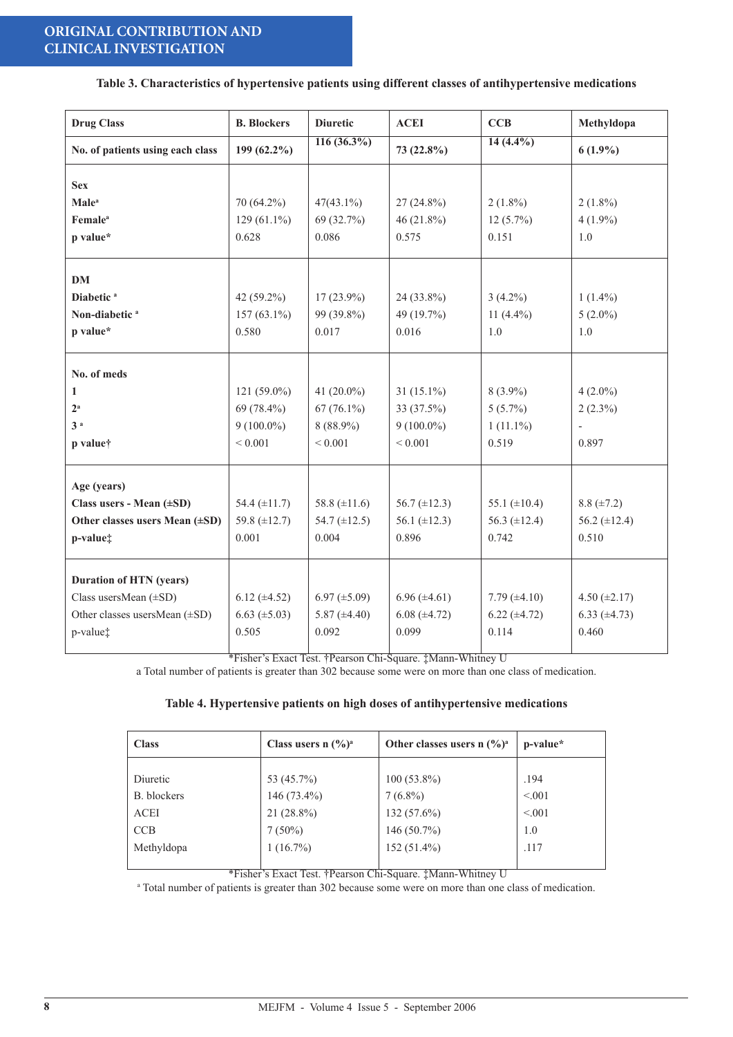**Table 3. Characteristics of hypertensive patients using different classes of antihypertensive medications**

| Drug Class | B. Blockers | Diuretic | ACEI | CCB | Methyldopa |
|---|---|---|---|---|---|
| **No. of patients using each class** | **199 (62.2%)** | **116 (36.3%)** | **73 (22.8%)** | **14 (4.4%)** | **6 (1.9%)** |
| **Sex** | | | | | |
| **Male**[a] | 70 (64.2%) | 47(43.1%) | 27 (24.8%) | 2 (1.8%) | 2 (1.8%) |
| **Female**[a] | 129 (61.1%) | 69 (32.7%) | 46 (21.8%) | 12 (5.7%) | 4 (1.9%) |
| **p value*** | 0.628 | 0.086 | 0.575 | 0.151 | 1.0 |
| **DM** | | | | | |
| **Diabetic**[a] | 42 (59.2%) | 17 (23.9%) | 24 (33.8%) | 3 (4.2%) | 1 (1.4%) |
| **Non-diabetic**[a] | 157 (63.1%) | 99 (39.8%) | 49 (19.7%) | 11 (4.4%) | 5 (2.0%) |
| **p value*** | 0.580 | 0.017 | 0.016 | 1.0 | 1.0 |
| **No. of meds** | | | | | |
| **1** | 121 (59.0%) | 41 (20.0%) | 31 (15.1%) | 8 (3.9%) | 4 (2.0%) |
| **2**[a] | 69 (78.4%) | 67 (76.1%) | 33 (37.5%) | 5 (5.7%) | 2 (2.3%) |
| **3**[a] | 9 (100.0%) | 8 (88.9%) | 9 (100.0%) | 1 (11.1%) | - |
| **p value†** | < 0.001 | < 0.001 | < 0.001 | 0.519 | 0.897 |
| **Age (years)** | | | | | |
| **Class users - Mean (±SD)** | 54.4 (±11.7) | 58.8 (±11.6) | 56.7 (±12.3) | 55.1 (±10.4) | 8.8 (±7.2) |
| **Other classes users Mean (±SD)** | 59.8 (±12.7) | 54.7 (±12.5) | 56.1 (±12.3) | 56.3 (±12.4) | 56.2 (±12.4) |
| **p-value‡** | 0.001 | 0.004 | 0.896 | 0.742 | 0.510 |
| **Duration of HTN (years)** | | | | | |
| Class usersMean (±SD) | 6.12 (±4.52) | 6.97 (±5.09) | 6.96 (±4.61) | 7.79 (±4.10) | 4.50 (±2.17) |
| Other classes usersMean (±SD) | 6.63 (±5.03) | 5.87 (±4.40) | 6.08 (±4.72) | 6.22 (±4.72) | 6.33 (±4.73) |
| p-value‡ | 0.505 | 0.092 | 0.099 | 0.114 | 0.460 |

*Fisher's Exact Test. †Pearson Chi-Square. ‡Mann-Whitney U

a Total number of patients is greater than 302 because some were on more than one class of medication.

**Table 4. Hypertensive patients on high doses of antihypertensive medications**

| Class | Class users n (%)[a] | Other classes users n (%)[a] | p-value* |
|---|---|---|---|
| Diuretic | 53 (45.7%) | 100 (53.8%) | .194 |
| B. blockers | 146 (73.4%) | 7 (6.8%) | <.001 |
| ACEI | 21 (28.8%) | 132 (57.6%) | <.001 |
| CCB | 7 (50%) | 146 (50.7%) | 1.0 |
| Methyldopa | 1 (16.7%) | 152 (51.4%) | .117 |

*Fisher's Exact Test. †Pearson Chi-Square. ‡Mann-Whitney U

[a] Total number of patients is greater than 302 because some were on more than one class of medication.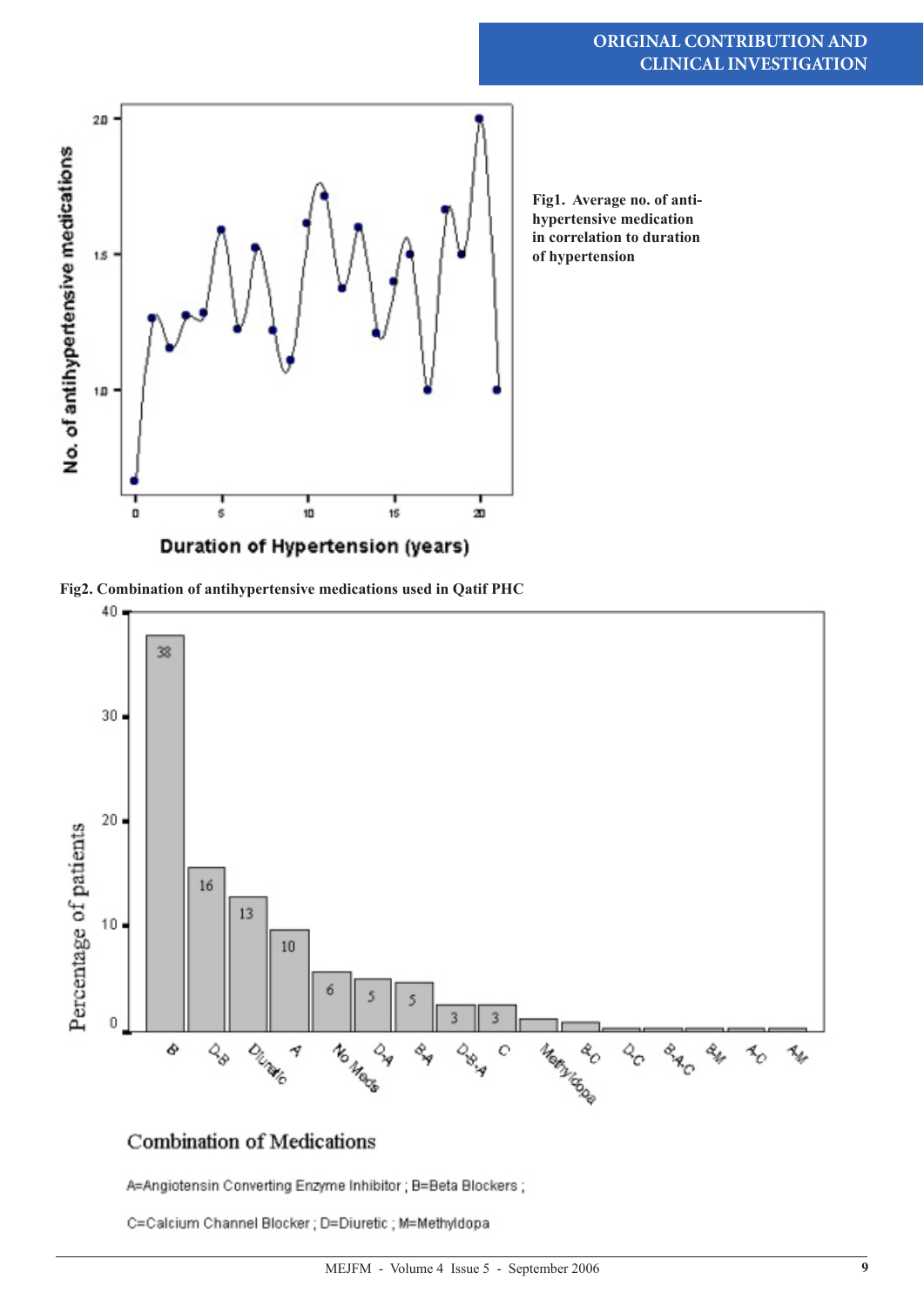Fig1. Average no. of anti-hypertensive medication in correlation to duration of hypertension

Fig2. Combination of antihypertensive medications used in Qatif PHC

A=Angiotensin Converting Enzyme Inhibitor ; B=Beta Blockers ; C=Calcium Channel Blocker ; D=Diuretic ; M=Methyldopa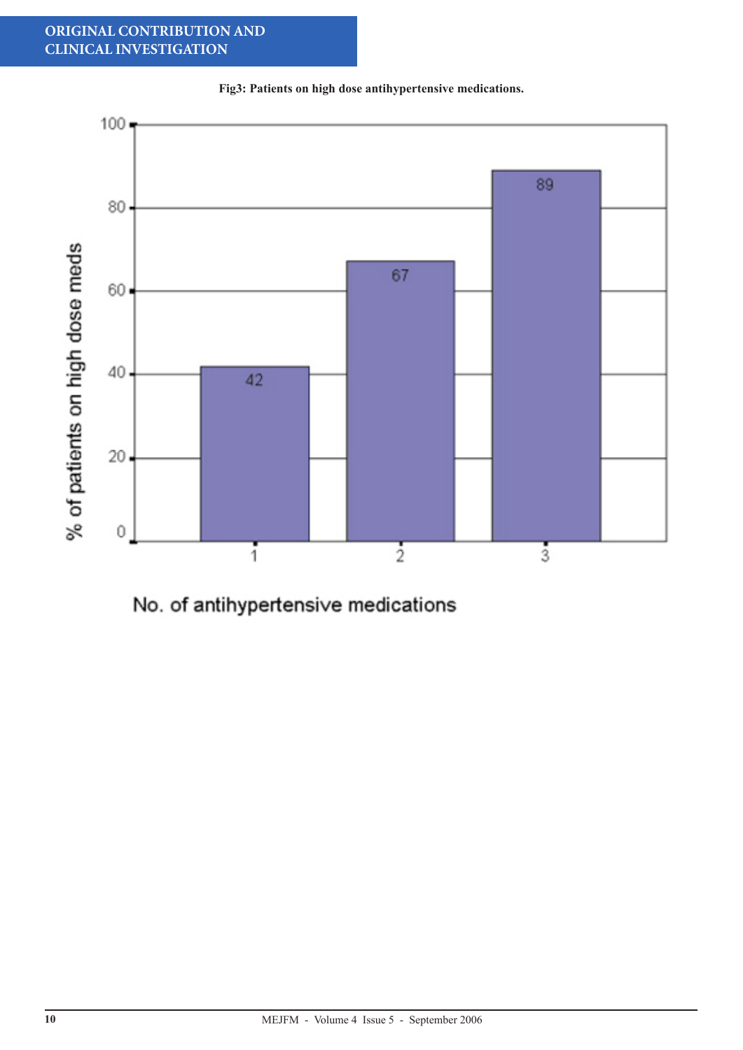**Fig3: Patients on high dose antihypertensive medications.**

| No. of antihypertensive medications | % of patients on high dose meds |
| --- | --- |
| 1 | 42 |
| 2 | 67 |
| 3 | 89 |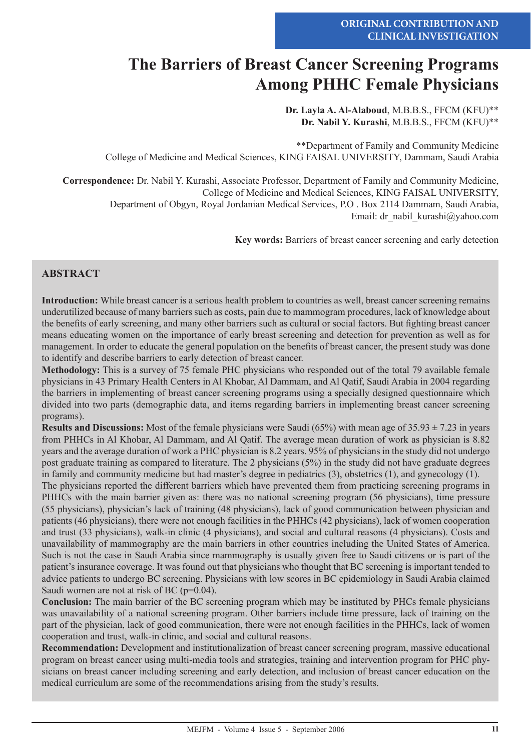ORIGINAL CONTRIBUTION AND CLINICAL INVESTIGATION

# The Barriers of Breast Cancer Screening Programs Among PHHC Female Physicians

**Dr. Layla A. Al-Alaboud**, M.B.B.S., FFCM (KFU)**
**Dr. Nabil Y. Kurashi**, M.B.B.S., FFCM (KFU)**

**Department of Family and Community Medicine
College of Medicine and Medical Sciences, KING FAISAL UNIVERSITY, Dammam, Saudi Arabia

**Correspondence:** Dr. Nabil Y. Kurashi, Associate Professor, Department of Family and Community Medicine, College of Medicine and Medical Sciences, KING FAISAL UNIVERSITY, Department of Obgyn, Royal Jordanian Medical Services, P.O . Box 2114 Dammam, Saudi Arabia, Email: dr_nabil_kurashi@yahoo.com

**Key words:** Barriers of breast cancer screening and early detection

## ABSTRACT

**Introduction:** While breast cancer is a serious health problem to countries as well, breast cancer screening remains underutilized because of many barriers such as costs, pain due to mammogram procedures, lack of knowledge about the benefits of early screening, and many other barriers such as cultural or social factors. But fighting breast cancer means educating women on the importance of early breast screening and detection for prevention as well as for management. In order to educate the general population on the benefits of breast cancer, the present study was done to identify and describe barriers to early detection of breast cancer.

**Methodology:** This is a survey of 75 female PHC physicians who responded out of the total 79 available female physicians in 43 Primary Health Centers in Al Khobar, Al Dammam, and Al Qatif, Saudi Arabia in 2004 regarding the barriers in implementing of breast cancer screening programs using a specially designed questionnaire which divided into two parts (demographic data, and items regarding barriers in implementing breast cancer screening programs).

**Results and Discussions:** Most of the female physicians were Saudi (65%) with mean age of 35.93 ± 7.23 in years from PHHCs in Al Khobar, Al Dammam, and Al Qatif. The average mean duration of work as physician is 8.82 years and the average duration of work a PHC physician is 8.2 years. 95% of physicians in the study did not undergo post graduate training as compared to literature. The 2 physicians (5%) in the study did not have graduate degrees in family and community medicine but had master's degree in pediatrics (3), obstetrics (1), and gynecology (1).

The physicians reported the different barriers which have prevented them from practicing screening programs in PHHCs with the main barrier given as: there was no national screening program (56 physicians), time pressure (55 physicians), physician's lack of training (48 physicians), lack of good communication between physician and patients (46 physicians), there were not enough facilities in the PHHCs (42 physicians), lack of women cooperation and trust (33 physicians), walk-in clinic (4 physicians), and social and cultural reasons (4 physicians). Costs and unavailability of mammography are the main barriers in other countries including the United States of America. Such is not the case in Saudi Arabia since mammography is usually given free to Saudi citizens or is part of the patient's insurance coverage. It was found out that physicians who thought that BC screening is important tended to advice patients to undergo BC screening. Physicians with low scores in BC epidemiology in Saudi Arabia claimed Saudi women are not at risk of BC (p=0.04).

**Conclusion:** The main barrier of the BC screening program which may be instituted by PHCs female physicians was unavailability of a national screening program. Other barriers include time pressure, lack of training on the part of the physician, lack of good communication, there were not enough facilities in the PHHCs, lack of women cooperation and trust, walk-in clinic, and social and cultural reasons.

**Recommendation:** Development and institutionalization of breast cancer screening program, massive educational program on breast cancer using multi-media tools and strategies, training and intervention program for PHC physicians on breast cancer including screening and early detection, and inclusion of breast cancer education on the medical curriculum are some of the recommendations arising from the study's results.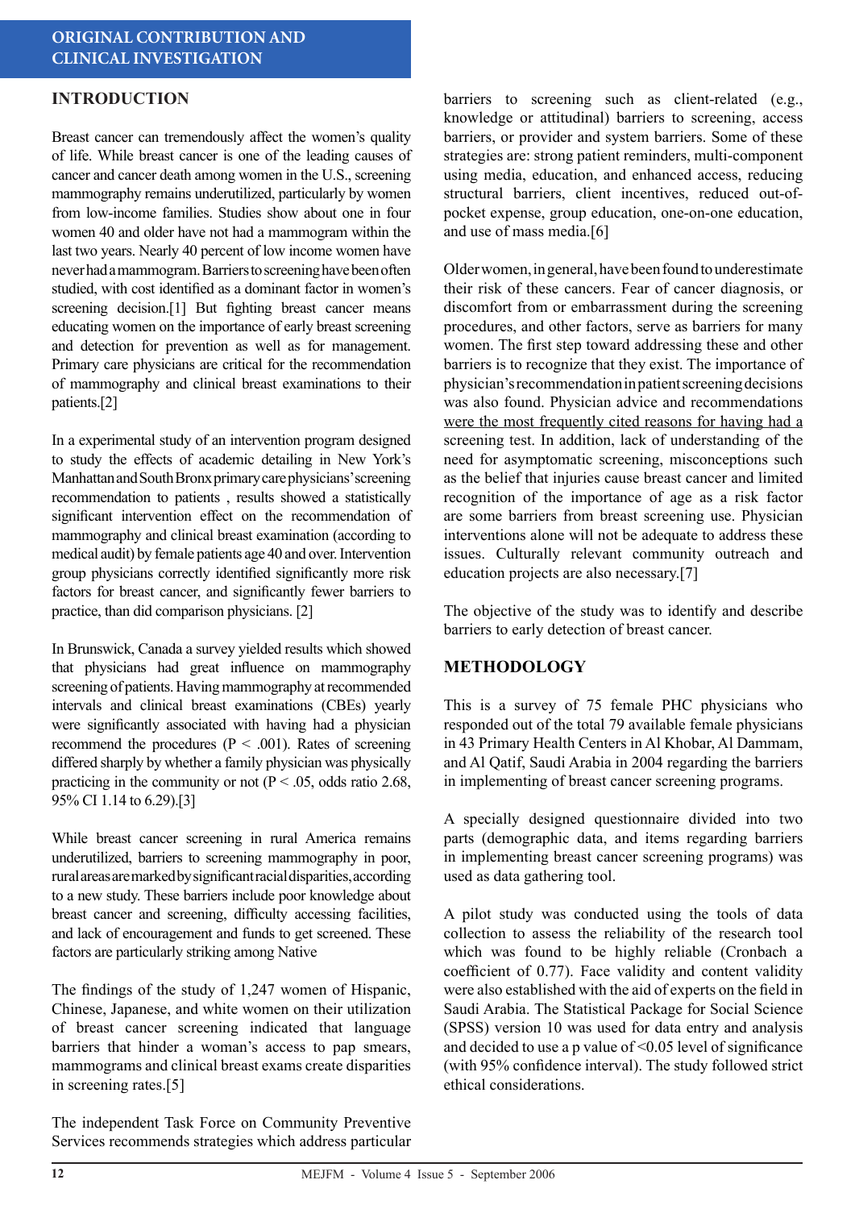## ORIGINAL CONTRIBUTION AND CLINICAL INVESTIGATION

## INTRODUCTION

Breast cancer can tremendously affect the women's quality of life. While breast cancer is one of the leading causes of cancer and cancer death among women in the U.S., screening mammography remains underutilized, particularly by women from low-income families. Studies show about one in four women 40 and older have not had a mammogram within the last two years. Nearly 40 percent of low income women have never had a mammogram. Barriers to screening have been often studied, with cost identified as a dominant factor in women's screening decision.[1] But fighting breast cancer means educating women on the importance of early breast screening and detection for prevention as well as for management. Primary care physicians are critical for the recommendation of mammography and clinical breast examinations to their patients.[2]

In a experimental study of an intervention program designed to study the effects of academic detailing in New York's Manhattan and South Bronx primary care physicians' screening recommendation to patients , results showed a statistically significant intervention effect on the recommendation of mammography and clinical breast examination (according to medical audit) by female patients age 40 and over. Intervention group physicians correctly identified significantly more risk factors for breast cancer, and significantly fewer barriers to practice, than did comparison physicians. [2]

In Brunswick, Canada a survey yielded results which showed that physicians had great influence on mammography screening of patients. Having mammography at recommended intervals and clinical breast examinations (CBEs) yearly were significantly associated with having had a physician recommend the procedures ($P < .001$). Rates of screening differed sharply by whether a family physician was physically practicing in the community or not ($P < .05$, odds ratio 2.68, 95% CI 1.14 to 6.29).[3]

While breast cancer screening in rural America remains underutilized, barriers to screening mammography in poor, rural areas are marked by significant racial disparities, according to a new study. These barriers include poor knowledge about breast cancer and screening, difficulty accessing facilities, and lack of encouragement and funds to get screened. These factors are particularly striking among Native

The findings of the study of 1,247 women of Hispanic, Chinese, Japanese, and white women on their utilization of breast cancer screening indicated that language barriers that hinder a woman's access to pap smears, mammograms and clinical breast exams create disparities in screening rates.[5]

The independent Task Force on Community Preventive Services recommends strategies which address particular barriers to screening such as client-related (e.g., knowledge or attitudinal) barriers to screening, access barriers, or provider and system barriers. Some of these strategies are: strong patient reminders, multi-component using media, education, and enhanced access, reducing structural barriers, client incentives, reduced out-of-pocket expense, group education, one-on-one education, and use of mass media.[6]

Older women, in general, have been found to underestimate their risk of these cancers. Fear of cancer diagnosis, or discomfort from or embarrassment during the screening procedures, and other factors, serve as barriers for many women. The first step toward addressing these and other barriers is to recognize that they exist. The importance of physician's recommendation in patient screening decisions was also found. Physician advice and recommendations were the most frequently cited reasons for having had a screening test. In addition, lack of understanding of the need for asymptomatic screening, misconceptions such as the belief that injuries cause breast cancer and limited recognition of the importance of age as a risk factor are some barriers from breast screening use. Physician interventions alone will not be adequate to address these issues. Culturally relevant community outreach and education projects are also necessary.[7]

The objective of the study was to identify and describe barriers to early detection of breast cancer.

## METHODOLOGY

This is a survey of 75 female PHC physicians who responded out of the total 79 available female physicians in 43 Primary Health Centers in Al Khobar, Al Dammam, and Al Qatif, Saudi Arabia in 2004 regarding the barriers in implementing of breast cancer screening programs.

A specially designed questionnaire divided into two parts (demographic data, and items regarding barriers in implementing breast cancer screening programs) was used as data gathering tool.

A pilot study was conducted using the tools of data collection to assess the reliability of the research tool which was found to be highly reliable (Cronbach a coefficient of 0.77). Face validity and content validity were also established with the aid of experts on the field in Saudi Arabia. The Statistical Package for Social Science (SPSS) version 10 was used for data entry and analysis and decided to use a p value of <0.05 level of significance (with 95% confidence interval). The study followed strict ethical considerations.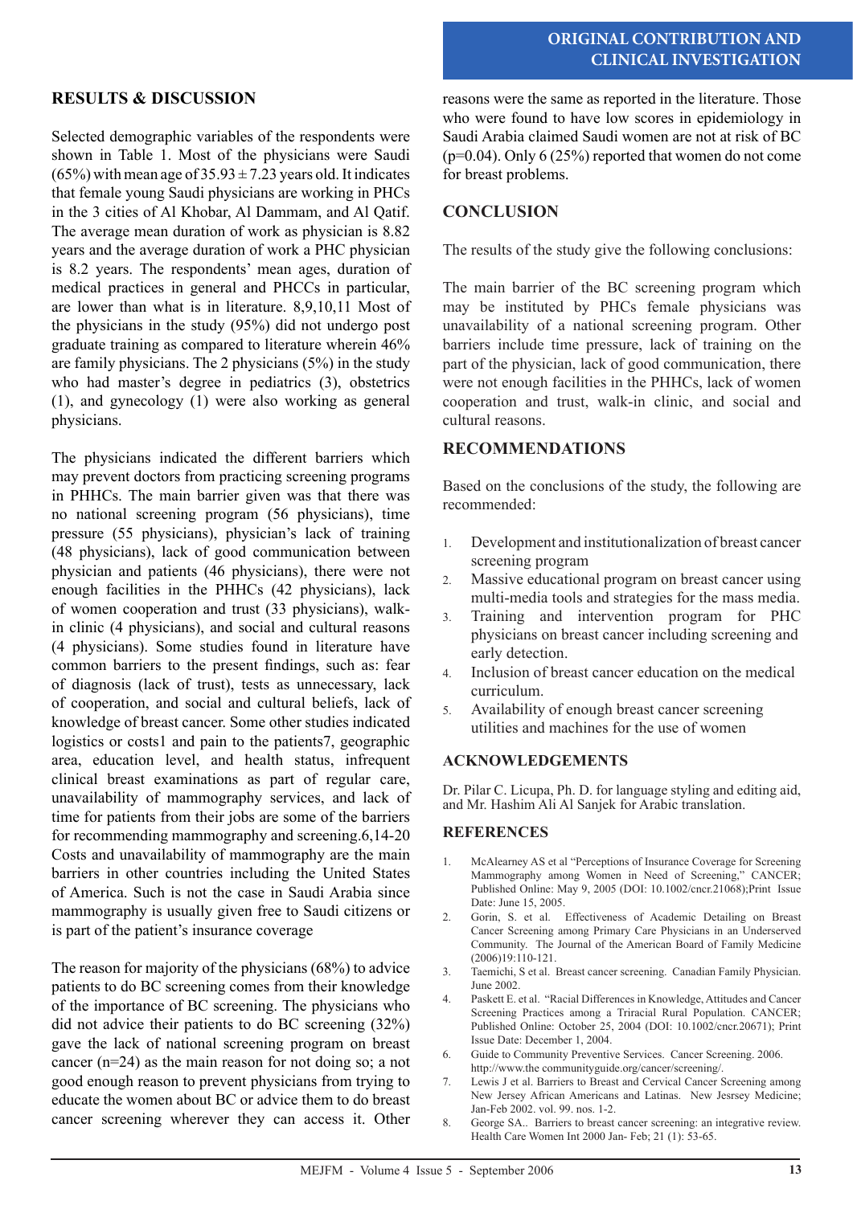## RESULTS & DISCUSSION

Selected demographic variables of the respondents were shown in Table 1. Most of the physicians were Saudi (65%) with mean age of 35.93 ± 7.23 years old. It indicates that female young Saudi physicians are working in PHCs in the 3 cities of Al Khobar, Al Dammam, and Al Qatif. The average mean duration of work as physician is 8.82 years and the average duration of work a PHC physician is 8.2 years. The respondents' mean ages, duration of medical practices in general and PHCCs in particular, are lower than what is in literature. 8,9,10,11 Most of the physicians in the study (95%) did not undergo post graduate training as compared to literature wherein 46% are family physicians. The 2 physicians (5%) in the study who had master's degree in pediatrics (3), obstetrics (1), and gynecology (1) were also working as general physicians.

The physicians indicated the different barriers which may prevent doctors from practicing screening programs in PHHCs. The main barrier given was that there was no national screening program (56 physicians), time pressure (55 physicians), physician's lack of training (48 physicians), lack of good communication between physician and patients (46 physicians), there were not enough facilities in the PHHCs (42 physicians), lack of women cooperation and trust (33 physicians), walk-in clinic (4 physicians), and social and cultural reasons (4 physicians). Some studies found in literature have common barriers to the present findings, such as: fear of diagnosis (lack of trust), tests as unnecessary, lack of cooperation, and social and cultural beliefs, lack of knowledge of breast cancer. Some other studies indicated logistics or costs1 and pain to the patients7, geographic area, education level, and health status, infrequent clinical breast examinations as part of regular care, unavailability of mammography services, and lack of time for patients from their jobs are some of the barriers for recommending mammography and screening.6,14-20 Costs and unavailability of mammography are the main barriers in other countries including the United States of America. Such is not the case in Saudi Arabia since mammography is usually given free to Saudi citizens or is part of the patient's insurance coverage

The reason for majority of the physicians (68%) to advice patients to do BC screening comes from their knowledge of the importance of BC screening. The physicians who did not advice their patients to do BC screening (32%) gave the lack of national screening program on breast cancer (n=24) as the main reason for not doing so; a not good enough reason to prevent physicians from trying to educate the women about BC or advice them to do breast cancer screening wherever they can access it. Other reasons were the same as reported in the literature. Those who were found to have low scores in epidemiology in Saudi Arabia claimed Saudi women are not at risk of BC ($p=0.04$). Only 6 (25%) reported that women do not come for breast problems.

## CONCLUSION

The results of the study give the following conclusions:

The main barrier of the BC screening program which may be instituted by PHCs female physicians was unavailability of a national screening program. Other barriers include time pressure, lack of training on the part of the physician, lack of good communication, there were not enough facilities in the PHHCs, lack of women cooperation and trust, walk-in clinic, and social and cultural reasons.

## RECOMMENDATIONS

Based on the conclusions of the study, the following are recommended:

1. Development and institutionalization of breast cancer screening program
2. Massive educational program on breast cancer using multi-media tools and strategies for the mass media.
3. Training and intervention program for PHC physicians on breast cancer including screening and early detection.
4. Inclusion of breast cancer education on the medical curriculum.
5. Availability of enough breast cancer screening utilities and machines for the use of women

## ACKNOWLEDGEMENTS

Dr. Pilar C. Licupa, Ph. D. for language styling and editing aid, and Mr. Hashim Ali Al Sanjek for Arabic translation.

## REFERENCES

1. McAlearney AS et al "Perceptions of Insurance Coverage for Screening Mammography among Women in Need of Screening," CANCER; Published Online: May 9, 2005 (DOI: 10.1002/cncr.21068);Print Issue Date: June 15, 2005.
2. Gorin, S. et al. Effectiveness of Academic Detailing on Breast Cancer Screening among Primary Care Physicians in an Underserved Community. The Journal of the American Board of Family Medicine (2006)19:110-121.
3. Taemichi, S et al. Breast cancer screening. Canadian Family Physician. June 2002.
4. Paskett E. et al. "Racial Differences in Knowledge, Attitudes and Cancer Screening Practices among a Triracial Rural Population. CANCER; Published Online: October 25, 2004 (DOI: 10.1002/cncr.20671); Print Issue Date: December 1, 2004.
6. Guide to Community Preventive Services. Cancer Screening. 2006. http://www.the communityguide.org/cancer/screening/.
7. Lewis J et al. Barriers to Breast and Cervical Cancer Screening among New Jersey African Americans and Latinas. New Jesrsey Medicine; Jan-Feb 2002. vol. 99. nos. 1-2.
8. George SA.. Barriers to breast cancer screening: an integrative review. Health Care Women Int 2000 Jan- Feb; 21 (1): 53-65.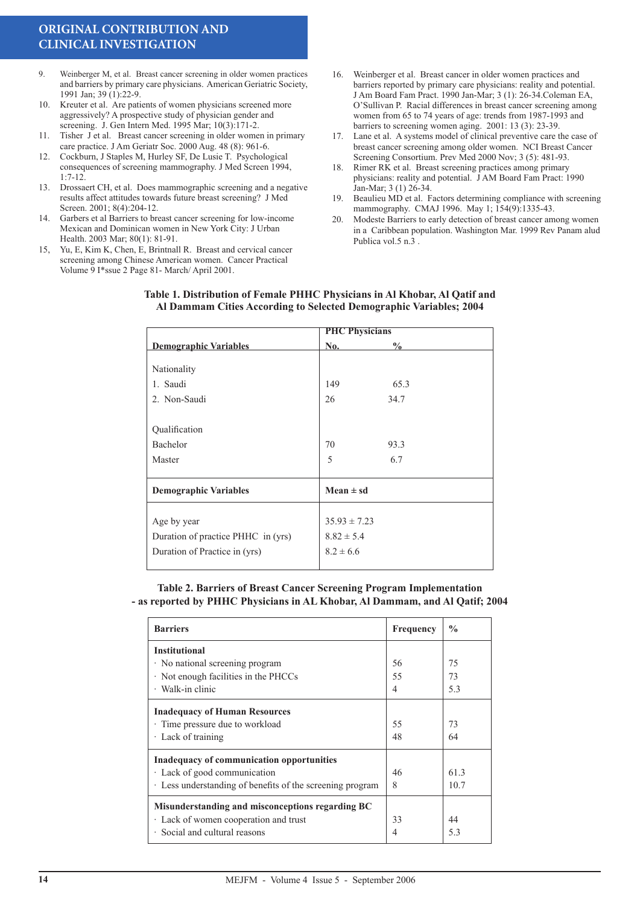9. Weinberger M, et al. Breast cancer screening in older women practices and barriers by primary care physicians. American Geriatric Society, 1991 Jan; 39 (1):22-9.
10. Kreuter et al. Are patients of women physicians screened more aggressively? A prospective study of physician gender and screening. J. Gen Intern Med. 1995 Mar; 10(3):171-2.
11. Tisher J et al. Breast cancer screening in older women in primary care practice. J Am Geriatr Soc. 2000 Aug. 48 (8): 961-6.
12. Cockburn, J Staples M, Hurley SF, De Lusie T. Psychological consequences of screening mammography. J Med Screen 1994, 1:7-12.
13. Drossaert CH, et al. Does mammographic screening and a negative results affect attitudes towards future breast screening? J Med Screen. 2001; 8(4):204-12.
14. Garbers et al Barriers to breast cancer screening for low-income Mexican and Dominican women in New York City: J Urban Health. 2003 Mar; 80(1): 81-91.
15, Yu, E, Kim K, Chen, E, Brintnall R. Breast and cervical cancer screening among Chinese American women. Cancer Practical Volume 9 I*ssue 2 Page 81- March/ April 2001.
16. Weinberger et al. Breast cancer in older women practices and barriers reported by primary care physicians: reality and potential. J Am Board Fam Pract. 1990 Jan-Mar; 3 (1): 26-34.Coleman EA, O'Sullivan P. Racial differences in breast cancer screening among women from 65 to 74 years of age: trends from 1987-1993 and barriers to screening women aging. 2001: 13 (3): 23-39.
17. Lane et al. A systems model of clinical preventive care the case of breast cancer screening among older women. NCI Breast Cancer Screening Consortium. Prev Med 2000 Nov; 3 (5): 481-93.
18. Rimer RK et al. Breast screening practices among primary physicians: reality and potential. J AM Board Fam Pract: 1990 Jan-Mar; 3 (1) 26-34.
19. Beaulieu MD et al. Factors determining compliance with screening mammography. CMAJ 1996. May 1; 154(9):1335-43.
20. Modeste Barriers to early detection of breast cancer among women in a Caribbean population. Washington Mar. 1999 Rev Panam alud Publica vol.5 n.3 .

**Table 1. Distribution of Female PHHC Physicians in Al Khobar, Al Qatif and Al Dammam Cities According to Selected Demographic Variables; 2004**

| Demographic Variables | PHC Physicians No. | % |
|---|---|---|
| Nationality | | |
| 1. Saudi | 149 | 65.3 |
| 2. Non-Saudi | 26 | 34.7 |
| Qualification | | |
| Bachelor | 70 | 93.3 |
| Master | 5 | 6.7 |
| **Demographic Variables** | **Mean ± sd** | |
| Age by year | 35.93 ± 7.23 | |
| Duration of practice PHHC in (yrs) | 8.82 ± 5.4 | |
| Duration of Practice in (yrs) | 8.2 ± 6.6 | |

**Table 2. Barriers of Breast Cancer Screening Program Implementation - as reported by PHHC Physicians in AL Khobar, Al Dammam, and Al Qatif; 2004**

| Barriers | Frequency | % |
|---|---|---|
| **Institutional** | | |
| · No national screening program | 56 | 75 |
| · Not enough facilities in the PHCCs | 55 | 73 |
| · Walk-in clinic | 4 | 5.3 |
| **Inadequacy of Human Resources** | | |
| · Time pressure due to workload | 55 | 73 |
| · Lack of training | 48 | 64 |
| **Inadequacy of communication opportunities** | | |
| · Lack of good communication | 46 | 61.3 |
| · Less understanding of benefits of the screening program | 8 | 10.7 |
| **Misunderstanding and misconceptions regarding BC** | | |
| · Lack of women cooperation and trust | 33 | 44 |
| · Social and cultural reasons | 4 | 5.3 |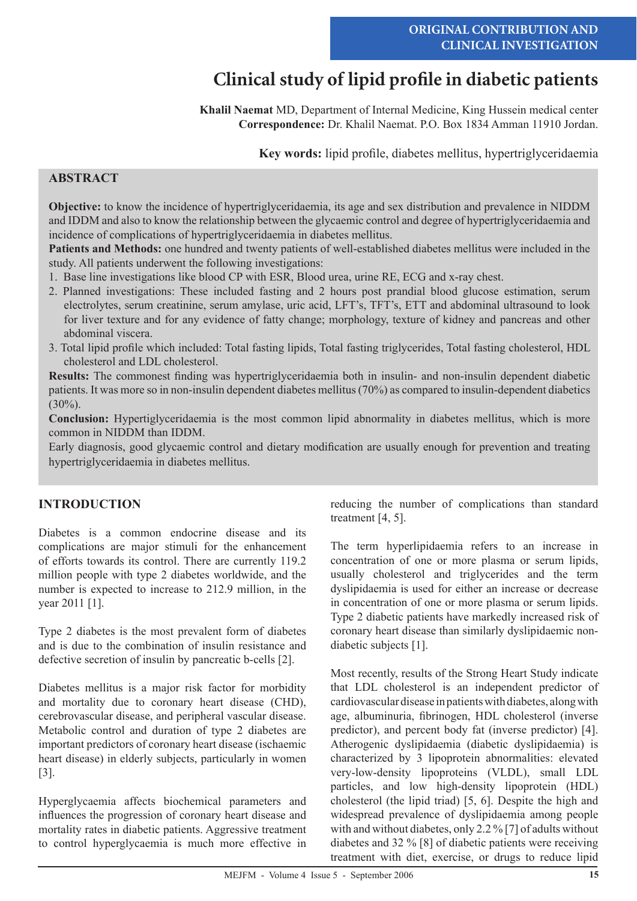ORIGINAL CONTRIBUTION AND CLINICAL INVESTIGATION

# Clinical study of lipid profile in diabetic patients

**Khalil Naemat** MD, Department of Internal Medicine, King Hussein medical center
**Correspondence:** Dr. Khalil Naemat. P.O. Box 1834 Amman 11910 Jordan.

**Key words:** lipid profile, diabetes mellitus, hypertriglyceridaemia

## ABSTRACT

**Objective:** to know the incidence of hypertriglyceridaemia, its age and sex distribution and prevalence in NIDDM and IDDM and also to know the relationship between the glycaemic control and degree of hypertriglyceridaemia and incidence of complications of hypertriglyceridaemia in diabetes mellitus.

**Patients and Methods:** one hundred and twenty patients of well-established diabetes mellitus were included in the study. All patients underwent the following investigations:

1. Base line investigations like blood CP with ESR, Blood urea, urine RE, ECG and x-ray chest.
2. Planned investigations: These included fasting and 2 hours post prandial blood glucose estimation, serum electrolytes, serum creatinine, serum amylase, uric acid, LFT's, TFT's, ETT and abdominal ultrasound to look for liver texture and for any evidence of fatty change; morphology, texture of kidney and pancreas and other abdominal viscera.
3. Total lipid profile which included: Total fasting lipids, Total fasting triglycerides, Total fasting cholesterol, HDL cholesterol and LDL cholesterol.

**Results:** The commonest finding was hypertriglyceridaemia both in insulin- and non-insulin dependent diabetic patients. It was more so in non-insulin dependent diabetes mellitus (70%) as compared to insulin-dependent diabetics (30%).

**Conclusion:** Hypertiglyceridaemia is the most common lipid abnormality in diabetes mellitus, which is more common in NIDDM than IDDM.

Early diagnosis, good glycaemic control and dietary modification are usually enough for prevention and treating hypertriglyceridaemia in diabetes mellitus.

## INTRODUCTION

Diabetes is a common endocrine disease and its complications are major stimuli for the enhancement of efforts towards its control. There are currently 119.2 million people with type 2 diabetes worldwide, and the number is expected to increase to 212.9 million, in the year 2011 [1].

Type 2 diabetes is the most prevalent form of diabetes and is due to the combination of insulin resistance and defective secretion of insulin by pancreatic b-cells [2].

Diabetes mellitus is a major risk factor for morbidity and mortality due to coronary heart disease (CHD), cerebrovascular disease, and peripheral vascular disease. Metabolic control and duration of type 2 diabetes are important predictors of coronary heart disease (ischaemic heart disease) in elderly subjects, particularly in women [3].

Hyperglycaemia affects biochemical parameters and influences the progression of coronary heart disease and mortality rates in diabetic patients. Aggressive treatment to control hyperglycaemia is much more effective in reducing the number of complications than standard treatment [4, 5].

The term hyperlipidaemia refers to an increase in concentration of one or more plasma or serum lipids, usually cholesterol and triglycerides and the term dyslipidaemia is used for either an increase or decrease in concentration of one or more plasma or serum lipids. Type 2 diabetic patients have markedly increased risk of coronary heart disease than similarly dyslipidaemic non-diabetic subjects [1].

Most recently, results of the Strong Heart Study indicate that LDL cholesterol is an independent predictor of cardiovascular disease in patients with diabetes, along with age, albuminuria, fibrinogen, HDL cholesterol (inverse predictor), and percent body fat (inverse predictor) [4]. Atherogenic dyslipidaemia (diabetic dyslipidaemia) is characterized by 3 lipoprotein abnormalities: elevated very-low-density lipoproteins (VLDL), small LDL particles, and low high-density lipoprotein (HDL) cholesterol (the lipid triad) [5, 6]. Despite the high and widespread prevalence of dyslipidaemia among people with and without diabetes, only 2.2 % [7] of adults without diabetes and 32 % [8] of diabetic patients were receiving treatment with diet, exercise, or drugs to reduce lipid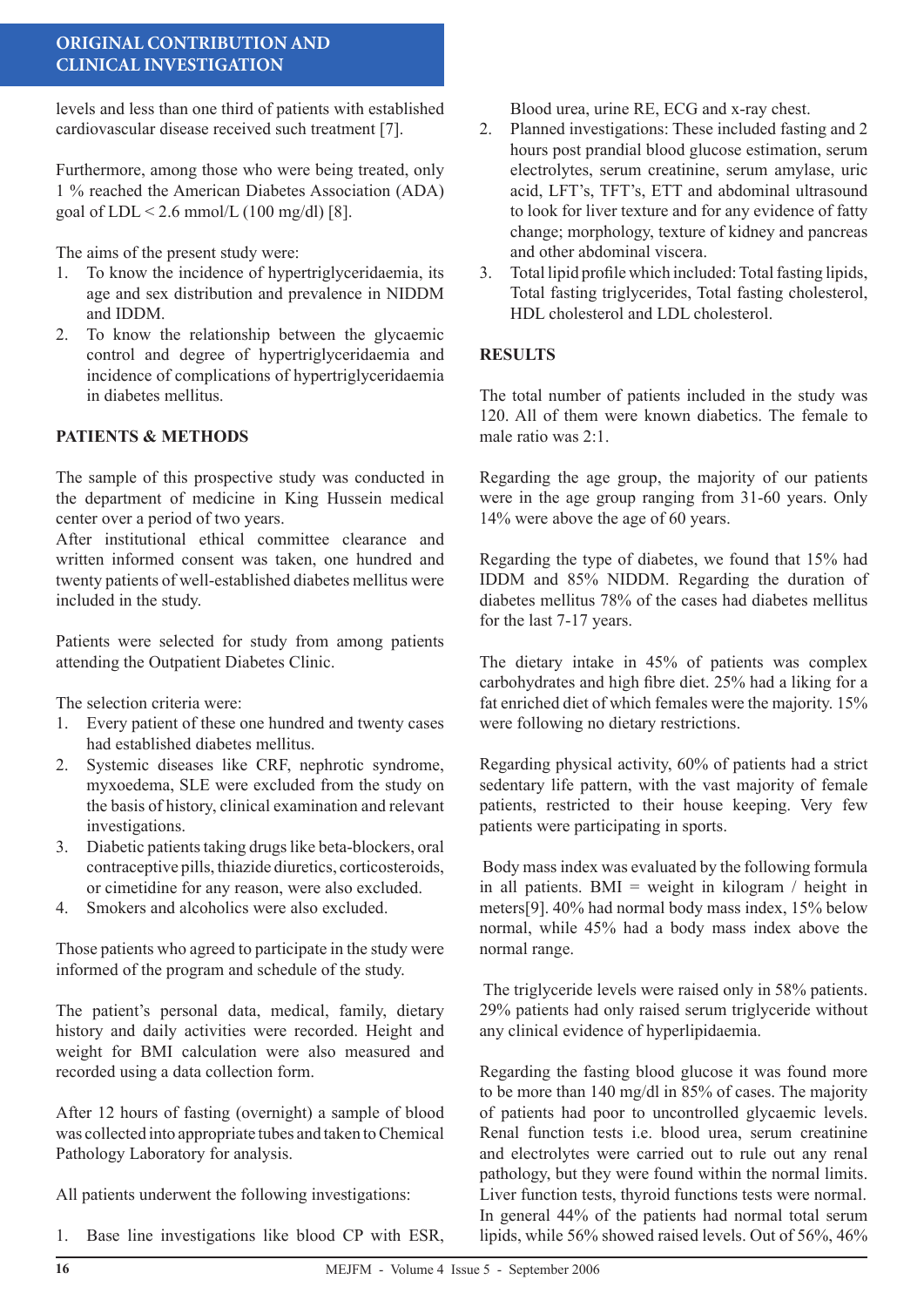levels and less than one third of patients with established cardiovascular disease received such treatment [7].

Furthermore, among those who were being treated, only 1 % reached the American Diabetes Association (ADA) goal of LDL < 2.6 mmol/L (100 mg/dl) [8].

The aims of the present study were:

1. To know the incidence of hypertriglyceridaemia, its age and sex distribution and prevalence in NIDDM and IDDM.
2. To know the relationship between the glycaemic control and degree of hypertriglyceridaemia and incidence of complications of hypertriglyceridaemia in diabetes mellitus.

## PATIENTS & METHODS

The sample of this prospective study was conducted in the department of medicine in King Hussein medical center over a period of two years.
After institutional ethical committee clearance and written informed consent was taken, one hundred and twenty patients of well-established diabetes mellitus were included in the study.

Patients were selected for study from among patients attending the Outpatient Diabetes Clinic.

The selection criteria were:

1. Every patient of these one hundred and twenty cases had established diabetes mellitus.
2. Systemic diseases like CRF, nephrotic syndrome, myxoedema, SLE were excluded from the study on the basis of history, clinical examination and relevant investigations.
3. Diabetic patients taking drugs like beta-blockers, oral contraceptive pills, thiazide diuretics, corticosteroids, or cimetidine for any reason, were also excluded.
4. Smokers and alcoholics were also excluded.

Those patients who agreed to participate in the study were informed of the program and schedule of the study.

The patient's personal data, medical, family, dietary history and daily activities were recorded. Height and weight for BMI calculation were also measured and recorded using a data collection form.

After 12 hours of fasting (overnight) a sample of blood was collected into appropriate tubes and taken to Chemical Pathology Laboratory for analysis.

All patients underwent the following investigations:

1. Base line investigations like blood CP with ESR, Blood urea, urine RE, ECG and x-ray chest.
2. Planned investigations: These included fasting and 2 hours post prandial blood glucose estimation, serum electrolytes, serum creatinine, serum amylase, uric acid, LFT's, TFT's, ETT and abdominal ultrasound to look for liver texture and for any evidence of fatty change; morphology, texture of kidney and pancreas and other abdominal viscera.
3. Total lipid profile which included: Total fasting lipids, Total fasting triglycerides, Total fasting cholesterol, HDL cholesterol and LDL cholesterol.

## RESULTS

The total number of patients included in the study was 120. All of them were known diabetics. The female to male ratio was 2:1.

Regarding the age group, the majority of our patients were in the age group ranging from 31-60 years. Only 14% were above the age of 60 years.

Regarding the type of diabetes, we found that 15% had IDDM and 85% NIDDM. Regarding the duration of diabetes mellitus 78% of the cases had diabetes mellitus for the last 7-17 years.

The dietary intake in 45% of patients was complex carbohydrates and high fibre diet. 25% had a liking for a fat enriched diet of which females were the majority. 15% were following no dietary restrictions.

Regarding physical activity, 60% of patients had a strict sedentary life pattern, with the vast majority of female patients, restricted to their house keeping. Very few patients were participating in sports.

Body mass index was evaluated by the following formula in all patients. BMI = weight in kilogram / height in meters[9]. 40% had normal body mass index, 15% below normal, while 45% had a body mass index above the normal range.

The triglyceride levels were raised only in 58% patients. 29% patients had only raised serum triglyceride without any clinical evidence of hyperlipidaemia.

Regarding the fasting blood glucose it was found more to be more than 140 mg/dl in 85% of cases. The majority of patients had poor to uncontrolled glycaemic levels. Renal function tests i.e. blood urea, serum creatinine and electrolytes were carried out to rule out any renal pathology, but they were found within the normal limits. Liver function tests, thyroid functions tests were normal. In general 44% of the patients had normal total serum lipids, while 56% showed raised levels. Out of 56%, 46%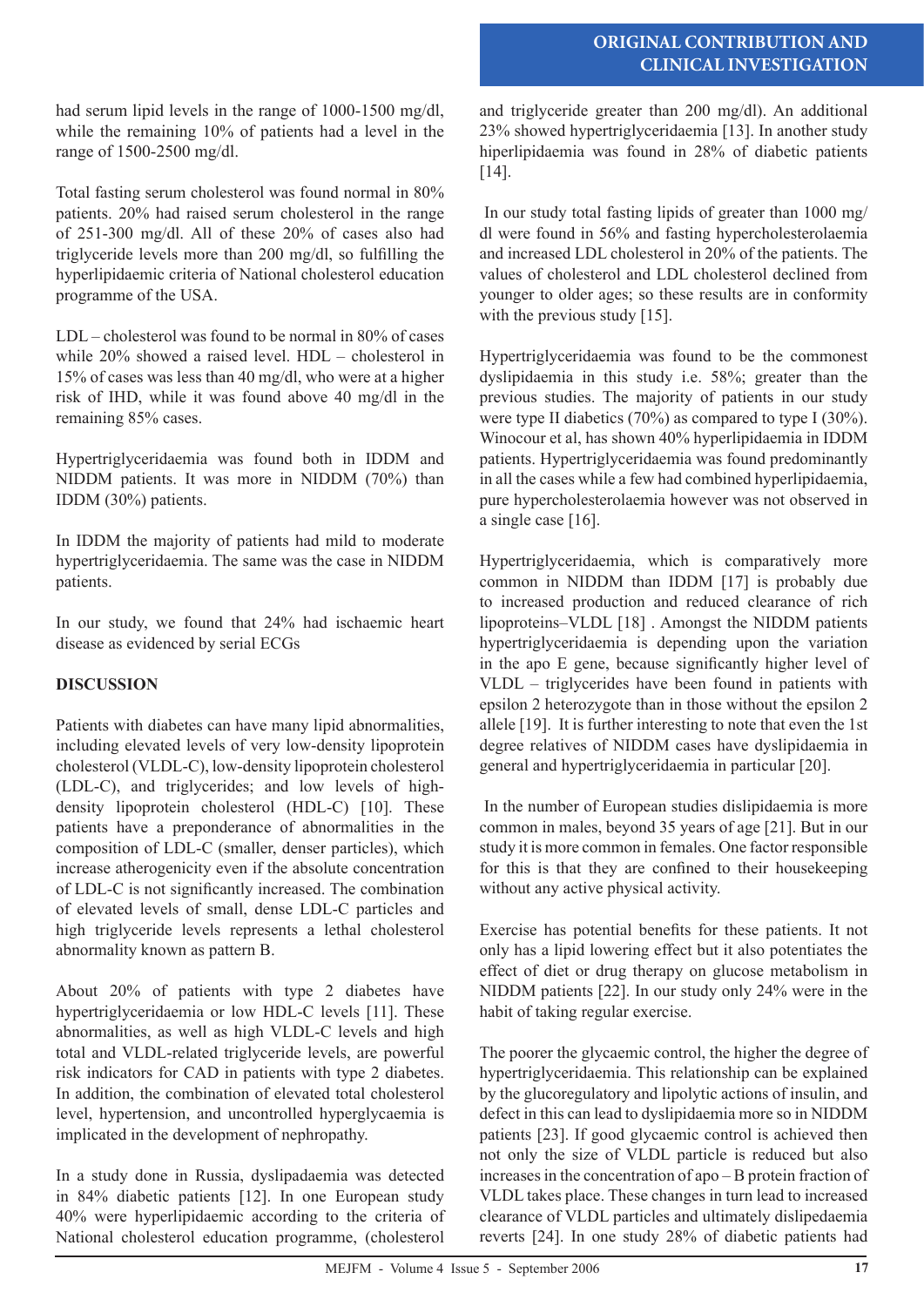had serum lipid levels in the range of 1000-1500 mg/dl, while the remaining 10% of patients had a level in the range of 1500-2500 mg/dl.

Total fasting serum cholesterol was found normal in 80% patients. 20% had raised serum cholesterol in the range of 251-300 mg/dl. All of these 20% of cases also had triglyceride levels more than 200 mg/dl, so fulfilling the hyperlipidaemic criteria of National cholesterol education programme of the USA.

LDL – cholesterol was found to be normal in 80% of cases while 20% showed a raised level. HDL – cholesterol in 15% of cases was less than 40 mg/dl, who were at a higher risk of IHD, while it was found above 40 mg/dl in the remaining 85% cases.

Hypertriglyceridaemia was found both in IDDM and NIDDM patients. It was more in NIDDM (70%) than IDDM (30%) patients.

In IDDM the majority of patients had mild to moderate hypertriglyceridaemia. The same was the case in NIDDM patients.

In our study, we found that 24% had ischaemic heart disease as evidenced by serial ECGs

## DISCUSSION

Patients with diabetes can have many lipid abnormalities, including elevated levels of very low-density lipoprotein cholesterol (VLDL-C), low-density lipoprotein cholesterol (LDL-C), and triglycerides; and low levels of high-density lipoprotein cholesterol (HDL-C) [10]. These patients have a preponderance of abnormalities in the composition of LDL-C (smaller, denser particles), which increase atherogenicity even if the absolute concentration of LDL-C is not significantly increased. The combination of elevated levels of small, dense LDL-C particles and high triglyceride levels represents a lethal cholesterol abnormality known as pattern B.

About 20% of patients with type 2 diabetes have hypertriglyceridaemia or low HDL-C levels [11]. These abnormalities, as well as high VLDL-C levels and high total and VLDL-related triglyceride levels, are powerful risk indicators for CAD in patients with type 2 diabetes. In addition, the combination of elevated total cholesterol level, hypertension, and uncontrolled hyperglycaemia is implicated in the development of nephropathy.

In a study done in Russia, dyslipadaemia was detected in 84% diabetic patients [12]. In one European study 40% were hyperlipidaemic according to the criteria of National cholesterol education programme, (cholesterol and triglyceride greater than 200 mg/dl). An additional 23% showed hypertriglyceridaemia [13]. In another study hiperlipidaemia was found in 28% of diabetic patients [14].

In our study total fasting lipids of greater than 1000 mg/dl were found in 56% and fasting hypercholesterolaemia and increased LDL cholesterol in 20% of the patients. The values of cholesterol and LDL cholesterol declined from younger to older ages; so these results are in conformity with the previous study [15].

Hypertriglyceridaemia was found to be the commonest dyslipidaemia in this study i.e. 58%; greater than the previous studies. The majority of patients in our study were type II diabetics (70%) as compared to type I (30%). Winocour et al, has shown 40% hyperlipidaemia in IDDM patients. Hypertriglyceridaemia was found predominantly in all the cases while a few had combined hyperlipidaemia, pure hypercholesterolaemia however was not observed in a single case [16].

Hypertriglyceridaemia, which is comparatively more common in NIDDM than IDDM [17] is probably due to increased production and reduced clearance of rich lipoproteins–VLDL [18] . Amongst the NIDDM patients hypertriglyceridaemia is depending upon the variation in the apo E gene, because significantly higher level of VLDL – triglycerides have been found in patients with epsilon 2 heterozygote than in those without the epsilon 2 allele [19]. It is further interesting to note that even the 1st degree relatives of NIDDM cases have dyslipidaemia in general and hypertriglyceridaemia in particular [20].

In the number of European studies dislipidaemia is more common in males, beyond 35 years of age [21]. But in our study it is more common in females. One factor responsible for this is that they are confined to their housekeeping without any active physical activity.

Exercise has potential benefits for these patients. It not only has a lipid lowering effect but it also potentiates the effect of diet or drug therapy on glucose metabolism in NIDDM patients [22]. In our study only 24% were in the habit of taking regular exercise.

The poorer the glycaemic control, the higher the degree of hypertriglyceridaemia. This relationship can be explained by the glucoregulatory and lipolytic actions of insulin, and defect in this can lead to dyslipidaemia more so in NIDDM patients [23]. If good glycaemic control is achieved then not only the size of VLDL particle is reduced but also increases in the concentration of apo – B protein fraction of VLDL takes place. These changes in turn lead to increased clearance of VLDL particles and ultimately dislipedaemia reverts [24]. In one study 28% of diabetic patients had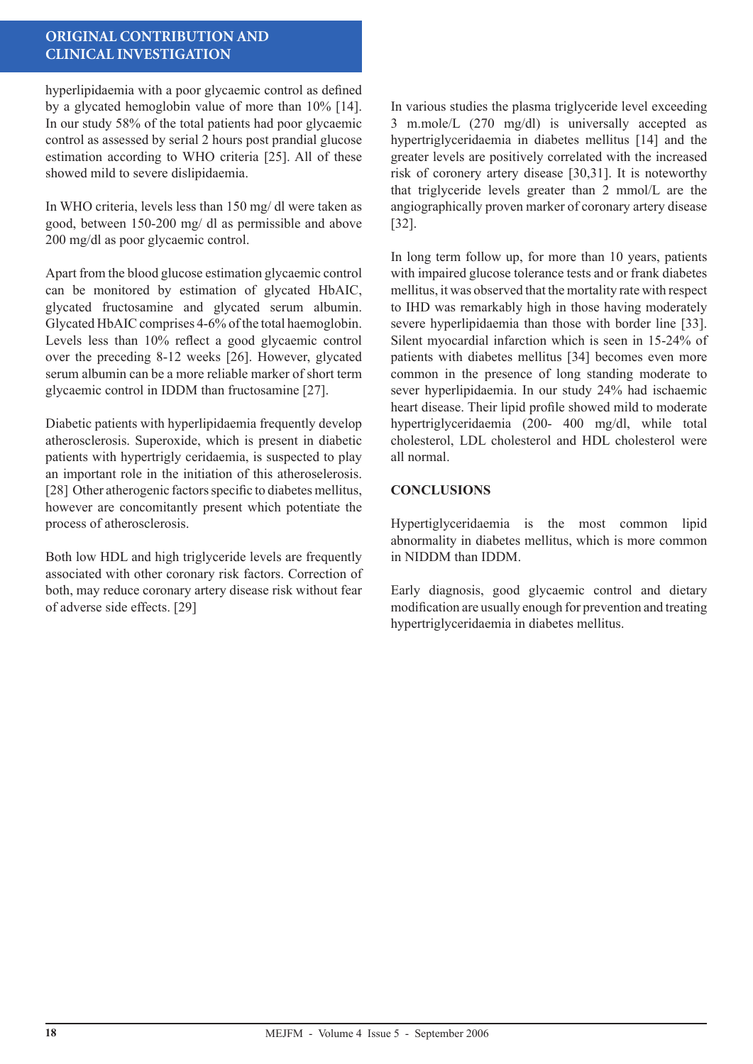hyperlipidaemia with a poor glycaemic control as defined by a glycated hemoglobin value of more than 10% [14]. In our study 58% of the total patients had poor glycaemic control as assessed by serial 2 hours post prandial glucose estimation according to WHO criteria [25]. All of these showed mild to severe dislipidaemia.

In WHO criteria, levels less than 150 mg/ dl were taken as good, between 150-200 mg/ dl as permissible and above 200 mg/dl as poor glycaemic control.

Apart from the blood glucose estimation glycaemic control can be monitored by estimation of glycated HbAIC, glycated fructosamine and glycated serum albumin. Glycated HbAIC comprises 4-6% of the total haemoglobin. Levels less than 10% reflect a good glycaemic control over the preceding 8-12 weeks [26]. However, glycated serum albumin can be a more reliable marker of short term glycaemic control in IDDM than fructosamine [27].

Diabetic patients with hyperlipidaemia frequently develop atherosclerosis. Superoxide, which is present in diabetic patients with hypertrigly ceridaemia, is suspected to play an important role in the initiation of this atheroselerosis. [28] Other atherogenic factors specific to diabetes mellitus, however are concomitantly present which potentiate the process of atherosclerosis.

Both low HDL and high triglyceride levels are frequently associated with other coronary risk factors. Correction of both, may reduce coronary artery disease risk without fear of adverse side effects. [29]

In various studies the plasma triglyceride level exceeding 3 m.mole/L (270 mg/dl) is universally accepted as hypertriglyceridaemia in diabetes mellitus [14] and the greater levels are positively correlated with the increased risk of coronery artery disease [30,31]. It is noteworthy that triglyceride levels greater than 2 mmol/L are the angiographically proven marker of coronary artery disease [32].

In long term follow up, for more than 10 years, patients with impaired glucose tolerance tests and or frank diabetes mellitus, it was observed that the mortality rate with respect to IHD was remarkably high in those having moderately severe hyperlipidaemia than those with border line [33]. Silent myocardial infarction which is seen in 15-24% of patients with diabetes mellitus [34] becomes even more common in the presence of long standing moderate to sever hyperlipidaemia. In our study 24% had ischaemic heart disease. Their lipid profile showed mild to moderate hypertriglyceridaemia (200- 400 mg/dl, while total cholesterol, LDL cholesterol and HDL cholesterol were all normal.

## CONCLUSIONS

Hypertiglyceridaemia is the most common lipid abnormality in diabetes mellitus, which is more common in NIDDM than IDDM.

Early diagnosis, good glycaemic control and dietary modification are usually enough for prevention and treating hypertriglyceridaemia in diabetes mellitus.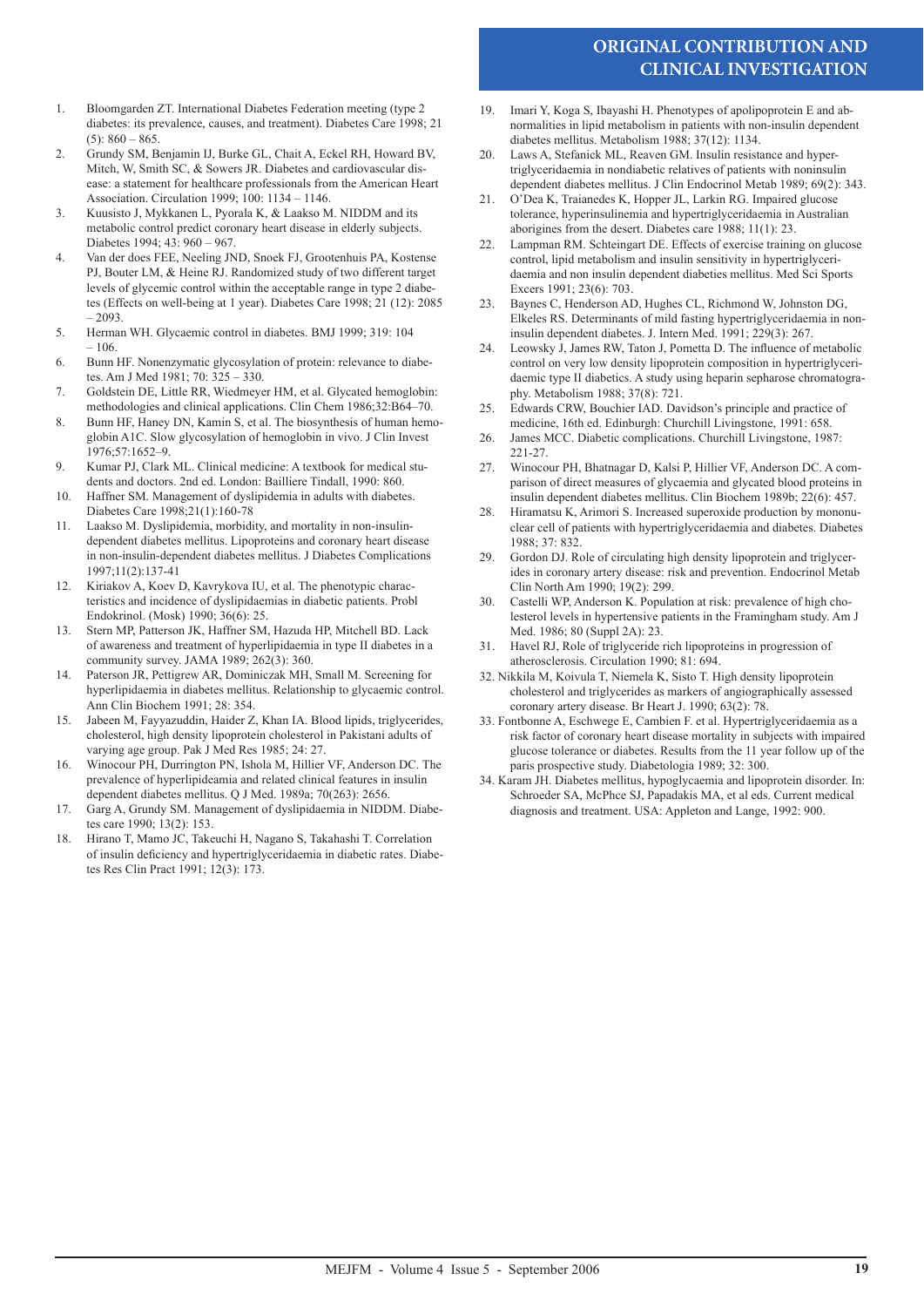1. Bloomgarden ZT. International Diabetes Federation meeting (type 2 diabetes: its prevalence, causes, and treatment). Diabetes Care 1998; 21 (5): 860 – 865.
2. Grundy SM, Benjamin IJ, Burke GL, Chait A, Eckel RH, Howard BV, Mitch, W, Smith SC, & Sowers JR. Diabetes and cardiovascular disease: a statement for healthcare professionals from the American Heart Association. Circulation 1999; 100: 1134 – 1146.
3. Kuusisto J, Mykkanen L, Pyorala K, & Laakso M. NIDDM and its metabolic control predict coronary heart disease in elderly subjects. Diabetes 1994; 43: 960 – 967.
4. Van der does FEE, Neeling JND, Snoek FJ, Grootenhuis PA, Kostense PJ, Bouter LM, & Heine RJ. Randomized study of two different target levels of glycemic control within the acceptable range in type 2 diabetes (Effects on well-being at 1 year). Diabetes Care 1998; 21 (12): 2085 – 2093.
5. Herman WH. Glycaemic control in diabetes. BMJ 1999; 319: 104 – 106.
6. Bunn HF. Nonenzymatic glycosylation of protein: relevance to diabetes. Am J Med 1981; 70: 325 – 330.
7. Goldstein DE, Little RR, Wiedmeyer HM, et al. Glycated hemoglobin: methodologies and clinical applications. Clin Chem 1986;32:B64–70.
8. Bunn HF, Haney DN, Kamin S, et al. The biosynthesis of human hemoglobin A1C. Slow glycosylation of hemoglobin in vivo. J Clin Invest 1976;57:1652–9.
9. Kumar PJ, Clark ML. Clinical medicine: A textbook for medical students and doctors. 2nd ed. London: Bailliere Tindall, 1990: 860.
10. Haffner SM. Management of dyslipidemia in adults with diabetes. Diabetes Care 1998;21(1):160-78
11. Laakso M. Dyslipidemia, morbidity, and mortality in non-insulin-dependent diabetes mellitus. Lipoproteins and coronary heart disease in non-insulin-dependent diabetes mellitus. J Diabetes Complications 1997;11(2):137-41
12. Kiriakov A, Koev D, Kavrykova IU, et al. The phenotypic characteristics and incidence of dyslipidaemias in diabetic patients. Probl Endokrinol. (Mosk) 1990; 36(6): 25.
13. Stern MP, Patterson JK, Haffner SM, Hazuda HP, Mitchell BD. Lack of awareness and treatment of hyperlipidaemia in type II diabetes in a community survey. JAMA 1989; 262(3): 360.
14. Paterson JR, Pettigrew AR, Dominiczak MH, Small M. Screening for hyperlipidaemia in diabetes mellitus. Relationship to glycaemic control. Ann Clin Biochem 1991; 28: 354.
15. Jabeen M, Fayyazuddin, Haider Z, Khan IA. Blood lipids, triglycerides, cholesterol, high density lipoprotein cholesterol in Pakistani adults of varying age group. Pak J Med Res 1985; 24: 27.
16. Winocour PH, Durrington PN, Ishola M, Hillier VF, Anderson DC. The prevalence of hyperlipideamia and related clinical features in insulin dependent diabetes mellitus. Q J Med. 1989a; 70(263): 2656.
17. Garg A, Grundy SM. Management of dyslipidaemia in NIDDM. Diabetes care 1990; 13(2): 153.
18. Hirano T, Mamo JC, Takeuchi H, Nagano S, Takahashi T. Correlation of insulin deficiency and hypertriglyceridaemia in diabetic rates. Diabetes Res Clin Pract 1991; 12(3): 173.
19. Imari Y, Koga S, Ibayashi H. Phenotypes of apolipoprotein E and abnormalities in lipid metabolism in patients with non-insulin dependent diabetes mellitus. Metabolism 1988; 37(12): 1134.
20. Laws A, Stefanick ML, Reaven GM. Insulin resistance and hypertriglyceridaemia in nondiabetic relatives of patients with noninsulin dependent diabetes mellitus. J Clin Endocrinol Metab 1989; 69(2): 343.
21. O'Dea K, Traianedes K, Hopper JL, Larkin RG. Impaired glucose tolerance, hyperinsulinemia and hypertriglyceridaemia in Australian aborigines from the desert. Diabetes care 1988; 11(1): 23.
22. Lampman RM. Schteingart DE. Effects of exercise training on glucose control, lipid metabolism and insulin sensitivity in hypertriglyceridaemia and non insulin dependent diabeties mellitus. Med Sci Sports Excers 1991; 23(6): 703.
23. Baynes C, Henderson AD, Hughes CL, Richmond W, Johnston DG, Elkeles RS. Determinants of mild fasting hypertriglyceridaemia in non-insulin dependent diabetes. J. Intern Med. 1991; 229(3): 267.
24. Leowsky J, James RW, Taton J, Pometta D. The influence of metabolic control on very low density lipoprotein composition in hypertriglyceridaemic type II diabetics. A study using heparin sepharose chromatography. Metabolism 1988; 37(8): 721.
25. Edwards CRW, Bouchier IAD. Davidson's principle and practice of medicine, 16th ed. Edinburgh: Churchill Livingstone, 1991: 658.
26. James MCC. Diabetic complications. Churchill Livingstone, 1987: 221-27.
27. Winocour PH, Bhatnagar D, Kalsi P, Hillier VF, Anderson DC. A comparison of direct measures of glycaemia and glycated blood proteins in insulin dependent diabetes mellitus. Clin Biochem 1989b; 22(6): 457.
28. Hiramatsu K, Arimori S. Increased superoxide production by mononuclear cell of patients with hypertriglyceridaemia and diabetes. Diabetes 1988; 37: 832.
29. Gordon DJ. Role of circulating high density lipoprotein and triglycerides in coronary artery disease: risk and prevention. Endocrinol Metab Clin North Am 1990; 19(2): 299.
30. Castelli WP, Anderson K. Population at risk: prevalence of high cholesterol levels in hypertensive patients in the Framingham study. Am J Med. 1986; 80 (Suppl 2A): 23.
31. Havel RJ, Role of triglyceride rich lipoproteins in progression of atherosclerosis. Circulation 1990; 81: 694.
32. Nikkila M, Koivula T, Niemela K, Sisto T. High density lipoprotein cholesterol and triglycerides as markers of angiographically assessed coronary artery disease. Br Heart J. 1990; 63(2): 78.
33. Fontbonne A, Eschwege E, Cambien F. et al. Hypertriglyceridaemia as a risk factor of coronary heart disease mortality in subjects with impaired glucose tolerance or diabetes. Results from the 11 year follow up of the paris prospective study. Diabetologia 1989; 32: 300.
34. Karam JH. Diabetes mellitus, hypoglycaemia and lipoprotein disorder. In: Schroeder SA, McPhce SJ, Papadakis MA, et al eds. Current medical diagnosis and treatment. USA: Appleton and Lange, 1992: 900.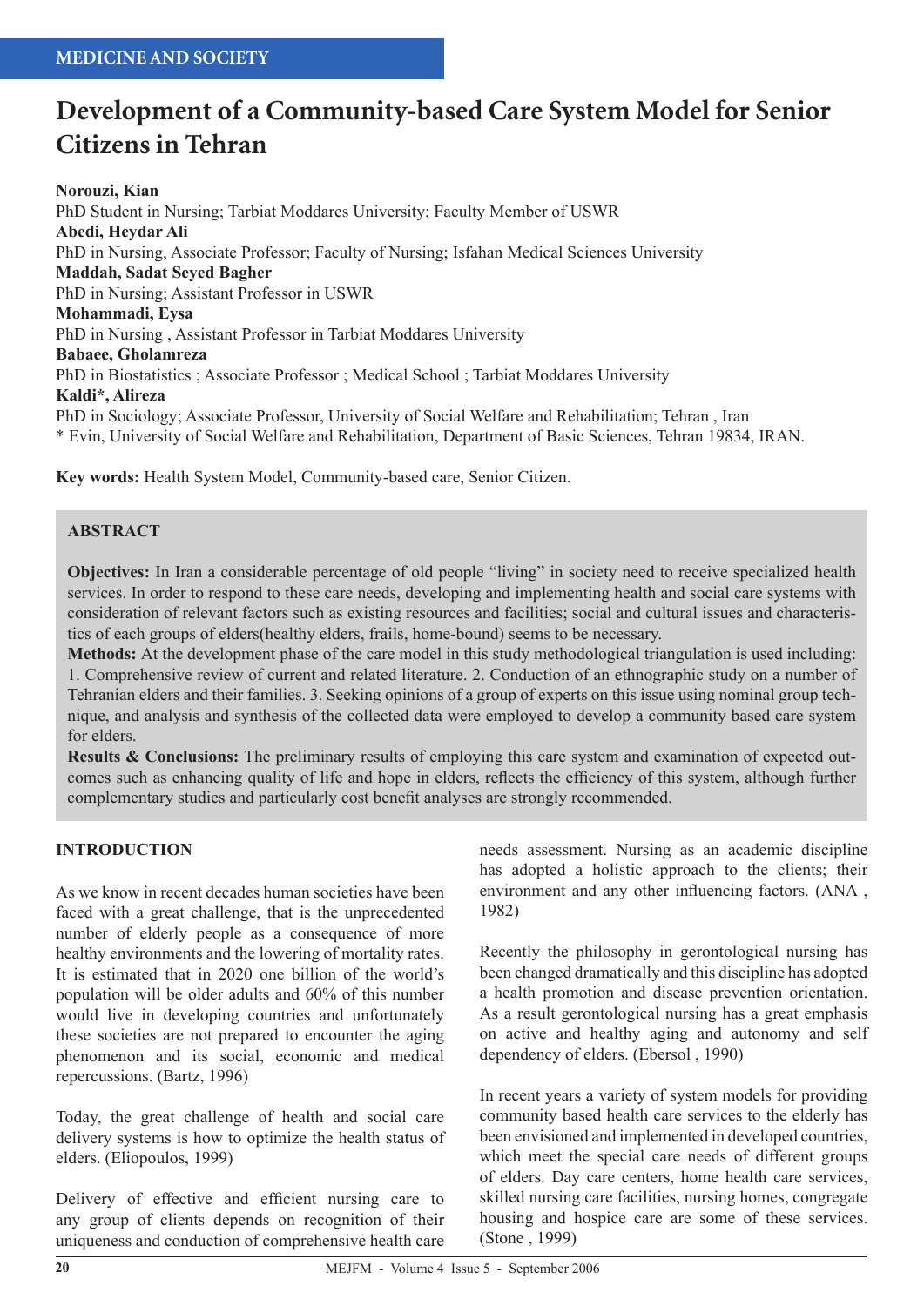MEDICINE AND SOCIETY

# Development of a Community-based Care System Model for Senior Citizens in Tehran

**Norouzi, Kian**
PhD Student in Nursing; Tarbiat Moddares University; Faculty Member of USWR
**Abedi, Heydar Ali**
PhD in Nursing, Associate Professor; Faculty of Nursing; Isfahan Medical Sciences University
**Maddah, Sadat Seyed Bagher**
PhD in Nursing; Assistant Professor in USWR
**Mohammadi, Eysa**
PhD in Nursing , Assistant Professor in Tarbiat Moddares University
**Babaee, Gholamreza**
PhD in Biostatistics ; Associate Professor ; Medical School ; Tarbiat Moddares University
**Kaldi\*, Alireza**
PhD in Sociology; Associate Professor, University of Social Welfare and Rehabilitation; Tehran , Iran
\* Evin, University of Social Welfare and Rehabilitation, Department of Basic Sciences, Tehran 19834, IRAN.

**Key words:** Health System Model, Community-based care, Senior Citizen.

## ABSTRACT

**Objectives:** In Iran a considerable percentage of old people "living" in society need to receive specialized health services. In order to respond to these care needs, developing and implementing health and social care systems with consideration of relevant factors such as existing resources and facilities; social and cultural issues and characteristics of each groups of elders(healthy elders, frails, home-bound) seems to be necessary.

**Methods:** At the development phase of the care model in this study methodological triangulation is used including: 1. Comprehensive review of current and related literature. 2. Conduction of an ethnographic study on a number of Tehranian elders and their families. 3. Seeking opinions of a group of experts on this issue using nominal group technique, and analysis and synthesis of the collected data were employed to develop a community based care system for elders.

**Results & Conclusions:** The preliminary results of employing this care system and examination of expected outcomes such as enhancing quality of life and hope in elders, reflects the efficiency of this system, although further complementary studies and particularly cost benefit analyses are strongly recommended.

## INTRODUCTION

As we know in recent decades human societies have been faced with a great challenge, that is the unprecedented number of elderly people as a consequence of more healthy environments and the lowering of mortality rates. It is estimated that in 2020 one billion of the world's population will be older adults and 60% of this number would live in developing countries and unfortunately these societies are not prepared to encounter the aging phenomenon and its social, economic and medical repercussions. (Bartz, 1996)

Today, the great challenge of health and social care delivery systems is how to optimize the health status of elders. (Eliopoulos, 1999)

Delivery of effective and efficient nursing care to any group of clients depends on recognition of their uniqueness and conduction of comprehensive health care needs assessment. Nursing as an academic discipline has adopted a holistic approach to the clients; their environment and any other influencing factors. (ANA , 1982)

Recently the philosophy in gerontological nursing has been changed dramatically and this discipline has adopted a health promotion and disease prevention orientation. As a result gerontological nursing has a great emphasis on active and healthy aging and autonomy and self dependency of elders. (Ebersol , 1990)

In recent years a variety of system models for providing community based health care services to the elderly has been envisioned and implemented in developed countries, which meet the special care needs of different groups of elders. Day care centers, home health care services, skilled nursing care facilities, nursing homes, congregate housing and hospice care are some of these services. (Stone , 1999)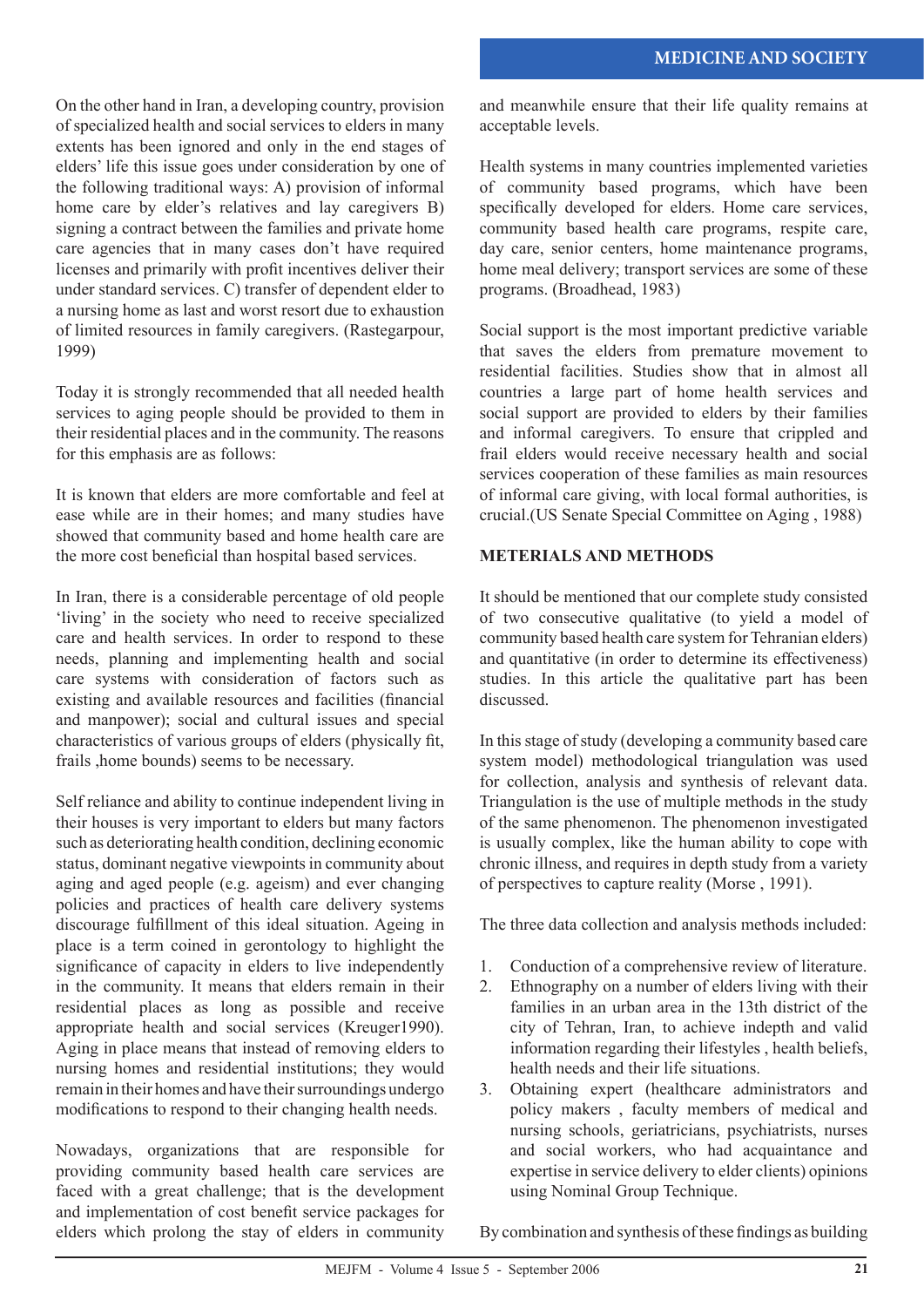On the other hand in Iran, a developing country, provision of specialized health and social services to elders in many extents has been ignored and only in the end stages of elders' life this issue goes under consideration by one of the following traditional ways: A) provision of informal home care by elder's relatives and lay caregivers B) signing a contract between the families and private home care agencies that in many cases don't have required licenses and primarily with profit incentives deliver their under standard services. C) transfer of dependent elder to a nursing home as last and worst resort due to exhaustion of limited resources in family caregivers. (Rastegarpour, 1999)

Today it is strongly recommended that all needed health services to aging people should be provided to them in their residential places and in the community. The reasons for this emphasis are as follows:

It is known that elders are more comfortable and feel at ease while are in their homes; and many studies have showed that community based and home health care are the more cost beneficial than hospital based services.

In Iran, there is a considerable percentage of old people 'living' in the society who need to receive specialized care and health services. In order to respond to these needs, planning and implementing health and social care systems with consideration of factors such as existing and available resources and facilities (financial and manpower); social and cultural issues and special characteristics of various groups of elders (physically fit, frails ,home bounds) seems to be necessary.

Self reliance and ability to continue independent living in their houses is very important to elders but many factors such as deteriorating health condition, declining economic status, dominant negative viewpoints in community about aging and aged people (e.g. ageism) and ever changing policies and practices of health care delivery systems discourage fulfillment of this ideal situation. Ageing in place is a term coined in gerontology to highlight the significance of capacity in elders to live independently in the community. It means that elders remain in their residential places as long as possible and receive appropriate health and social services (Kreuger1990). Aging in place means that instead of removing elders to nursing homes and residential institutions; they would remain in their homes and have their surroundings undergo modifications to respond to their changing health needs.

Nowadays, organizations that are responsible for providing community based health care services are faced with a great challenge; that is the development and implementation of cost benefit service packages for elders which prolong the stay of elders in community and meanwhile ensure that their life quality remains at acceptable levels.

Health systems in many countries implemented varieties of community based programs, which have been specifically developed for elders. Home care services, community based health care programs, respite care, day care, senior centers, home maintenance programs, home meal delivery; transport services are some of these programs. (Broadhead, 1983)

Social support is the most important predictive variable that saves the elders from premature movement to residential facilities. Studies show that in almost all countries a large part of home health services and social support are provided to elders by their families and informal caregivers. To ensure that crippled and frail elders would receive necessary health and social services cooperation of these families as main resources of informal care giving, with local formal authorities, is crucial.(US Senate Special Committee on Aging , 1988)

## METERIALS AND METHODS

It should be mentioned that our complete study consisted of two consecutive qualitative (to yield a model of community based health care system for Tehranian elders) and quantitative (in order to determine its effectiveness) studies. In this article the qualitative part has been discussed.

In this stage of study (developing a community based care system model) methodological triangulation was used for collection, analysis and synthesis of relevant data. Triangulation is the use of multiple methods in the study of the same phenomenon. The phenomenon investigated is usually complex, like the human ability to cope with chronic illness, and requires in depth study from a variety of perspectives to capture reality (Morse , 1991).

The three data collection and analysis methods included:

1. Conduction of a comprehensive review of literature.
2. Ethnography on a number of elders living with their families in an urban area in the 13th district of the city of Tehran, Iran, to achieve indepth and valid information regarding their lifestyles , health beliefs, health needs and their life situations.
3. Obtaining expert (healthcare administrators and policy makers , faculty members of medical and nursing schools, geriatricians, psychiatrists, nurses and social workers, who had acquaintance and expertise in service delivery to elder clients) opinions using Nominal Group Technique.

By combination and synthesis of these findings as building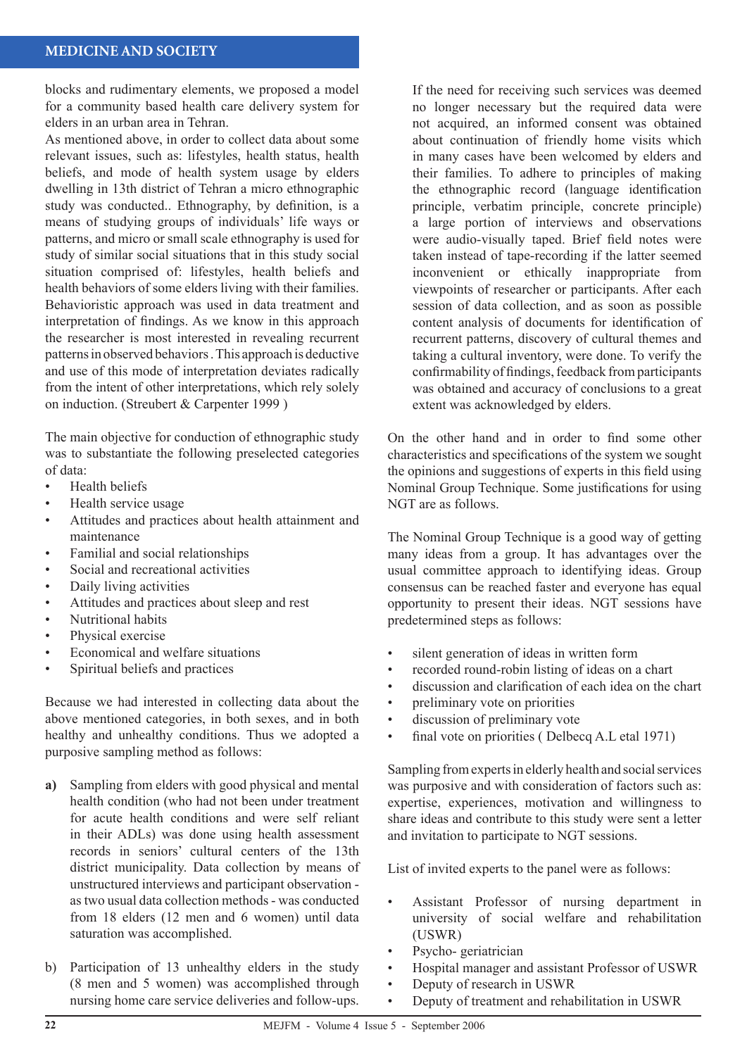blocks and rudimentary elements, we proposed a model for a community based health care delivery system for elders in an urban area in Tehran.

As mentioned above, in order to collect data about some relevant issues, such as: lifestyles, health status, health beliefs, and mode of health system usage by elders dwelling in 13th district of Tehran a micro ethnographic study was conducted.. Ethnography, by definition, is a means of studying groups of individuals' life ways or patterns, and micro or small scale ethnography is used for study of similar social situations that in this study social situation comprised of: lifestyles, health beliefs and health behaviors of some elders living with their families. Behavioristic approach was used in data treatment and interpretation of findings. As we know in this approach the researcher is most interested in revealing recurrent patterns in observed behaviors . This approach is deductive and use of this mode of interpretation deviates radically from the intent of other interpretations, which rely solely on induction. (Streubert & Carpenter 1999 )

The main objective for conduction of ethnographic study was to substantiate the following preselected categories of data:

- Health beliefs
- Health service usage
- Attitudes and practices about health attainment and maintenance
- Familial and social relationships
- Social and recreational activities
- Daily living activities
- Attitudes and practices about sleep and rest
- Nutritional habits
- Physical exercise
- Economical and welfare situations
- Spiritual beliefs and practices

Because we had interested in collecting data about the above mentioned categories, in both sexes, and in both healthy and unhealthy conditions. Thus we adopted a purposive sampling method as follows:

**a)** Sampling from elders with good physical and mental health condition (who had not been under treatment for acute health conditions and were self reliant in their ADLs) was done using health assessment records in seniors' cultural centers of the 13th district municipality. Data collection by means of unstructured interviews and participant observation - as two usual data collection methods - was conducted from 18 elders (12 men and 6 women) until data saturation was accomplished.

b) Participation of 13 unhealthy elders in the study (8 men and 5 women) was accomplished through nursing home care service deliveries and follow-ups. If the need for receiving such services was deemed no longer necessary but the required data were not acquired, an informed consent was obtained about continuation of friendly home visits which in many cases have been welcomed by elders and their families. To adhere to principles of making the ethnographic record (language identification principle, verbatim principle, concrete principle) a large portion of interviews and observations were audio-visually taped. Brief field notes were taken instead of tape-recording if the latter seemed inconvenient or ethically inappropriate from viewpoints of researcher or participants. After each session of data collection, and as soon as possible content analysis of documents for identification of recurrent patterns, discovery of cultural themes and taking a cultural inventory, were done. To verify the confirmability of findings, feedback from participants was obtained and accuracy of conclusions to a great extent was acknowledged by elders.

On the other hand and in order to find some other characteristics and specifications of the system we sought the opinions and suggestions of experts in this field using Nominal Group Technique. Some justifications for using NGT are as follows.

The Nominal Group Technique is a good way of getting many ideas from a group. It has advantages over the usual committee approach to identifying ideas. Group consensus can be reached faster and everyone has equal opportunity to present their ideas. NGT sessions have predetermined steps as follows:

- silent generation of ideas in written form
- recorded round-robin listing of ideas on a chart
- discussion and clarification of each idea on the chart
- preliminary vote on priorities
- discussion of preliminary vote
- final vote on priorities ( Delbecq A.L etal 1971)

Sampling from experts in elderly health and social services was purposive and with consideration of factors such as: expertise, experiences, motivation and willingness to share ideas and contribute to this study were sent a letter and invitation to participate to NGT sessions.

List of invited experts to the panel were as follows:

- Assistant Professor of nursing department in university of social welfare and rehabilitation (USWR)
- Psycho- geriatrician
- Hospital manager and assistant Professor of USWR
- Deputy of research in USWR
- Deputy of treatment and rehabilitation in USWR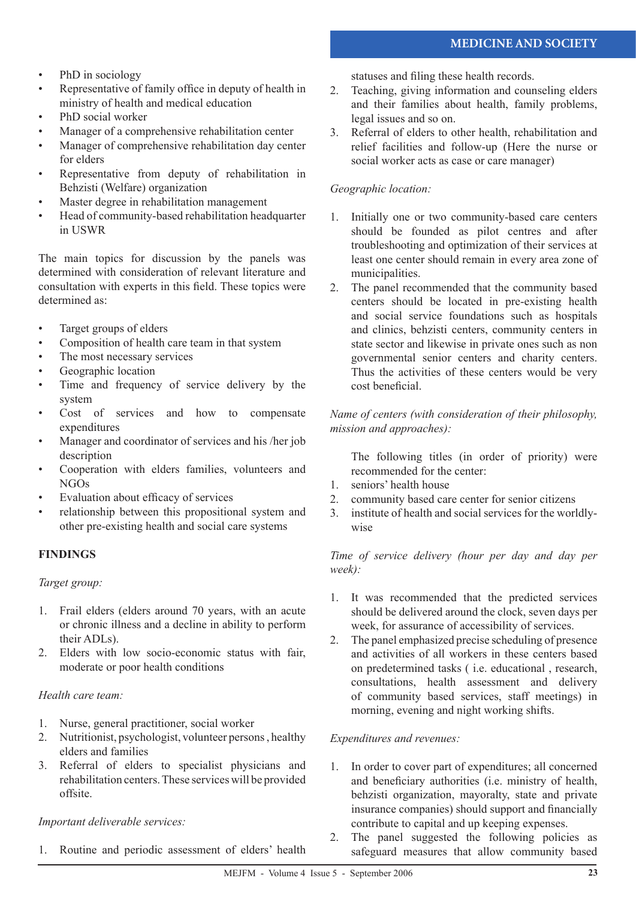- PhD in sociology
- Representative of family office in deputy of health in ministry of health and medical education
- PhD social worker
- Manager of a comprehensive rehabilitation center
- Manager of comprehensive rehabilitation day center for elders
- Representative from deputy of rehabilitation in Behzisti (Welfare) organization
- Master degree in rehabilitation management
- Head of community-based rehabilitation headquarter in USWR

The main topics for discussion by the panels was determined with consideration of relevant literature and consultation with experts in this field. These topics were determined as:

- Target groups of elders
- Composition of health care team in that system
- The most necessary services
- Geographic location
- Time and frequency of service delivery by the system
- Cost of services and how to compensate expenditures
- Manager and coordinator of services and his /her job description
- Cooperation with elders families, volunteers and NGOs
- Evaluation about efficacy of services
- relationship between this propositional system and other pre-existing health and social care systems

## FINDINGS

*Target group:*

1. Frail elders (elders around 70 years, with an acute or chronic illness and a decline in ability to perform their ADLs).
2. Elders with low socio-economic status with fair, moderate or poor health conditions

*Health care team:*

1. Nurse, general practitioner, social worker
2. Nutritionist, psychologist, volunteer persons , healthy elders and families
3. Referral of elders to specialist physicians and rehabilitation centers. These services will be provided offsite.

*Important deliverable services:*

1. Routine and periodic assessment of elders' health statuses and filing these health records.
2. Teaching, giving information and counseling elders and their families about health, family problems, legal issues and so on.
3. Referral of elders to other health, rehabilitation and relief facilities and follow-up (Here the nurse or social worker acts as case or care manager)

*Geographic location:*

1. Initially one or two community-based care centers should be founded as pilot centres and after troubleshooting and optimization of their services at least one center should remain in every area zone of municipalities.
2. The panel recommended that the community based centers should be located in pre-existing health and social service foundations such as hospitals and clinics, behzisti centers, community centers in state sector and likewise in private ones such as non governmental senior centers and charity centers. Thus the activities of these centers would be very cost beneficial.

*Name of centers (with consideration of their philosophy, mission and approaches):*

The following titles (in order of priority) were recommended for the center:

1. seniors' health house
2. community based care center for senior citizens
3. institute of health and social services for the worldly-wise

*Time of service delivery (hour per day and day per week):*

1. It was recommended that the predicted services should be delivered around the clock, seven days per week, for assurance of accessibility of services.
2. The panel emphasized precise scheduling of presence and activities of all workers in these centers based on predetermined tasks ( i.e. educational , research, consultations, health assessment and delivery of community based services, staff meetings) in morning, evening and night working shifts.

*Expenditures and revenues:*

1. In order to cover part of expenditures; all concerned and beneficiary authorities (i.e. ministry of health, behzisti organization, mayoralty, state and private insurance companies) should support and financially contribute to capital and up keeping expenses.
2. The panel suggested the following policies as safeguard measures that allow community based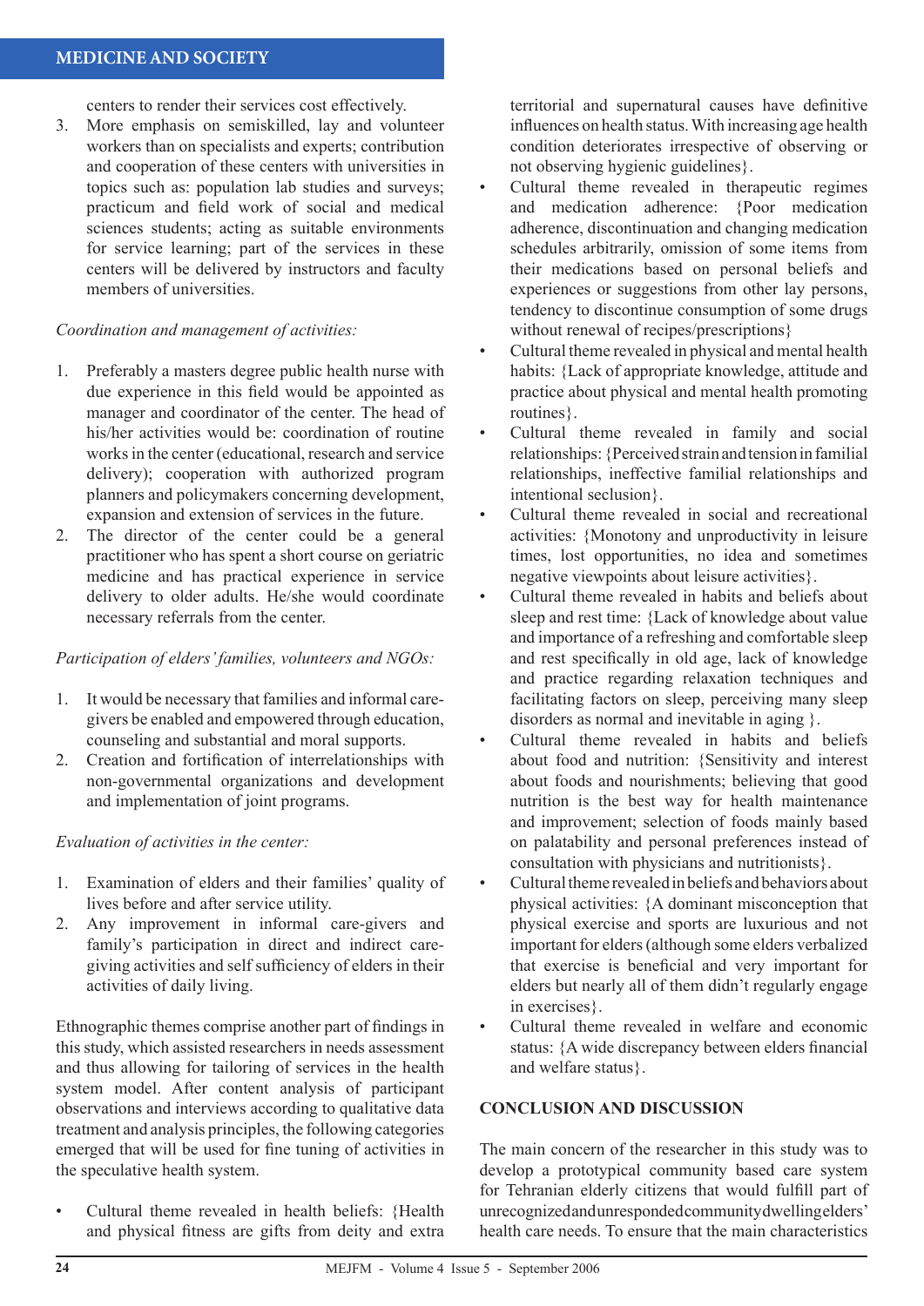centers to render their services cost effectively.

3. More emphasis on semiskilled, lay and volunteer workers than on specialists and experts; contribution and cooperation of these centers with universities in topics such as: population lab studies and surveys; practicum and field work of social and medical sciences students; acting as suitable environments for service learning; part of the services in these centers will be delivered by instructors and faculty members of universities.

*Coordination and management of activities:*

1. Preferably a masters degree public health nurse with due experience in this field would be appointed as manager and coordinator of the center. The head of his/her activities would be: coordination of routine works in the center (educational, research and service delivery); cooperation with authorized program planners and policymakers concerning development, expansion and extension of services in the future.
2. The director of the center could be a general practitioner who has spent a short course on geriatric medicine and has practical experience in service delivery to older adults. He/she would coordinate necessary referrals from the center.

*Participation of elders' families, volunteers and NGOs:*

1. It would be necessary that families and informal care-givers be enabled and empowered through education, counseling and substantial and moral supports.
2. Creation and fortification of interrelationships with non-governmental organizations and development and implementation of joint programs.

*Evaluation of activities in the center:*

1. Examination of elders and their families' quality of lives before and after service utility.
2. Any improvement in informal care-givers and family's participation in direct and indirect care-giving activities and self sufficiency of elders in their activities of daily living.

Ethnographic themes comprise another part of findings in this study, which assisted researchers in needs assessment and thus allowing for tailoring of services in the health system model. After content analysis of participant observations and interviews according to qualitative data treatment and analysis principles, the following categories emerged that will be used for fine tuning of activities in the speculative health system.

- Cultural theme revealed in health beliefs: {Health and physical fitness are gifts from deity and extra territorial and supernatural causes have definitive influences on health status. With increasing age health condition deteriorates irrespective of observing or not observing hygienic guidelines}.
- Cultural theme revealed in therapeutic regimes and medication adherence: {Poor medication adherence, discontinuation and changing medication schedules arbitrarily, omission of some items from their medications based on personal beliefs and experiences or suggestions from other lay persons, tendency to discontinue consumption of some drugs without renewal of recipes/prescriptions}
- Cultural theme revealed in physical and mental health habits: {Lack of appropriate knowledge, attitude and practice about physical and mental health promoting routines}.
- Cultural theme revealed in family and social relationships: {Perceived strain and tension in familial relationships, ineffective familial relationships and intentional seclusion}.
- Cultural theme revealed in social and recreational activities: {Monotony and unproductivity in leisure times, lost opportunities, no idea and sometimes negative viewpoints about leisure activities}.
- Cultural theme revealed in habits and beliefs about sleep and rest time: {Lack of knowledge about value and importance of a refreshing and comfortable sleep and rest specifically in old age, lack of knowledge and practice regarding relaxation techniques and facilitating factors on sleep, perceiving many sleep disorders as normal and inevitable in aging }.
- Cultural theme revealed in habits and beliefs about food and nutrition: {Sensitivity and interest about foods and nourishments; believing that good nutrition is the best way for health maintenance and improvement; selection of foods mainly based on palatability and personal preferences instead of consultation with physicians and nutritionists}.
- Cultural theme revealed in beliefs and behaviors about physical activities: {A dominant misconception that physical exercise and sports are luxurious and not important for elders (although some elders verbalized that exercise is beneficial and very important for elders but nearly all of them didn't regularly engage in exercises}.
- Cultural theme revealed in welfare and economic status: {A wide discrepancy between elders financial and welfare status}.

## CONCLUSION AND DISCUSSION

The main concern of the researcher in this study was to develop a prototypical community based care system for Tehranian elderly citizens that would fulfill part of unrecognized and unresponded community dwelling elders' health care needs. To ensure that the main characteristics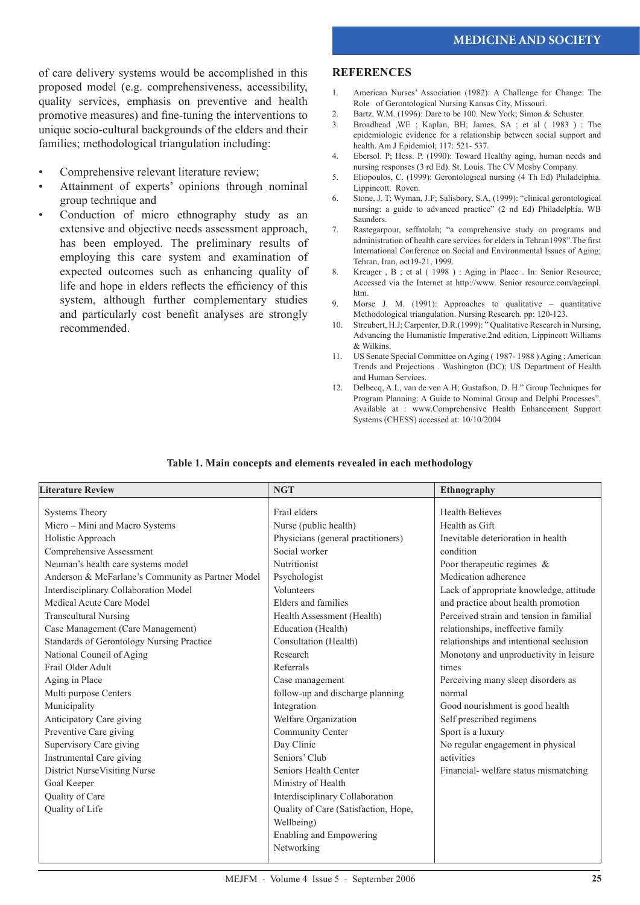of care delivery systems would be accomplished in this proposed model (e.g. comprehensiveness, accessibility, quality services, emphasis on preventive and health promotive measures) and fine-tuning the interventions to unique socio-cultural backgrounds of the elders and their families; methodological triangulation including:

- Comprehensive relevant literature review;
- Attainment of experts' opinions through nominal group technique and
- Conduction of micro ethnography study as an extensive and objective needs assessment approach, has been employed. The preliminary results of employing this care system and examination of expected outcomes such as enhancing quality of life and hope in elders reflects the efficiency of this system, although further complementary studies and particularly cost benefit analyses are strongly recommended.

## REFERENCES

1. American Nurses' Association (1982): A Challenge for Change: The Role of Gerontological Nursing Kansas City, Missouri.
2. Bartz, W.M. (1996): Dare to be 100. New York; Simon & Schuster.
3. Broadhead ,WE ; Kaplan, BH; James, SA ; et al ( 1983 ) : The epidemiologic evidence for a relationship between social support and health. Am J Epidemiol; 117: 521- 537.
4. Ebersol. P; Hess. P. (1990): Toward Healthy aging, human needs and nursing responses (3 rd Ed). St. Louis. The CV Mosby Company.
5. Eliopoulos, C. (1999): Gerontological nursing (4 Th Ed) Philadelphia. Lippincott. Roven.
6. Stone, J. T; Wyman, J.F; Salisbory, S.A, (1999): "clinical gerontological nursing: a guide to advanced practice" (2 nd Ed) Philadelphia. WB Saunders.
7. Rastegarpour, seffatolah; "a comprehensive study on programs and administration of health care services for elders in Tehran1998".The first International Conference on Social and Environmental Issues of Aging; Tehran, Iran, oct19-21, 1999.
8. Kreuger , B ; et al ( 1998 ) : Aging in Place . In: Senior Resource; Accessed via the Internet at http://www. Senior resource.com/ageinpl. htm.
9. Morse J. M. (1991): Approaches to qualitative – quantitative Methodological triangulation. Nursing Research. pp: 120-123.
10. Streubert, H.J; Carpenter, D.R.(1999): " Qualitative Research in Nursing, Advancing the Humanistic Imperative.2nd edition, Lippincott Williams & Wilkins.
11. US Senate Special Committee on Aging ( 1987- 1988 ) Aging ; American Trends and Projections . Washington (DC); US Department of Health and Human Services.
12. Delbecq, A.L, van de ven A.H; Gustafson, D. H." Group Techniques for Program Planning: A Guide to Nominal Group and Delphi Processes". Available at : www.Comprehensive Health Enhancement Support Systems (CHESS) accessed at: 10/10/2004

**Table 1. Main concepts and elements revealed in each methodology**

| Literature Review | NGT | Ethnography |
|---|---|---|
| Systems Theory | Frail elders | Health Believes |
| Micro – Mini and Macro Systems | Nurse (public health) | Health as Gift |
| Holistic Approach | Physicians (general practitioners) | Inevitable deterioration in health condition |
| Comprehensive Assessment | Social worker | Poor therapeutic regimes & Medication adherence |
| Neuman's health care systems model | Nutritionist | Lack of appropriate knowledge, attitude and practice about health promotion |
| Anderson & McFarlane's Community as Partner Model | Psychologist | Perceived strain and tension in familial relationships, ineffective family relationships and intentional seclusion |
| Interdisciplinary Collaboration Model | Volunteers | Monotony and unproductivity in leisure times |
| Medical Acute Care Model | Elders and families | Perceiving many sleep disorders as normal |
| Transcultural Nursing | Health Assessment (Health) | Good nourishment is good health |
| Case Management (Care Management) | Education (Health) | Self prescribed regimens |
| Standards of Gerontology Nursing Practice | Consultation (Health) | Sport is a luxury |
| National Council of Aging | Research | No regular engagement in physical activities |
| Frail Older Adult | Referrals | Financial- welfare status mismatching |
| Aging in Place | Case management | |
| Multi purpose Centers | follow-up and discharge planning | |
| Municipality | Integration | |
| Anticipatory Care giving | Welfare Organization | |
| Preventive Care giving | Community Center | |
| Supervisory Care giving | Day Clinic | |
| Instrumental Care giving | Seniors' Club | |
| District NurseVisiting Nurse | Seniors Health Center | |
| Goal Keeper | Ministry of Health | |
| Quality of Care | Interdisciplinary Collaboration | |
| Quality of Life | Quality of Care (Satisfaction, Hope, Wellbeing) | |
| | Enabling and Empowering | |
| | Networking | |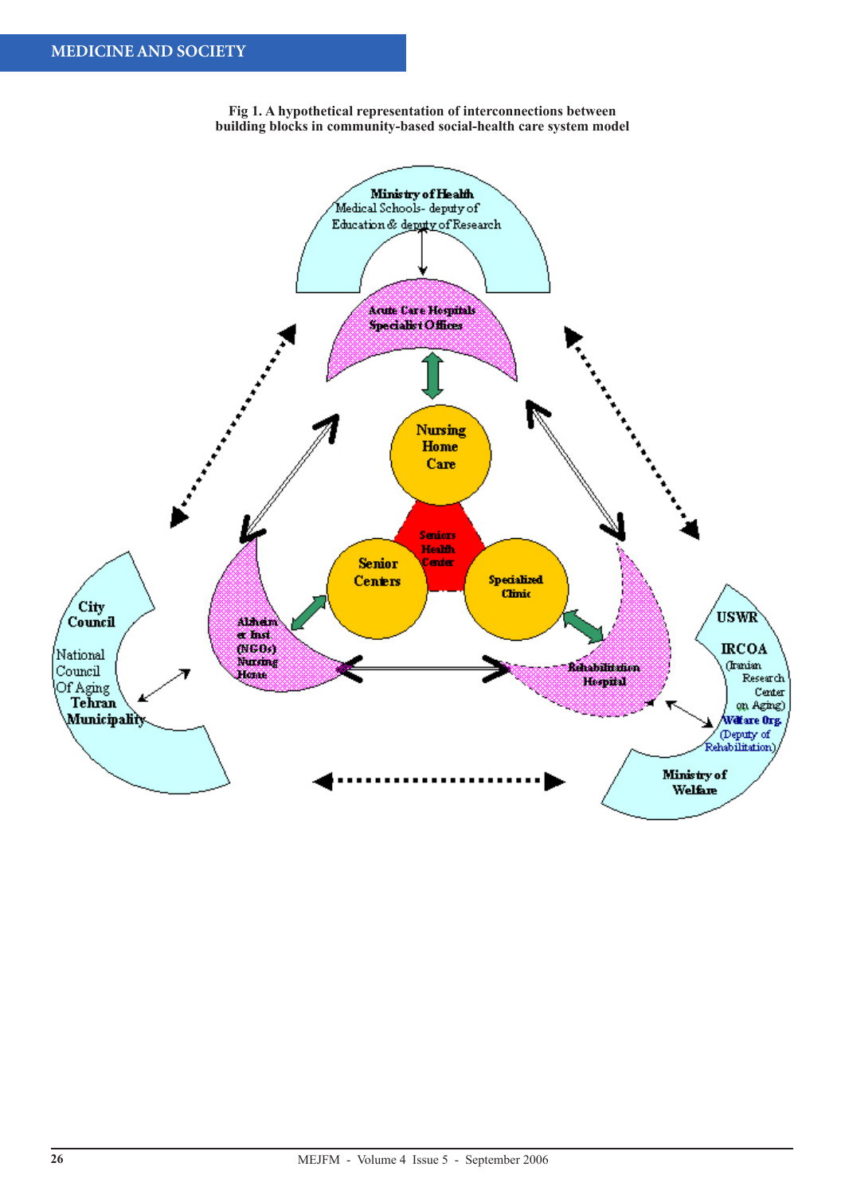**Fig 1. A hypothetical representation of interconnections between building blocks in community-based social-health care system model**

Ministry of Health
Medical Schools- deputy of Education & deputy of Research

Acute Care Hospitals
Specialist Offices

Nursing Home Care

Seniors Health Center

Senior Centers

Specialized Clinic

Alzheimer Inst (NGOs) Nursing Home

Rehabilitation Hospital

City Council
National Council Of Aging
Tehran Municipality

USWR
IRCOA (Iranian Research Center on Aging)
Welfare Org. (Deputy of Rehabilitation)
Ministry of Welfare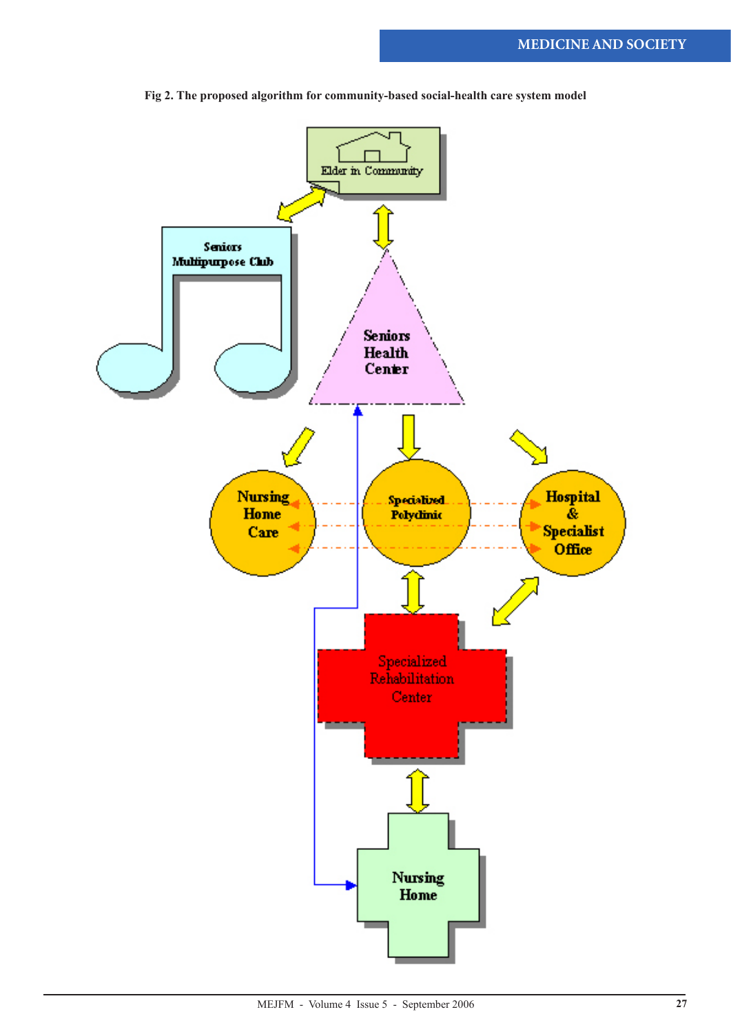**Fig 2. The proposed algorithm for community-based social-health care system model**

Elder in Community

Seniors Multipurpose Club

Seniors Health Center

Nursing Home Care

Specialized Polyclinic

Hospital & Specialist Office

Specialized Rehabilitation Center

Nursing Home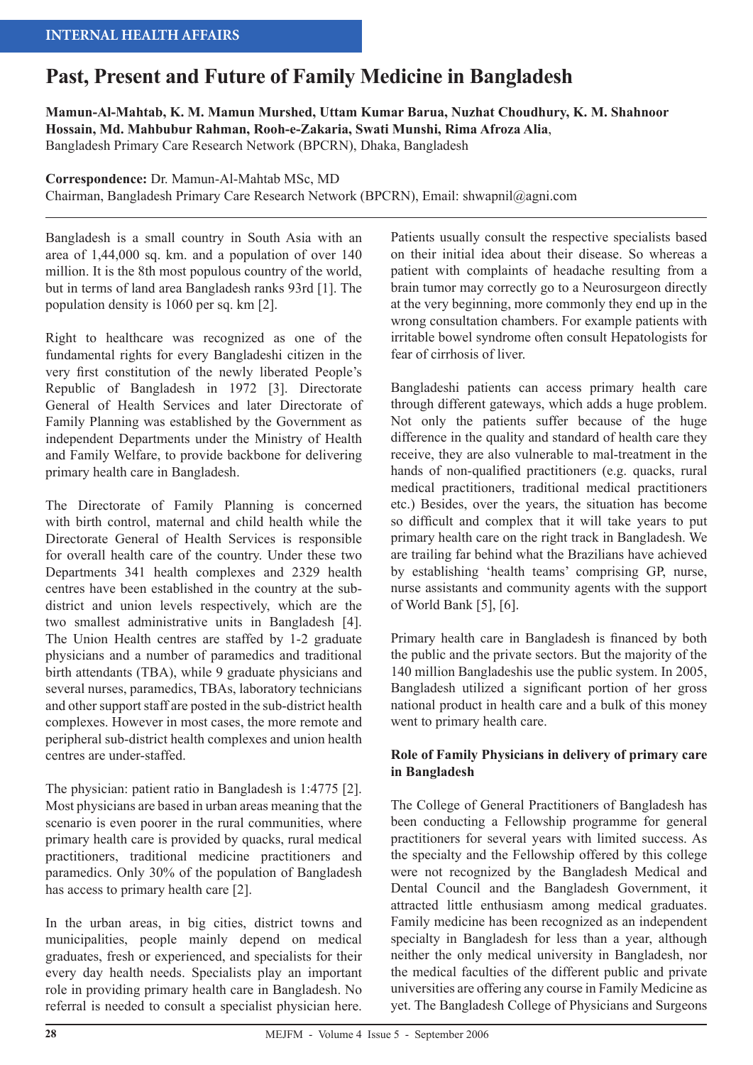# Past, Present and Future of Family Medicine in Bangladesh

**Mamun-Al-Mahtab, K. M. Mamun Murshed, Uttam Kumar Barua, Nuzhat Choudhury, K. M. Shahnoor Hossain, Md. Mahbubur Rahman, Rooh-e-Zakaria, Swati Munshi, Rima Afroza Alia**,
Bangladesh Primary Care Research Network (BPCRN), Dhaka, Bangladesh

**Correspondence:** Dr. Mamun-Al-Mahtab MSc, MD
Chairman, Bangladesh Primary Care Research Network (BPCRN), Email: shwapnil@agni.com

Bangladesh is a small country in South Asia with an area of 1,44,000 sq. km. and a population of over 140 million. It is the 8th most populous country of the world, but in terms of land area Bangladesh ranks 93rd [1]. The population density is 1060 per sq. km [2].

Right to healthcare was recognized as one of the fundamental rights for every Bangladeshi citizen in the very first constitution of the newly liberated People's Republic of Bangladesh in 1972 [3]. Directorate General of Health Services and later Directorate of Family Planning was established by the Government as independent Departments under the Ministry of Health and Family Welfare, to provide backbone for delivering primary health care in Bangladesh.

The Directorate of Family Planning is concerned with birth control, maternal and child health while the Directorate General of Health Services is responsible for overall health care of the country. Under these two Departments 341 health complexes and 2329 health centres have been established in the country at the sub-district and union levels respectively, which are the two smallest administrative units in Bangladesh [4]. The Union Health centres are staffed by 1-2 graduate physicians and a number of paramedics and traditional birth attendants (TBA), while 9 graduate physicians and several nurses, paramedics, TBAs, laboratory technicians and other support staff are posted in the sub-district health complexes. However in most cases, the more remote and peripheral sub-district health complexes and union health centres are under-staffed.

The physician: patient ratio in Bangladesh is 1:4775 [2]. Most physicians are based in urban areas meaning that the scenario is even poorer in the rural communities, where primary health care is provided by quacks, rural medical practitioners, traditional medicine practitioners and paramedics. Only 30% of the population of Bangladesh has access to primary health care [2].

In the urban areas, in big cities, district towns and municipalities, people mainly depend on medical graduates, fresh or experienced, and specialists for their every day health needs. Specialists play an important role in providing primary health care in Bangladesh. No referral is needed to consult a specialist physician here. Patients usually consult the respective specialists based on their initial idea about their disease. So whereas a patient with complaints of headache resulting from a brain tumor may correctly go to a Neurosurgeon directly at the very beginning, more commonly they end up in the wrong consultation chambers. For example patients with irritable bowel syndrome often consult Hepatologists for fear of cirrhosis of liver.

Bangladeshi patients can access primary health care through different gateways, which adds a huge problem. Not only the patients suffer because of the huge difference in the quality and standard of health care they receive, they are also vulnerable to mal-treatment in the hands of non-qualified practitioners (e.g. quacks, rural medical practitioners, traditional medical practitioners etc.) Besides, over the years, the situation has become so difficult and complex that it will take years to put primary health care on the right track in Bangladesh. We are trailing far behind what the Brazilians have achieved by establishing 'health teams' comprising GP, nurse, nurse assistants and community agents with the support of World Bank [5], [6].

Primary health care in Bangladesh is financed by both the public and the private sectors. But the majority of the 140 million Bangladeshis use the public system. In 2005, Bangladesh utilized a significant portion of her gross national product in health care and a bulk of this money went to primary health care.

### Role of Family Physicians in delivery of primary care in Bangladesh

The College of General Practitioners of Bangladesh has been conducting a Fellowship programme for general practitioners for several years with limited success. As the specialty and the Fellowship offered by this college were not recognized by the Bangladesh Medical and Dental Council and the Bangladesh Government, it attracted little enthusiasm among medical graduates. Family medicine has been recognized as an independent specialty in Bangladesh for less than a year, although neither the only medical university in Bangladesh, nor the medical faculties of the different public and private universities are offering any course in Family Medicine as yet. The Bangladesh College of Physicians and Surgeons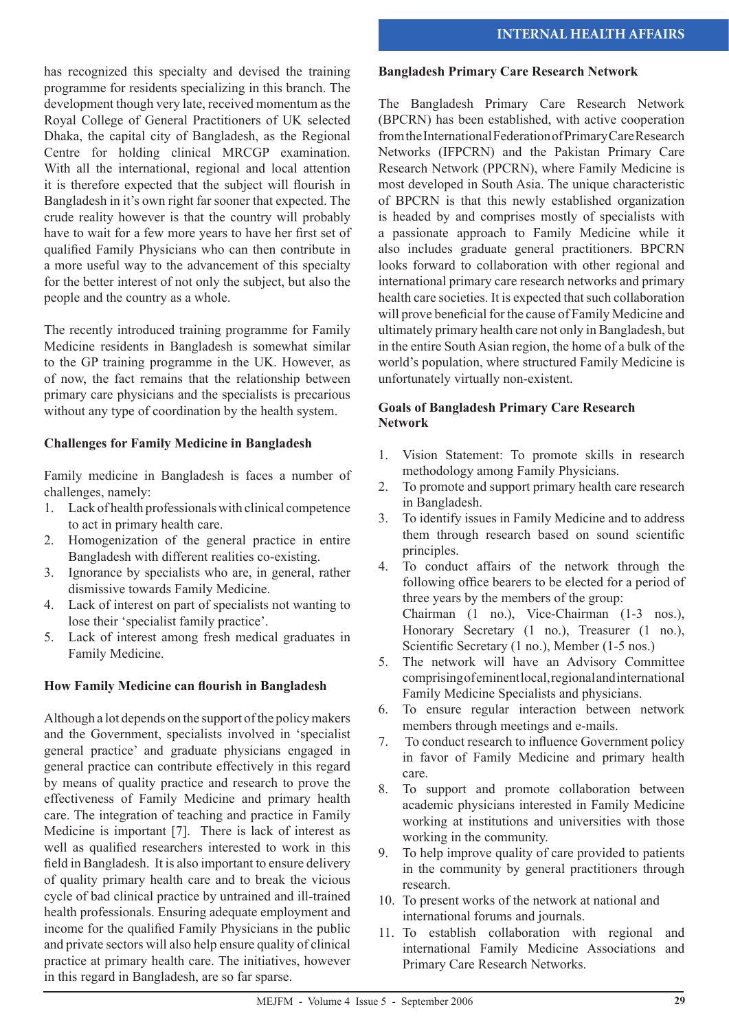has recognized this specialty and devised the training programme for residents specializing in this branch. The development though very late, received momentum as the Royal College of General Practitioners of UK selected Dhaka, the capital city of Bangladesh, as the Regional Centre for holding clinical MRCGP examination. With all the international, regional and local attention it is therefore expected that the subject will flourish in Bangladesh in it's own right far sooner that expected. The crude reality however is that the country will probably have to wait for a few more years to have her first set of qualified Family Physicians who can then contribute in a more useful way to the advancement of this specialty for the better interest of not only the subject, but also the people and the country as a whole.

The recently introduced training programme for Family Medicine residents in Bangladesh is somewhat similar to the GP training programme in the UK. However, as of now, the fact remains that the relationship between primary care physicians and the specialists is precarious without any type of coordination by the health system.

**Challenges for Family Medicine in Bangladesh**

Family medicine in Bangladesh is faces a number of challenges, namely:

1. Lack of health professionals with clinical competence to act in primary health care.
2. Homogenization of the general practice in entire Bangladesh with different realities co-existing.
3. Ignorance by specialists who are, in general, rather dismissive towards Family Medicine.
4. Lack of interest on part of specialists not wanting to lose their 'specialist family practice'.
5. Lack of interest among fresh medical graduates in Family Medicine.

**How Family Medicine can flourish in Bangladesh**

Although a lot depends on the support of the policy makers and the Government, specialists involved in 'specialist general practice' and graduate physicians engaged in general practice can contribute effectively in this regard by means of quality practice and research to prove the effectiveness of Family Medicine and primary health care. The integration of teaching and practice in Family Medicine is important [7]. There is lack of interest as well as qualified researchers interested to work in this field in Bangladesh. It is also important to ensure delivery of quality primary health care and to break the vicious cycle of bad clinical practice by untrained and ill-trained health professionals. Ensuring adequate employment and income for the qualified Family Physicians in the public and private sectors will also help ensure quality of clinical practice at primary health care. The initiatives, however in this regard in Bangladesh, are so far sparse.

**Bangladesh Primary Care Research Network**

The Bangladesh Primary Care Research Network (BPCRN) has been established, with active cooperation from the International Federation of Primary Care Research Networks (IFPCRN) and the Pakistan Primary Care Research Network (PPCRN), where Family Medicine is most developed in South Asia. The unique characteristic of BPCRN is that this newly established organization is headed by and comprises mostly of specialists with a passionate approach to Family Medicine while it also includes graduate general practitioners. BPCRN looks forward to collaboration with other regional and international primary care research networks and primary health care societies. It is expected that such collaboration will prove beneficial for the cause of Family Medicine and ultimately primary health care not only in Bangladesh, but in the entire South Asian region, the home of a bulk of the world's population, where structured Family Medicine is unfortunately virtually non-existent.

**Goals of Bangladesh Primary Care Research Network**

1. Vision Statement: To promote skills in research methodology among Family Physicians.
2. To promote and support primary health care research in Bangladesh.
3. To identify issues in Family Medicine and to address them through research based on sound scientific principles.
4. To conduct affairs of the network through the following office bearers to be elected for a period of three years by the members of the group:
   Chairman (1 no.), Vice-Chairman (1-3 nos.), Honorary Secretary (1 no.), Treasurer (1 no.), Scientific Secretary (1 no.), Member (1-5 nos.)
5. The network will have an Advisory Committee comprising of eminent local, regional and international Family Medicine Specialists and physicians.
6. To ensure regular interaction between network members through meetings and e-mails.
7. To conduct research to influence Government policy in favor of Family Medicine and primary health care.
8. To support and promote collaboration between academic physicians interested in Family Medicine working at institutions and universities with those working in the community.
9. To help improve quality of care provided to patients in the community by general practitioners through research.
10. To present works of the network at national and international forums and journals.
11. To establish collaboration with regional and international Family Medicine Associations and Primary Care Research Networks.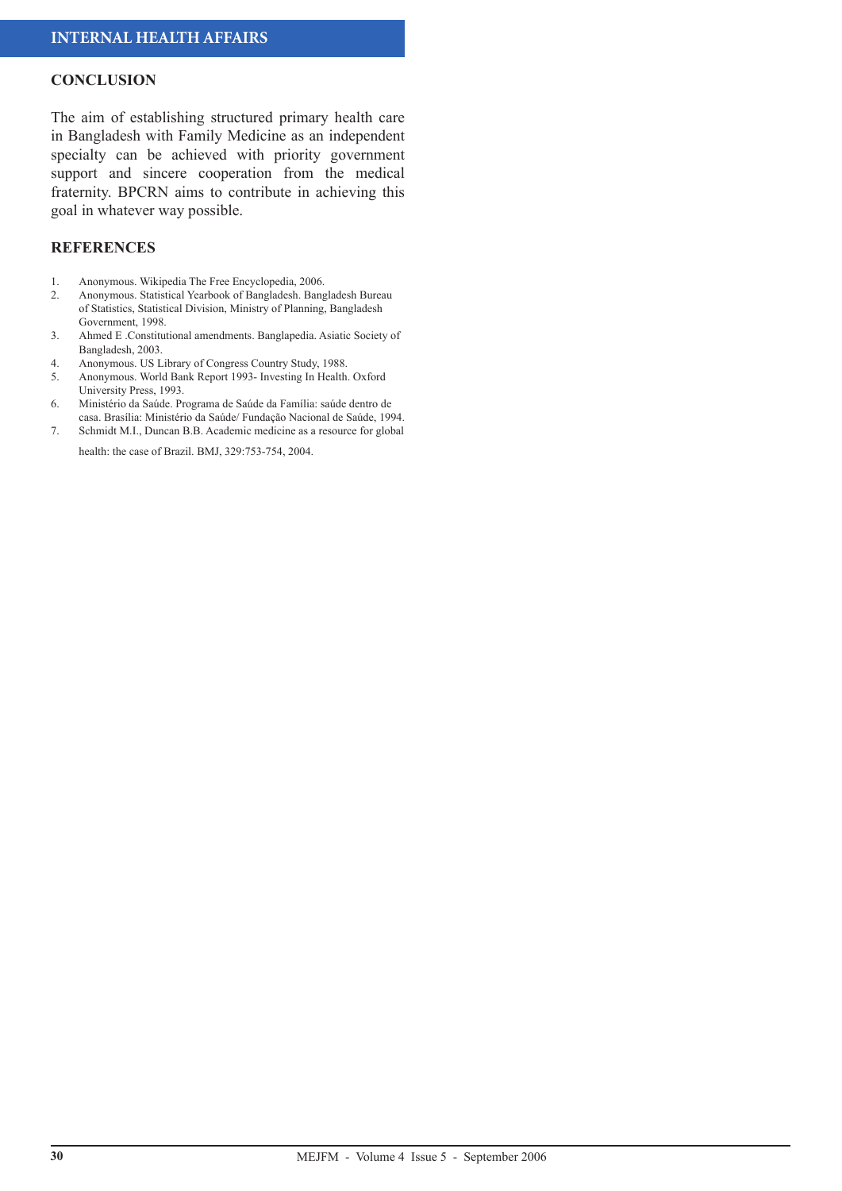## CONCLUSION

The aim of establishing structured primary health care in Bangladesh with Family Medicine as an independent specialty can be achieved with priority government support and sincere cooperation from the medical fraternity. BPCRN aims to contribute in achieving this goal in whatever way possible.

## REFERENCES

1. Anonymous. Wikipedia The Free Encyclopedia, 2006.
2. Anonymous. Statistical Yearbook of Bangladesh. Bangladesh Bureau of Statistics, Statistical Division, Ministry of Planning, Bangladesh Government, 1998.
3. Ahmed E .Constitutional amendments. Banglapedia. Asiatic Society of Bangladesh, 2003.
4. Anonymous. US Library of Congress Country Study, 1988.
5. Anonymous. World Bank Report 1993- Investing In Health. Oxford University Press, 1993.
6. Ministério da Saúde. Programa de Saúde da Família: saúde dentro de casa. Brasília: Ministério da Saúde/ Fundação Nacional de Saúde, 1994.
7. Schmidt M.I., Duncan B.B. Academic medicine as a resource for global health: the case of Brazil. BMJ, 329:753-754, 2004.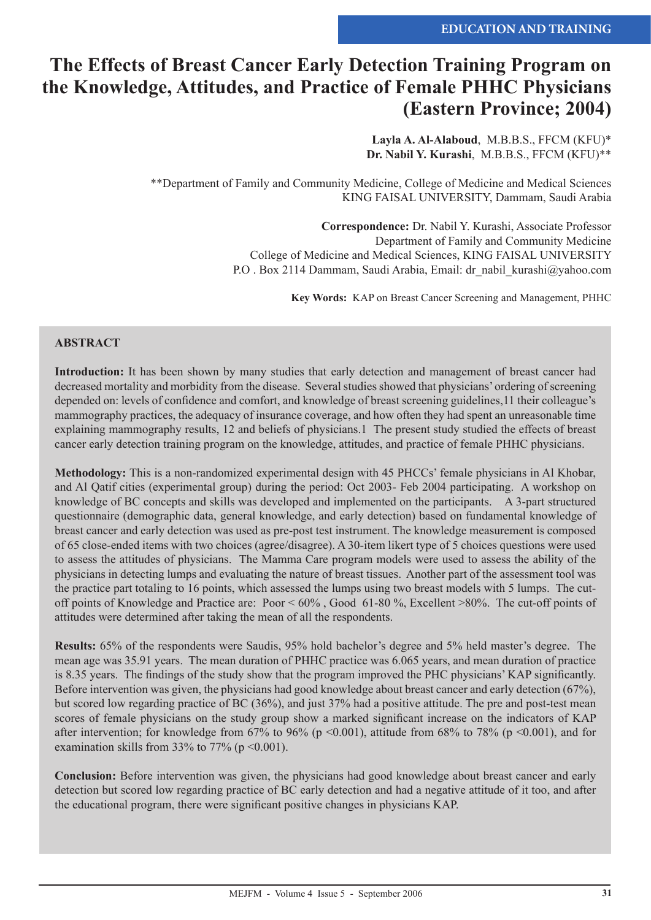EDUCATION AND TRAINING

# The Effects of Breast Cancer Early Detection Training Program on the Knowledge, Attitudes, and Practice of Female PHHC Physicians (Eastern Province; 2004)

**Layla A. Al-Alaboud**, M.B.B.S., FFCM (KFU)*
**Dr. Nabil Y. Kurashi**, M.B.B.S., FFCM (KFU)**

**Department of Family and Community Medicine, College of Medicine and Medical Sciences
KING FAISAL UNIVERSITY, Dammam, Saudi Arabia

**Correspondence:** Dr. Nabil Y. Kurashi, Associate Professor
Department of Family and Community Medicine
College of Medicine and Medical Sciences, KING FAISAL UNIVERSITY
P.O . Box 2114 Dammam, Saudi Arabia, Email: dr_nabil_kurashi@yahoo.com

**Key Words:** KAP on Breast Cancer Screening and Management, PHHC

## ABSTRACT

**Introduction:** It has been shown by many studies that early detection and management of breast cancer had decreased mortality and morbidity from the disease. Several studies showed that physicians' ordering of screening depended on: levels of confidence and comfort, and knowledge of breast screening guidelines,11 their colleague's mammography practices, the adequacy of insurance coverage, and how often they had spent an unreasonable time explaining mammography results, 12 and beliefs of physicians.1 The present study studied the effects of breast cancer early detection training program on the knowledge, attitudes, and practice of female PHHC physicians.

**Methodology:** This is a non-randomized experimental design with 45 PHCCs' female physicians in Al Khobar, and Al Qatif cities (experimental group) during the period: Oct 2003- Feb 2004 participating. A workshop on knowledge of BC concepts and skills was developed and implemented on the participants. A 3-part structured questionnaire (demographic data, general knowledge, and early detection) based on fundamental knowledge of breast cancer and early detection was used as pre-post test instrument. The knowledge measurement is composed of 65 close-ended items with two choices (agree/disagree). A 30-item likert type of 5 choices questions were used to assess the attitudes of physicians. The Mamma Care program models were used to assess the ability of the physicians in detecting lumps and evaluating the nature of breast tissues. Another part of the assessment tool was the practice part totaling to 16 points, which assessed the lumps using two breast models with 5 lumps. The cut-off points of Knowledge and Practice are: Poor < 60% , Good 61-80 %, Excellent >80%. The cut-off points of attitudes were determined after taking the mean of all the respondents.

**Results:** 65% of the respondents were Saudis, 95% hold bachelor's degree and 5% held master's degree. The mean age was 35.91 years. The mean duration of PHHC practice was 6.065 years, and mean duration of practice is 8.35 years. The findings of the study show that the program improved the PHC physicians' KAP significantly. Before intervention was given, the physicians had good knowledge about breast cancer and early detection (67%), but scored low regarding practice of BC (36%), and just 37% had a positive attitude. The pre and post-test mean scores of female physicians on the study group show a marked significant increase on the indicators of KAP after intervention; for knowledge from 67% to 96% ($p < 0.001$), attitude from 68% to 78% ($p < 0.001$), and for examination skills from 33% to 77% ($p < 0.001$).

**Conclusion:** Before intervention was given, the physicians had good knowledge about breast cancer and early detection but scored low regarding practice of BC early detection and had a negative attitude of it too, and after the educational program, there were significant positive changes in physicians KAP.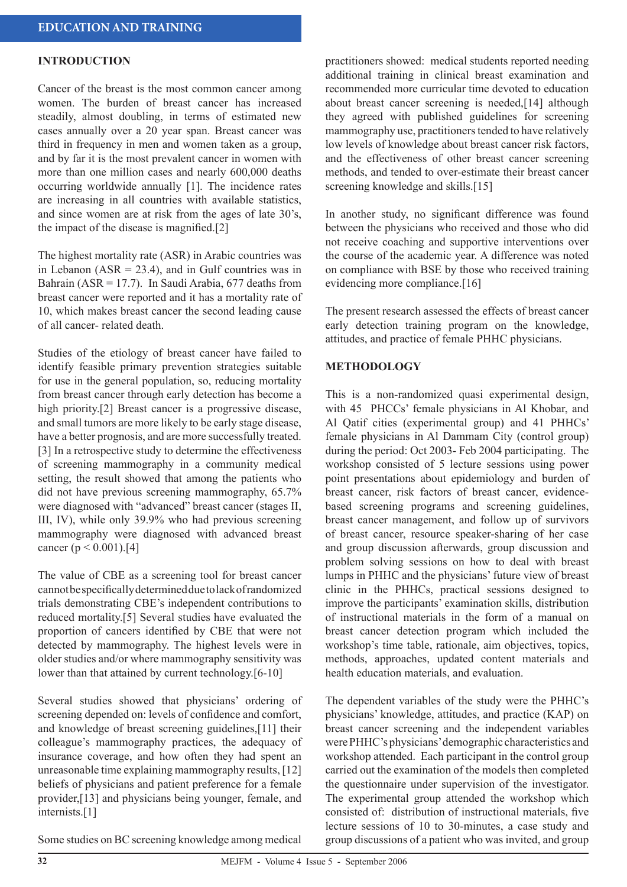## INTRODUCTION

Cancer of the breast is the most common cancer among women. The burden of breast cancer has increased steadily, almost doubling, in terms of estimated new cases annually over a 20 year span. Breast cancer was third in frequency in men and women taken as a group, and by far it is the most prevalent cancer in women with more than one million cases and nearly 600,000 deaths occurring worldwide annually [1]. The incidence rates are increasing in all countries with available statistics, and since women are at risk from the ages of late 30's, the impact of the disease is magnified.[2]

The highest mortality rate (ASR) in Arabic countries was in Lebanon (ASR = 23.4), and in Gulf countries was in Bahrain (ASR = 17.7). In Saudi Arabia, 677 deaths from breast cancer were reported and it has a mortality rate of 10, which makes breast cancer the second leading cause of all cancer- related death.

Studies of the etiology of breast cancer have failed to identify feasible primary prevention strategies suitable for use in the general population, so, reducing mortality from breast cancer through early detection has become a high priority.[2] Breast cancer is a progressive disease, and small tumors are more likely to be early stage disease, have a better prognosis, and are more successfully treated.[3] In a retrospective study to determine the effectiveness of screening mammography in a community medical setting, the result showed that among the patients who did not have previous screening mammography, 65.7% were diagnosed with "advanced" breast cancer (stages II, III, IV), while only 39.9% who had previous screening mammography were diagnosed with advanced breast cancer ($p < 0.001$).[4]

The value of CBE as a screening tool for breast cancer cannot be specifically determined due to lack of randomized trials demonstrating CBE's independent contributions to reduced mortality.[5] Several studies have evaluated the proportion of cancers identified by CBE that were not detected by mammography. The highest levels were in older studies and/or where mammography sensitivity was lower than that attained by current technology.[6-10]

Several studies showed that physicians' ordering of screening depended on: levels of confidence and comfort, and knowledge of breast screening guidelines,[11] their colleague's mammography practices, the adequacy of insurance coverage, and how often they had spent an unreasonable time explaining mammography results, [12] beliefs of physicians and patient preference for a female provider,[13] and physicians being younger, female, and internists.[1]

Some studies on BC screening knowledge among medical practitioners showed: medical students reported needing additional training in clinical breast examination and recommended more curricular time devoted to education about breast cancer screening is needed,[14] although they agreed with published guidelines for screening mammography use, practitioners tended to have relatively low levels of knowledge about breast cancer risk factors, and the effectiveness of other breast cancer screening methods, and tended to over-estimate their breast cancer screening knowledge and skills.[15]

In another study, no significant difference was found between the physicians who received and those who did not receive coaching and supportive interventions over the course of the academic year. A difference was noted on compliance with BSE by those who received training evidencing more compliance.[16]

The present research assessed the effects of breast cancer early detection training program on the knowledge, attitudes, and practice of female PHHC physicians.

## METHODOLOGY

This is a non-randomized quasi experimental design, with 45 PHCCs' female physicians in Al Khobar, and Al Qatif cities (experimental group) and 41 PHHCs' female physicians in Al Dammam City (control group) during the period: Oct 2003- Feb 2004 participating. The workshop consisted of 5 lecture sessions using power point presentations about epidemiology and burden of breast cancer, risk factors of breast cancer, evidence-based screening programs and screening guidelines, breast cancer management, and follow up of survivors of breast cancer, resource speaker-sharing of her case and group discussion afterwards, group discussion and problem solving sessions on how to deal with breast lumps in PHHC and the physicians' future view of breast clinic in the PHHCs, practical sessions designed to improve the participants' examination skills, distribution of instructional materials in the form of a manual on breast cancer detection program which included the workshop's time table, rationale, aim objectives, topics, methods, approaches, updated content materials and health education materials, and evaluation.

The dependent variables of the study were the PHHC's physicians' knowledge, attitudes, and practice (KAP) on breast cancer screening and the independent variables were PHHC's physicians' demographic characteristics and workshop attended. Each participant in the control group carried out the examination of the models then completed the questionnaire under supervision of the investigator. The experimental group attended the workshop which consisted of: distribution of instructional materials, five lecture sessions of 10 to 30-minutes, a case study and group discussions of a patient who was invited, and group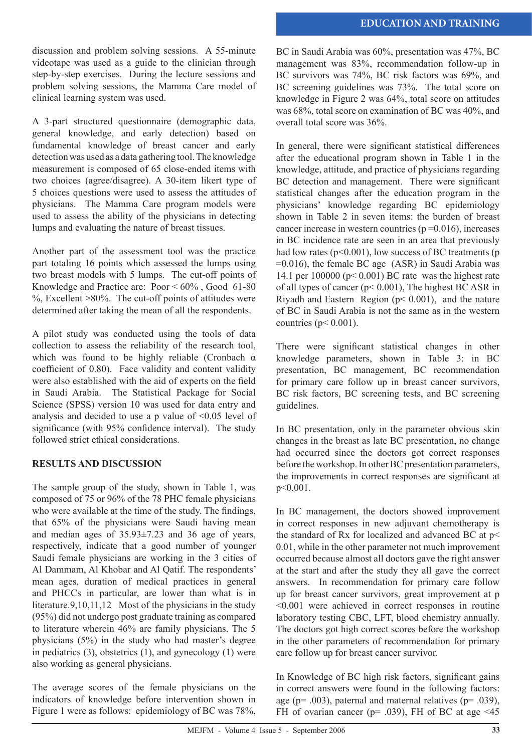discussion and problem solving sessions. A 55-minute videotape was used as a guide to the clinician through step-by-step exercises. During the lecture sessions and problem solving sessions, the Mamma Care model of clinical learning system was used.

A 3-part structured questionnaire (demographic data, general knowledge, and early detection) based on fundamental knowledge of breast cancer and early detection was used as a data gathering tool. The knowledge measurement is composed of 65 close-ended items with two choices (agree/disagree). A 30-item likert type of 5 choices questions were used to assess the attitudes of physicians. The Mamma Care program models were used to assess the ability of the physicians in detecting lumps and evaluating the nature of breast tissues.

Another part of the assessment tool was the practice part totaling 16 points which assessed the lumps using two breast models with 5 lumps. The cut-off points of Knowledge and Practice are: Poor < 60% , Good 61-80 %, Excellent >80%. The cut-off points of attitudes were determined after taking the mean of all the respondents.

A pilot study was conducted using the tools of data collection to assess the reliability of the research tool, which was found to be highly reliable (Cronbach $\alpha$ coefficient of 0.80). Face validity and content validity were also established with the aid of experts on the field in Saudi Arabia. The Statistical Package for Social Science (SPSS) version 10 was used for data entry and analysis and decided to use a p value of <0.05 level of significance (with 95% confidence interval). The study followed strict ethical considerations.

## RESULTS AND DISCUSSION

The sample group of the study, shown in Table 1, was composed of 75 or 96% of the 78 PHC female physicians who were available at the time of the study. The findings, that 65% of the physicians were Saudi having mean and median ages of 35.93±7.23 and 36 age of years, respectively, indicate that a good number of younger Saudi female physicians are working in the 3 cities of Al Dammam, Al Khobar and Al Qatif. The respondents' mean ages, duration of medical practices in general and PHCCs in particular, are lower than what is in literature.9,10,11,12 Most of the physicians in the study (95%) did not undergo post graduate training as compared to literature wherein 46% are family physicians. The 5 physicians (5%) in the study who had master's degree in pediatrics (3), obstetrics (1), and gynecology (1) were also working as general physicians.

The average scores of the female physicians on the indicators of knowledge before intervention shown in Figure 1 were as follows: epidemiology of BC was 78%, BC in Saudi Arabia was 60%, presentation was 47%, BC management was 83%, recommendation follow-up in BC survivors was 74%, BC risk factors was 69%, and BC screening guidelines was 73%. The total score on knowledge in Figure 2 was 64%, total score on attitudes was 68%, total score on examination of BC was 40%, and overall total score was 36%.

In general, there were significant statistical differences after the educational program shown in Table 1 in the knowledge, attitude, and practice of physicians regarding BC detection and management. There were significant statistical changes after the education program in the physicians' knowledge regarding BC epidemiology shown in Table 2 in seven items: the burden of breast cancer increase in western countries ($p$ =0.016), increases in BC incidence rate are seen in an area that previously had low rates ($p<0.001$), low success of BC treatments ($p$ =0.016), the female BC age (ASR) in Saudi Arabia was 14.1 per 100000 ($p< 0.001$) BC rate was the highest rate of all types of cancer ($p< 0.001$), The highest BC ASR in Riyadh and Eastern Region ($p< 0.001$), and the nature of BC in Saudi Arabia is not the same as in the western countries ($p< 0.001$).

There were significant statistical changes in other knowledge parameters, shown in Table 3: in BC presentation, BC management, BC recommendation for primary care follow up in breast cancer survivors, BC risk factors, BC screening tests, and BC screening guidelines.

In BC presentation, only in the parameter obvious skin changes in the breast as late BC presentation, no change had occurred since the doctors got correct responses before the workshop. In other BC presentation parameters, the improvements in correct responses are significant at $p<0.001$.

In BC management, the doctors showed improvement in correct responses in new adjuvant chemotherapy is the standard of Rx for localized and advanced BC at $p< 0.01$, while in the other parameter not much improvement occurred because almost all doctors gave the right answer at the start and after the study they all gave the correct answers. In recommendation for primary care follow up for breast cancer survivors, great improvement at $p<0.001$ were achieved in correct responses in routine laboratory testing CBC, LFT, blood chemistry annually. The doctors got high correct scores before the workshop in the other parameters of recommendation for primary care follow up for breast cancer survivor.

In Knowledge of BC high risk factors, significant gains in correct answers were found in the following factors: age ($p$= .003), paternal and maternal relatives ($p$= .039), FH of ovarian cancer ($p$= .039), FH of BC at age <45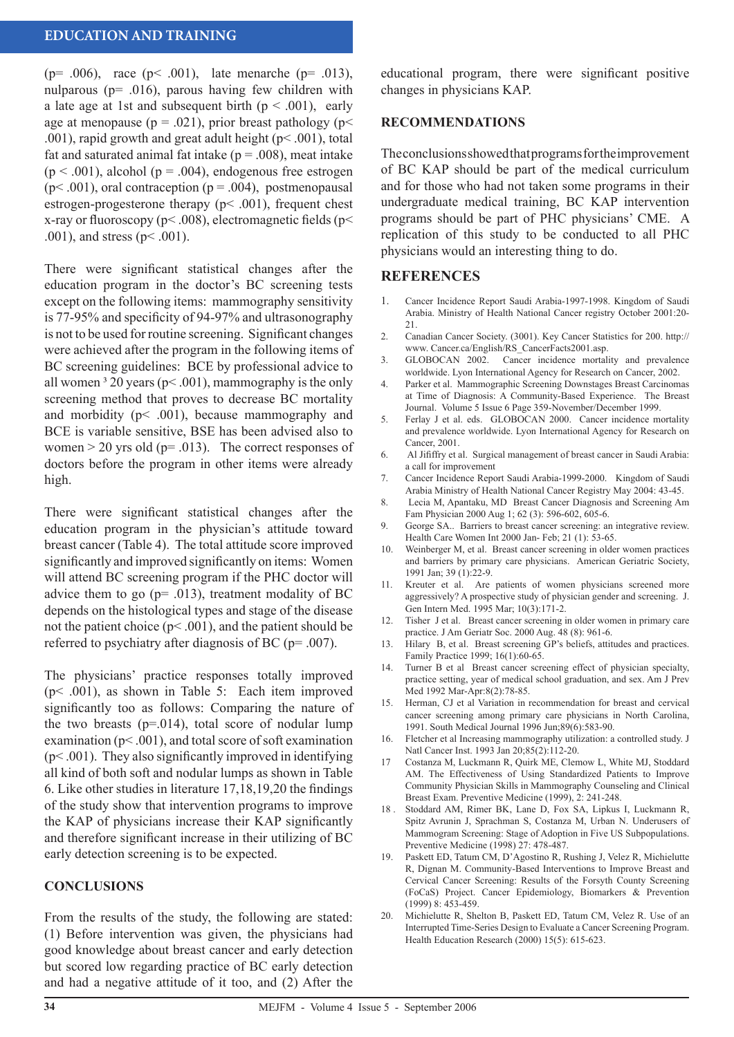(p= .006), race (p< .001), late menarche (p= .013), nulparous (p= .016), parous having few children with a late age at 1st and subsequent birth (p < .001), early age at menopause (p = .021), prior breast pathology (p< .001), rapid growth and great adult height (p< .001), total fat and saturated animal fat intake (p = .008), meat intake (p < .001), alcohol (p = .004), endogenous free estrogen (p< .001), oral contraception (p = .004), postmenopausal estrogen-progesterone therapy (p< .001), frequent chest x-ray or fluoroscopy (p< .008), electromagnetic fields (p< .001), and stress (p< .001).

There were significant statistical changes after the education program in the doctor's BC screening tests except on the following items: mammography sensitivity is 77-95% and specificity of 94-97% and ultrasonography is not to be used for routine screening. Significant changes were achieved after the program in the following items of BC screening guidelines: BCE by professional advice to all women ³ 20 years (p< .001), mammography is the only screening method that proves to decrease BC mortality and morbidity (p< .001), because mammography and BCE is variable sensitive, BSE has been advised also to women > 20 yrs old (p= .013). The correct responses of doctors before the program in other items were already high.

There were significant statistical changes after the education program in the physician's attitude toward breast cancer (Table 4). The total attitude score improved significantly and improved significantly on items: Women will attend BC screening program if the PHC doctor will advice them to go (p= .013), treatment modality of BC depends on the histological types and stage of the disease not the patient choice (p< .001), and the patient should be referred to psychiatry after diagnosis of BC (p= .007).

The physicians' practice responses totally improved (p< .001), as shown in Table 5: Each item improved significantly too as follows: Comparing the nature of the two breasts (p=.014), total score of nodular lump examination (p< .001), and total score of soft examination (p< .001). They also significantly improved in identifying all kind of both soft and nodular lumps as shown in Table 6. Like other studies in literature 17,18,19,20 the findings of the study show that intervention programs to improve the KAP of physicians increase their KAP significantly and therefore significant increase in their utilizing of BC early detection screening is to be expected.

## CONCLUSIONS

From the results of the study, the following are stated: (1) Before intervention was given, the physicians had good knowledge about breast cancer and early detection but scored low regarding practice of BC early detection and had a negative attitude of it too, and (2) After the educational program, there were significant positive changes in physicians KAP.

## RECOMMENDATIONS

The conclusions showed that programs for the improvement of BC KAP should be part of the medical curriculum and for those who had not taken some programs in their undergraduate medical training, BC KAP intervention programs should be part of PHC physicians' CME. A replication of this study to be conducted to all PHC physicians would an interesting thing to do.

## REFERENCES

1. Cancer Incidence Report Saudi Arabia-1997-1998. Kingdom of Saudi Arabia. Ministry of Health National Cancer registry October 2001:20-21.
2. Canadian Cancer Society. (3001). Key Cancer Statistics for 200. http://www.Cancer.ca/English/RS_CancerFacts2001.asp.
3. GLOBOCAN 2002. Cancer incidence mortality and prevalence worldwide. Lyon International Agency for Research on Cancer, 2002.
4. Parker et al. Mammographic Screening Downstages Breast Carcinomas at Time of Diagnosis: A Community-Based Experience. The Breast Journal. Volume 5 Issue 6 Page 359-November/December 1999.
5. Ferlay J et al. eds. GLOBOCAN 2000. Cancer incidence mortality and prevalence worldwide. Lyon International Agency for Research on Cancer, 2001.
6. Al Jififfry et al. Surgical management of breast cancer in Saudi Arabia: a call for improvement
7. Cancer Incidence Report Saudi Arabia-1999-2000. Kingdom of Saudi Arabia Ministry of Health National Cancer Registry May 2004: 43-45.
8. Lecia M, Apantaku, MD Breast Cancer Diagnosis and Screening Am Fam Physician 2000 Aug 1; 62 (3): 596-602, 605-6.
9. George SA.. Barriers to breast cancer screening: an integrative review. Health Care Women Int 2000 Jan- Feb; 21 (1): 53-65.
10. Weinberger M, et al. Breast cancer screening in older women practices and barriers by primary care physicians. American Geriatric Society, 1991 Jan; 39 (1):22-9.
11. Kreuter et al. Are patients of women physicians screened more aggressively? A prospective study of physician gender and screening. J. Gen Intern Med. 1995 Mar; 10(3):171-2.
12. Tisher J et al. Breast cancer screening in older women in primary care practice. J Am Geriatr Soc. 2000 Aug. 48 (8): 961-6.
13. Hilary B, et al. Breast screening GP's beliefs, attitudes and practices. Family Practice 1999; 16(1):60-65.
14. Turner B et al Breast cancer screening effect of physician specialty, practice setting, year of medical school graduation, and sex. Am J Prev Med 1992 Mar-Apr:8(2):78-85.
15. Herman, CJ et al Variation in recommendation for breast and cervical cancer screening among primary care physicians in North Carolina, 1991. South Medical Journal 1996 Jun;89(6):583-90.
16. Fletcher et al Increasing mammography utilization: a controlled study. J Natl Cancer Inst. 1993 Jan 20;85(2):112-20.
17. Costanza M, Luckmann R, Quirk ME, Clemow L, White MJ, Stoddard AM. The Effectiveness of Using Standardized Patients to Improve Community Physician Skills in Mammography Counseling and Clinical Breast Exam. Preventive Medicine (1999), 2: 241-248.
18. Stoddard AM, Rimer BK, Lane D, Fox SA, Lipkus I, Luckmann R, Spitz Avrunin J, Sprachman S, Costanza M, Urban N. Underusers of Mammogram Screening: Stage of Adoption in Five US Subpopulations. Preventive Medicine (1998) 27: 478-487.
19. Paskett ED, Tatum CM, D'Agostino R, Rushing J, Velez R, Michielutte R, Dignan M. Community-Based Interventions to Improve Breast and Cervical Cancer Screening: Results of the Forsyth County Screening (FoCaS) Project. Cancer Epidemiology, Biomarkers & Prevention (1999) 8: 453-459.
20. Michielutte R, Shelton B, Paskett ED, Tatum CM, Velez R. Use of an Interrupted Time-Series Design to Evaluate a Cancer Screening Program. Health Education Research (2000) 15(5): 615-623.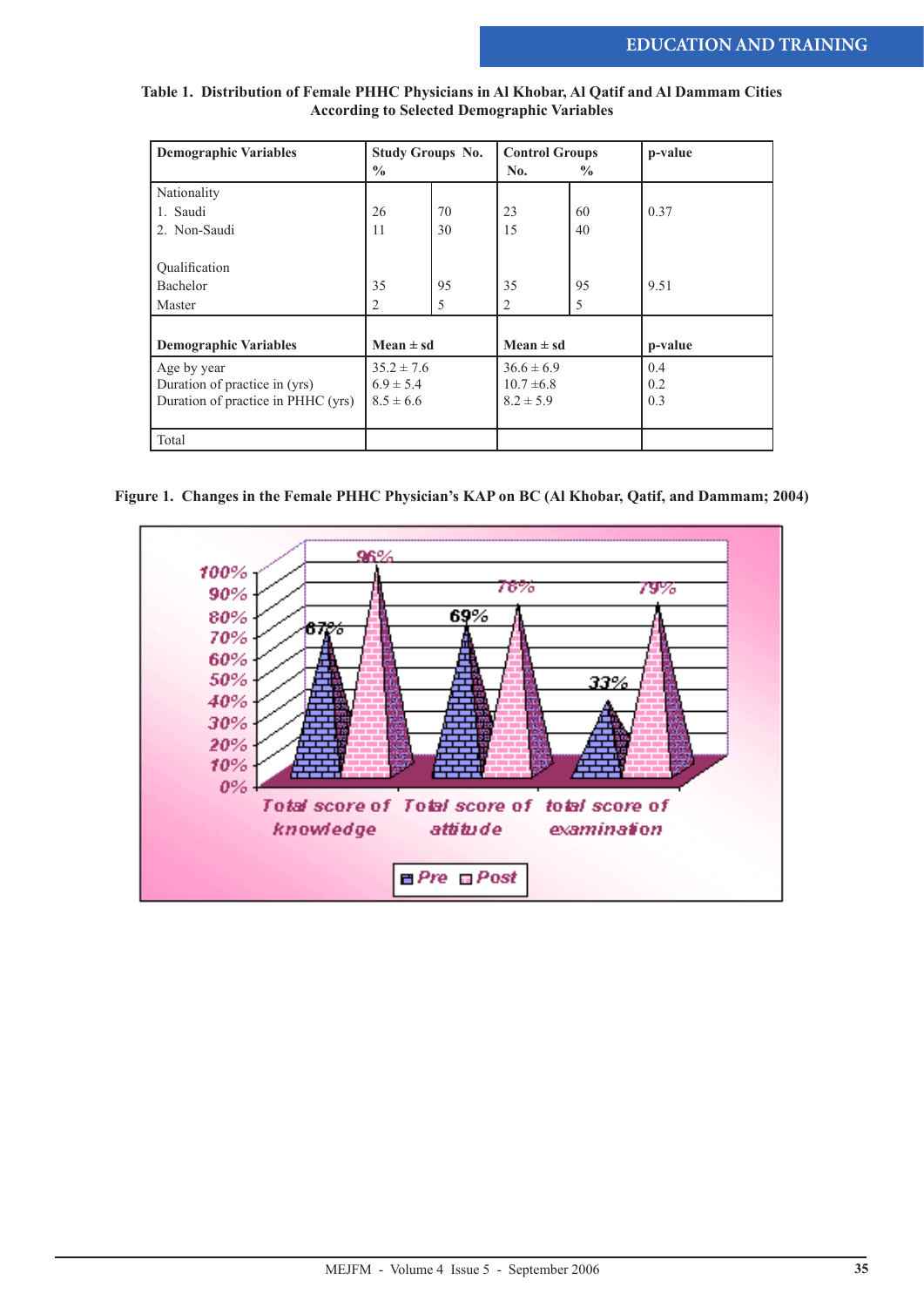**Table 1. Distribution of Female PHHC Physicians in Al Khobar, Al Qatif and Al Dammam Cities According to Selected Demographic Variables**

| Demographic Variables | Study Groups No. | % | Control Groups No. | % | p-value |
|---|---|---|---|---|---|
| Nationality | | | | | |
| 1. Saudi | 26 | 70 | 23 | 60 | 0.37 |
| 2. Non-Saudi | 11 | 30 | 15 | 40 | |
| Qualification | | | | | |
| Bachelor | 35 | 95 | 35 | 95 | 9.51 |
| Master | 2 | 5 | 2 | 5 | |
| **Demographic Variables** | **Mean ± sd** | | **Mean ± sd** | | **p-value** |
| Age by year | 35.2 ± 7.6 | | 36.6 ± 6.9 | | 0.4 |
| Duration of practice in (yrs) | 6.9 ± 5.4 | | 10.7 ±6.8 | | 0.2 |
| Duration of practice in PHHC (yrs) | 8.5 ± 6.6 | | 8.2 ± 5.9 | | 0.3 |
| Total | | | | | |

**Figure 1. Changes in the Female PHHC Physician's KAP on BC (Al Khobar, Qatif, and Dammam; 2004)**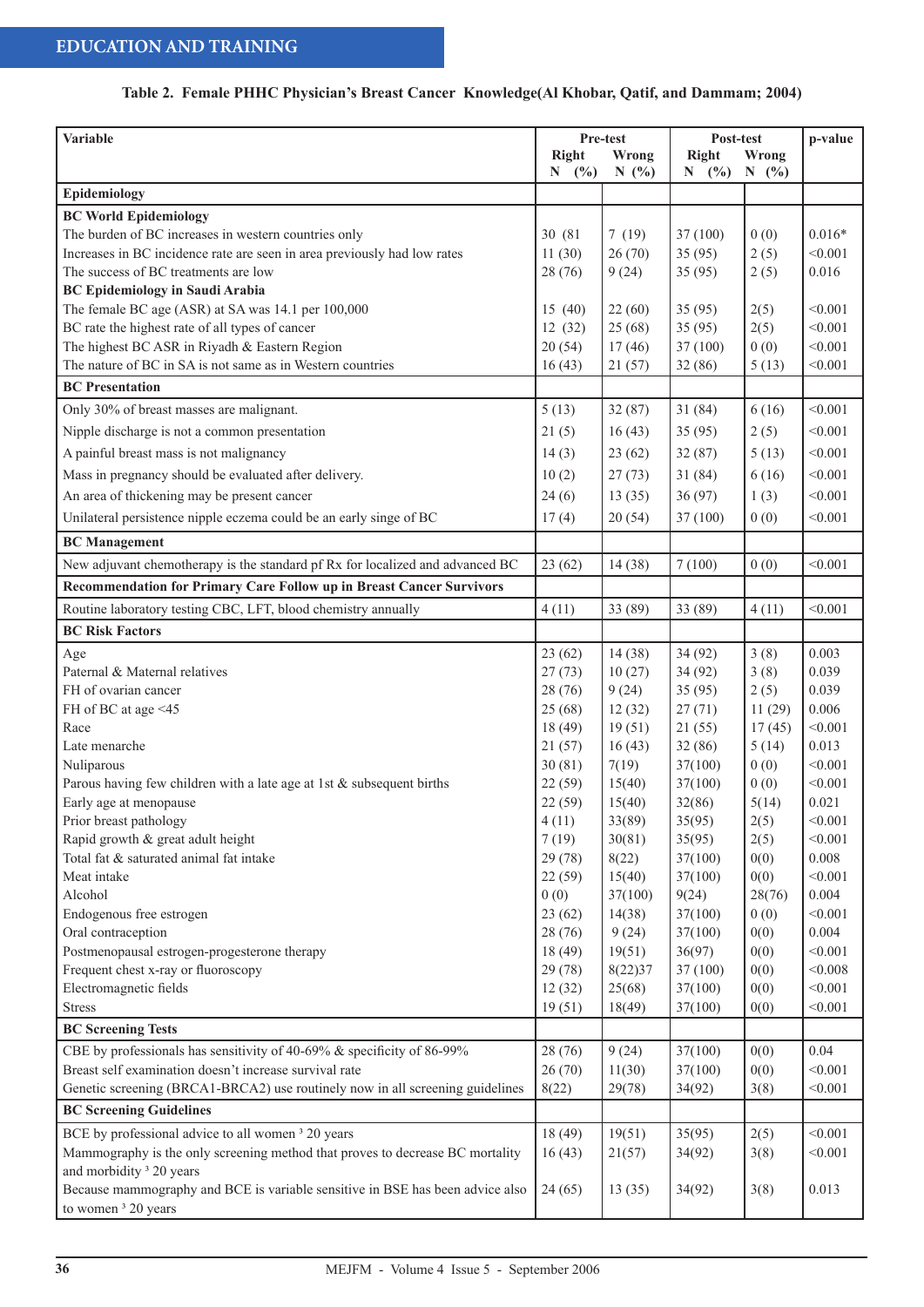**Table 2. Female PHHC Physician's Breast Cancer Knowledge(Al Khobar, Qatif, and Dammam; 2004)**

| Variable | Pre-test | | Post-test | | p-value |
|---|---|---|---|---|---|
| | Right N (%) | Wrong N (%) | Right N (%) | Wrong N (%) | |
| **Epidemiology** | | | | | |
| **BC World Epidemiology** | | | | | |
| The burden of BC increases in western countries only | 30 (81 | 7 (19) | 37 (100) | 0 (0) | 0.016* |
| Increases in BC incidence rate are seen in area previously had low rates | 11 (30) | 26 (70) | 35 (95) | 2 (5) | <0.001 |
| The success of BC treatments are low | 28 (76) | 9 (24) | 35 (95) | 2 (5) | 0.016 |
| **BC Epidemiology in Saudi Arabia** | | | | | |
| The female BC age (ASR) at SA was 14.1 per 100,000 | 15 (40) | 22 (60) | 35 (95) | 2(5) | <0.001 |
| BC rate the highest rate of all types of cancer | 12 (32) | 25 (68) | 35 (95) | 2(5) | <0.001 |
| The highest BC ASR in Riyadh & Eastern Region | 20 (54) | 17 (46) | 37 (100) | 0 (0) | <0.001 |
| The nature of BC in SA is not same as in Western countries | 16 (43) | 21 (57) | 32 (86) | 5 (13) | <0.001 |
| **BC Presentation** | | | | | |
| Only 30% of breast masses are malignant. | 5 (13) | 32 (87) | 31 (84) | 6 (16) | <0.001 |
| Nipple discharge is not a common presentation | 21 (5) | 16 (43) | 35 (95) | 2 (5) | <0.001 |
| A painful breast mass is not malignancy | 14 (3) | 23 (62) | 32 (87) | 5 (13) | <0.001 |
| Mass in pregnancy should be evaluated after delivery. | 10 (2) | 27 (73) | 31 (84) | 6 (16) | <0.001 |
| An area of thickening may be present cancer | 24 (6) | 13 (35) | 36 (97) | 1 (3) | <0.001 |
| Unilateral persistence nipple eczema could be an early singe of BC | 17 (4) | 20 (54) | 37 (100) | 0 (0) | <0.001 |
| **BC Management** | | | | | |
| New adjuvant chemotherapy is the standard pf Rx for localized and advanced BC | 23 (62) | 14 (38) | 7 (100) | 0 (0) | <0.001 |
| **Recommendation for Primary Care Follow up in Breast Cancer Survivors** | | | | | |
| Routine laboratory testing CBC, LFT, blood chemistry annually | 4 (11) | 33 (89) | 33 (89) | 4 (11) | <0.001 |
| **BC Risk Factors** | | | | | |
| Age | 23 (62) | 14 (38) | 34 (92) | 3 (8) | 0.003 |
| Paternal & Maternal relatives | 27 (73) | 10 (27) | 34 (92) | 3 (8) | 0.039 |
| FH of ovarian cancer | 28 (76) | 9 (24) | 35 (95) | 2 (5) | 0.039 |
| FH of BC at age <45 | 25 (68) | 12 (32) | 27 (71) | 11 (29) | 0.006 |
| Race | 18 (49) | 19 (51) | 21 (55) | 17 (45) | <0.001 |
| Late menarche | 21 (57) | 16 (43) | 32 (86) | 5 (14) | 0.013 |
| Nuliparous | 30 (81) | 7(19) | 37(100) | 0 (0) | <0.001 |
| Parous having few children with a late age at 1st & subsequent births | 22 (59) | 15(40) | 37(100) | 0 (0) | <0.001 |
| Early age at menopause | 22 (59) | 15(40) | 32(86) | 5(14) | 0.021 |
| Prior breast pathology | 4 (11) | 33(89) | 35(95) | 2(5) | <0.001 |
| Rapid growth & great adult height | 7 (19) | 30(81) | 35(95) | 2(5) | <0.001 |
| Total fat & saturated animal fat intake | 29 (78) | 8(22) | 37(100) | 0(0) | 0.008 |
| Meat intake | 22 (59) | 15(40) | 37(100) | 0(0) | <0.001 |
| Alcohol | 0 (0) | 37(100) | 9(24) | 28(76) | 0.004 |
| Endogenous free estrogen | 23 (62) | 14(38) | 37(100) | 0 (0) | <0.001 |
| Oral contraception | 28 (76) | 9 (24) | 37(100) | 0(0) | 0.004 |
| Postmenopausal estrogen-progesterone therapy | 18 (49) | 19(51) | 36(97) | 0(0) | <0.001 |
| Frequent chest x-ray or fluoroscopy | 29 (78) | 8(22)37 | 37 (100) | 0(0) | <0.008 |
| Electromagnetic fields | 12 (32) | 25(68) | 37(100) | 0(0) | <0.001 |
| Stress | 19 (51) | 18(49) | 37(100) | 0(0) | <0.001 |
| **BC Screening Tests** | | | | | |
| CBE by professionals has sensitivity of 40-69% & specificity of 86-99% | 28 (76) | 9 (24) | 37(100) | 0(0) | 0.04 |
| Breast self examination doesn't increase survival rate | 26 (70) | 11(30) | 37(100) | 0(0) | <0.001 |
| Genetic screening (BRCA1-BRCA2) use routinely now in all screening guidelines | 8(22) | 29(78) | 34(92) | 3(8) | <0.001 |
| **BC Screening Guidelines** | | | | | |
| BCE by professional advice to all women ³ 20 years | 18 (49) | 19(51) | 35(95) | 2(5) | <0.001 |
| Mammography is the only screening method that proves to decrease BC mortality and morbidity ³ 20 years | 16 (43) | 21(57) | 34(92) | 3(8) | <0.001 |
| Because mammography and BCE is variable sensitive in BSE has been advice also to women ³ 20 years | 24 (65) | 13 (35) | 34(92) | 3(8) | 0.013 |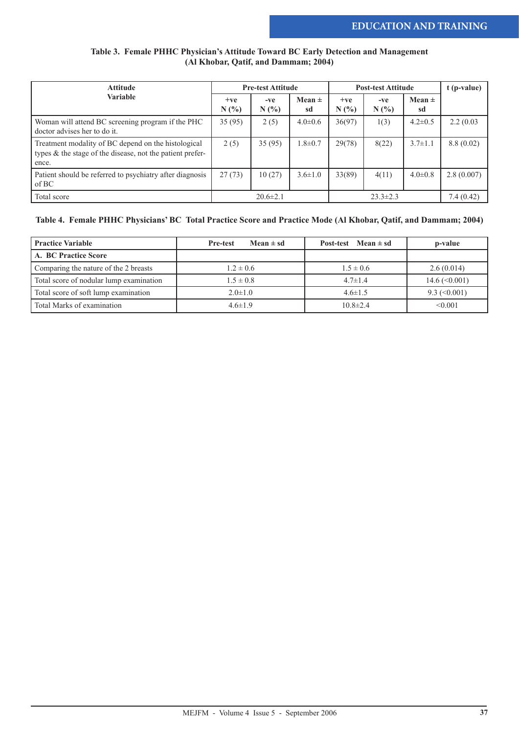**Table 3. Female PHHC Physician's Attitude Toward BC Early Detection and Management (Al Khobar, Qatif, and Dammam; 2004)**

| Attitude Variable | Pre-test Attitude | | | Post-test Attitude | | | t (p-value) |
|---|---|---|---|---|---|---|---|
| | +ve N (%) | -ve N (%) | Mean ± sd | +ve N (%) | -ve N (%) | Mean ± sd | |
| Woman will attend BC screening program if the PHC doctor advises her to do it. | 35 (95) | 2 (5) | 4.0±0.6 | 36(97) | 1(3) | 4.2±0.5 | 2.2 (0.03 |
| Treatment modality of BC depend on the histological types & the stage of the disease, not the patient preference. | 2 (5) | 35 (95) | 1.8±0.7 | 29(78) | 8(22) | 3.7±1.1 | 8.8 (0.02) |
| Patient should be referred to psychiatry after diagnosis of BC | 27 (73) | 10 (27) | 3.6±1.0 | 33(89) | 4(11) | 4.0±0.8 | 2.8 (0.007) |
| Total score | 20.6±2.1 | | | 23.3±2.3 | | | 7.4 (0.42) |

**Table 4. Female PHHC Physicians' BC Total Practice Score and Practice Mode (Al Khobar, Qatif, and Dammam; 2004)**

| Practice Variable | Pre-test Mean ± sd | Post-test Mean ± sd | p-value |
|---|---|---|---|
| **A. BC Practice Score** | | | |
| Comparing the nature of the 2 breasts | 1.2 ± 0.6 | 1.5 ± 0.6 | 2.6 (0.014) |
| Total score of nodular lump examination | 1.5 ± 0.8 | 4.7±1.4 | 14.6 (<0.001) |
| Total score of soft lump examination | 2.0±1.0 | 4.6±1.5 | 9.3 (<0.001) |
| Total Marks of examination | 4.6±1.9 | 10.8±2.4 | <0.001 |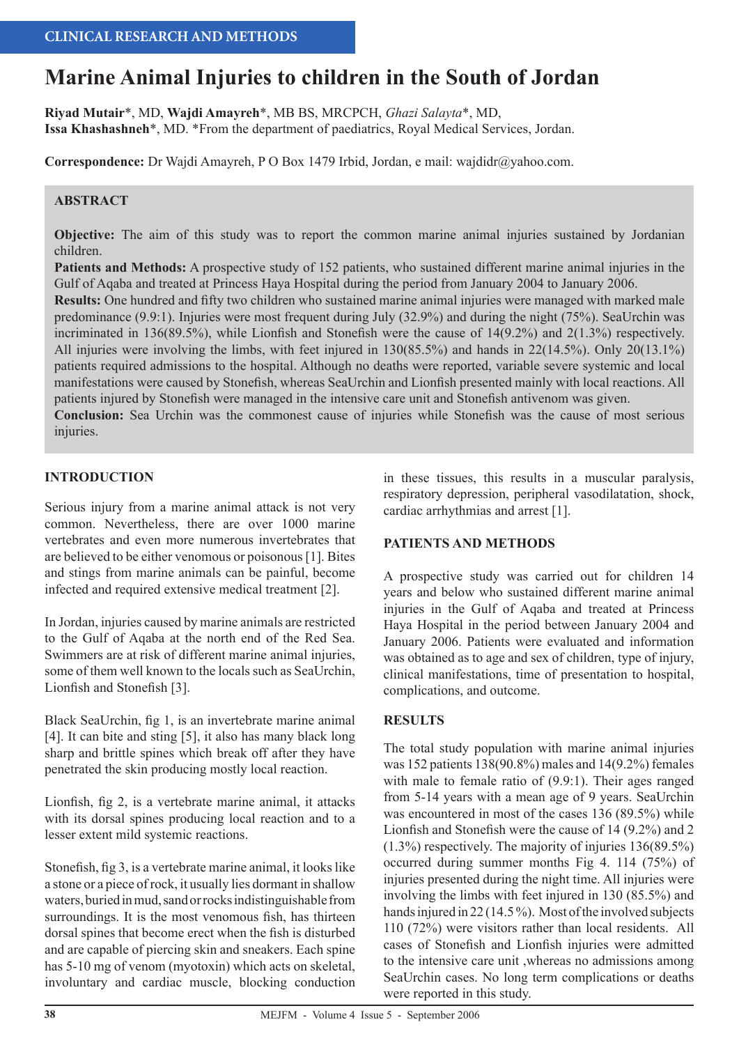CLINICAL RESEARCH AND METHODS

# Marine Animal Injuries to children in the South of Jordan

**Riyad Mutair**\*, MD, **Wajdi Amayreh**\*, MB BS, MRCPCH, *Ghazi Salayta*\*, MD,
**Issa Khashashneh**\*, MD. \*From the department of paediatrics, Royal Medical Services, Jordan.

**Correspondence:** Dr Wajdi Amayreh, P O Box 1479 Irbid, Jordan, e mail: wajdidr@yahoo.com.

## ABSTRACT

**Objective:** The aim of this study was to report the common marine animal injuries sustained by Jordanian children.

**Patients and Methods:** A prospective study of 152 patients, who sustained different marine animal injuries in the Gulf of Aqaba and treated at Princess Haya Hospital during the period from January 2004 to January 2006.

**Results:** One hundred and fifty two children who sustained marine animal injuries were managed with marked male predominance (9.9:1). Injuries were most frequent during July (32.9%) and during the night (75%). SeaUrchin was incriminated in 136(89.5%), while Lionfish and Stonefish were the cause of 14(9.2%) and 2(1.3%) respectively. All injuries were involving the limbs, with feet injured in 130(85.5%) and hands in 22(14.5%). Only 20(13.1%) patients required admissions to the hospital. Although no deaths were reported, variable severe systemic and local manifestations were caused by Stonefish, whereas SeaUrchin and Lionfish presented mainly with local reactions. All patients injured by Stonefish were managed in the intensive care unit and Stonefish antivenom was given.

**Conclusion:** Sea Urchin was the commonest cause of injuries while Stonefish was the cause of most serious injuries.

## INTRODUCTION

Serious injury from a marine animal attack is not very common. Nevertheless, there are over 1000 marine vertebrates and even more numerous invertebrates that are believed to be either venomous or poisonous [1]. Bites and stings from marine animals can be painful, become infected and required extensive medical treatment [2].

In Jordan, injuries caused by marine animals are restricted to the Gulf of Aqaba at the north end of the Red Sea. Swimmers are at risk of different marine animal injuries, some of them well known to the locals such as SeaUrchin, Lionfish and Stonefish [3].

Black SeaUrchin, fig 1, is an invertebrate marine animal [4]. It can bite and sting [5], it also has many black long sharp and brittle spines which break off after they have penetrated the skin producing mostly local reaction.

Lionfish, fig 2, is a vertebrate marine animal, it attacks with its dorsal spines producing local reaction and to a lesser extent mild systemic reactions.

Stonefish, fig 3, is a vertebrate marine animal, it looks like a stone or a piece of rock, it usually lies dormant in shallow waters, buried in mud, sand or rocks indistinguishable from surroundings. It is the most venomous fish, has thirteen dorsal spines that become erect when the fish is disturbed and are capable of piercing skin and sneakers. Each spine has 5-10 mg of venom (myotoxin) which acts on skeletal, involuntary and cardiac muscle, blocking conduction in these tissues, this results in a muscular paralysis, respiratory depression, peripheral vasodilatation, shock, cardiac arrhythmias and arrest [1].

## PATIENTS AND METHODS

A prospective study was carried out for children 14 years and below who sustained different marine animal injuries in the Gulf of Aqaba and treated at Princess Haya Hospital in the period between January 2004 and January 2006. Patients were evaluated and information was obtained as to age and sex of children, type of injury, clinical manifestations, time of presentation to hospital, complications, and outcome.

## RESULTS

The total study population with marine animal injuries was 152 patients 138(90.8%) males and 14(9.2%) females with male to female ratio of (9.9:1). Their ages ranged from 5-14 years with a mean age of 9 years. SeaUrchin was encountered in most of the cases 136 (89.5%) while Lionfish and Stonefish were the cause of 14 (9.2%) and 2 (1.3%) respectively. The majority of injuries 136(89.5%) occurred during summer months Fig 4. 114 (75%) of injuries presented during the night time. All injuries were involving the limbs with feet injured in 130 (85.5%) and hands injured in 22 (14.5%). Most of the involved subjects 110 (72%) were visitors rather than local residents. All cases of Stonefish and Lionfish injuries were admitted to the intensive care unit ,whereas no admissions among SeaUrchin cases. No long term complications or deaths were reported in this study.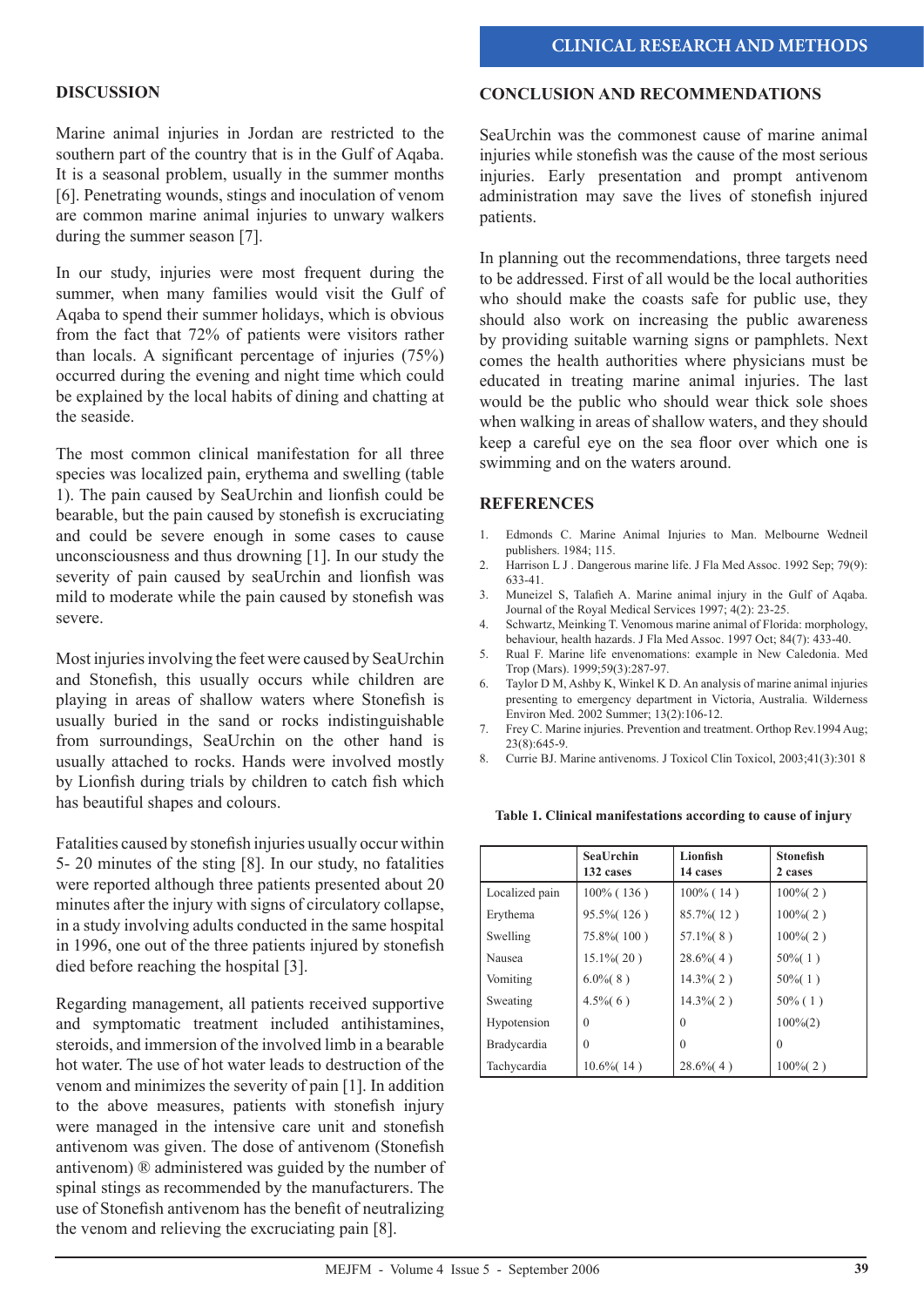## DISCUSSION

Marine animal injuries in Jordan are restricted to the southern part of the country that is in the Gulf of Aqaba. It is a seasonal problem, usually in the summer months [6]. Penetrating wounds, stings and inoculation of venom are common marine animal injuries to unwary walkers during the summer season [7].

In our study, injuries were most frequent during the summer, when many families would visit the Gulf of Aqaba to spend their summer holidays, which is obvious from the fact that 72% of patients were visitors rather than locals. A significant percentage of injuries (75%) occurred during the evening and night time which could be explained by the local habits of dining and chatting at the seaside.

The most common clinical manifestation for all three species was localized pain, erythema and swelling (table 1). The pain caused by SeaUrchin and lionfish could be bearable, but the pain caused by stonefish is excruciating and could be severe enough in some cases to cause unconsciousness and thus drowning [1]. In our study the severity of pain caused by seaUrchin and lionfish was mild to moderate while the pain caused by stonefish was severe.

Most injuries involving the feet were caused by SeaUrchin and Stonefish, this usually occurs while children are playing in areas of shallow waters where Stonefish is usually buried in the sand or rocks indistinguishable from surroundings, SeaUrchin on the other hand is usually attached to rocks. Hands were involved mostly by Lionfish during trials by children to catch fish which has beautiful shapes and colours.

Fatalities caused by stonefish injuries usually occur within 5- 20 minutes of the sting [8]. In our study, no fatalities were reported although three patients presented about 20 minutes after the injury with signs of circulatory collapse, in a study involving adults conducted in the same hospital in 1996, one out of the three patients injured by stonefish died before reaching the hospital [3].

Regarding management, all patients received supportive and symptomatic treatment included antihistamines, steroids, and immersion of the involved limb in a bearable hot water. The use of hot water leads to destruction of the venom and minimizes the severity of pain [1]. In addition to the above measures, patients with stonefish injury were managed in the intensive care unit and stonefish antivenom was given. The dose of antivenom (Stonefish antivenom) ® administered was guided by the number of spinal stings as recommended by the manufacturers. The use of Stonefish antivenom has the benefit of neutralizing the venom and relieving the excruciating pain [8].

## CONCLUSION AND RECOMMENDATIONS

SeaUrchin was the commonest cause of marine animal injuries while stonefish was the cause of the most serious injuries. Early presentation and prompt antivenom administration may save the lives of stonefish injured patients.

In planning out the recommendations, three targets need to be addressed. First of all would be the local authorities who should make the coasts safe for public use, they should also work on increasing the public awareness by providing suitable warning signs or pamphlets. Next comes the health authorities where physicians must be educated in treating marine animal injuries. The last would be the public who should wear thick sole shoes when walking in areas of shallow waters, and they should keep a careful eye on the sea floor over which one is swimming and on the waters around.

## REFERENCES

1. Edmonds C. Marine Animal Injuries to Man. Melbourne Wedneil publishers. 1984; 115.
2. Harrison L J . Dangerous marine life. J Fla Med Assoc. 1992 Sep; 79(9): 633-41.
3. Muneizel S, Talafieh A. Marine animal injury in the Gulf of Aqaba. Journal of the Royal Medical Services 1997; 4(2): 23-25.
4. Schwartz, Meinking T. Venomous marine animal of Florida: morphology, behaviour, health hazards. J Fla Med Assoc. 1997 Oct; 84(7): 433-40.
5. Rual F. Marine life envenomations: example in New Caledonia. Med Trop (Mars). 1999;59(3):287-97.
6. Taylor D M, Ashby K, Winkel K D. An analysis of marine animal injuries presenting to emergency department in Victoria, Australia. Wilderness Environ Med. 2002 Summer; 13(2):106-12.
7. Frey C. Marine injuries. Prevention and treatment. Orthop Rev.1994 Aug; 23(8):645-9.
8. Currie BJ. Marine antivenoms. J Toxicol Clin Toxicol, 2003;41(3):301 8

**Table 1. Clinical manifestations according to cause of injury**

| | SeaUrchin 132 cases | Lionfish 14 cases | Stonefish 2 cases |
|---|---|---|---|
| Localized pain | 100% ( 136 ) | 100% ( 14 ) | 100%( 2 ) |
| Erythema | 95.5%( 126 ) | 85.7%( 12 ) | 100%( 2 ) |
| Swelling | 75.8%( 100 ) | 57.1%( 8 ) | 100%( 2 ) |
| Nausea | 15.1%( 20 ) | 28.6%( 4 ) | 50%( 1 ) |
| Vomiting | 6.0%( 8 ) | 14.3%( 2 ) | 50%( 1 ) |
| Sweating | 4.5%( 6 ) | 14.3%( 2 ) | 50% ( 1 ) |
| Hypotension | 0 | 0 | 100%(2) |
| Bradycardia | 0 | 0 | 0 |
| Tachycardia | 10.6%( 14 ) | 28.6%( 4 ) | 100%( 2 ) |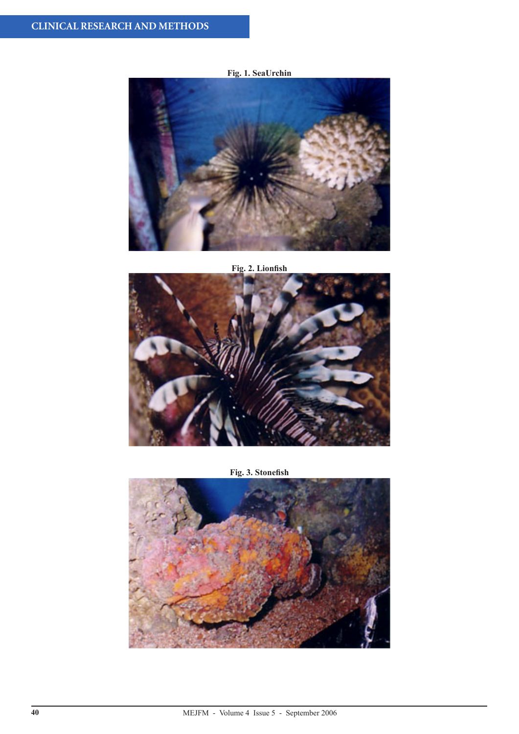Fig. 1. SeaUrchin

Fig. 2. Lionfish

Fig. 3. Stonefish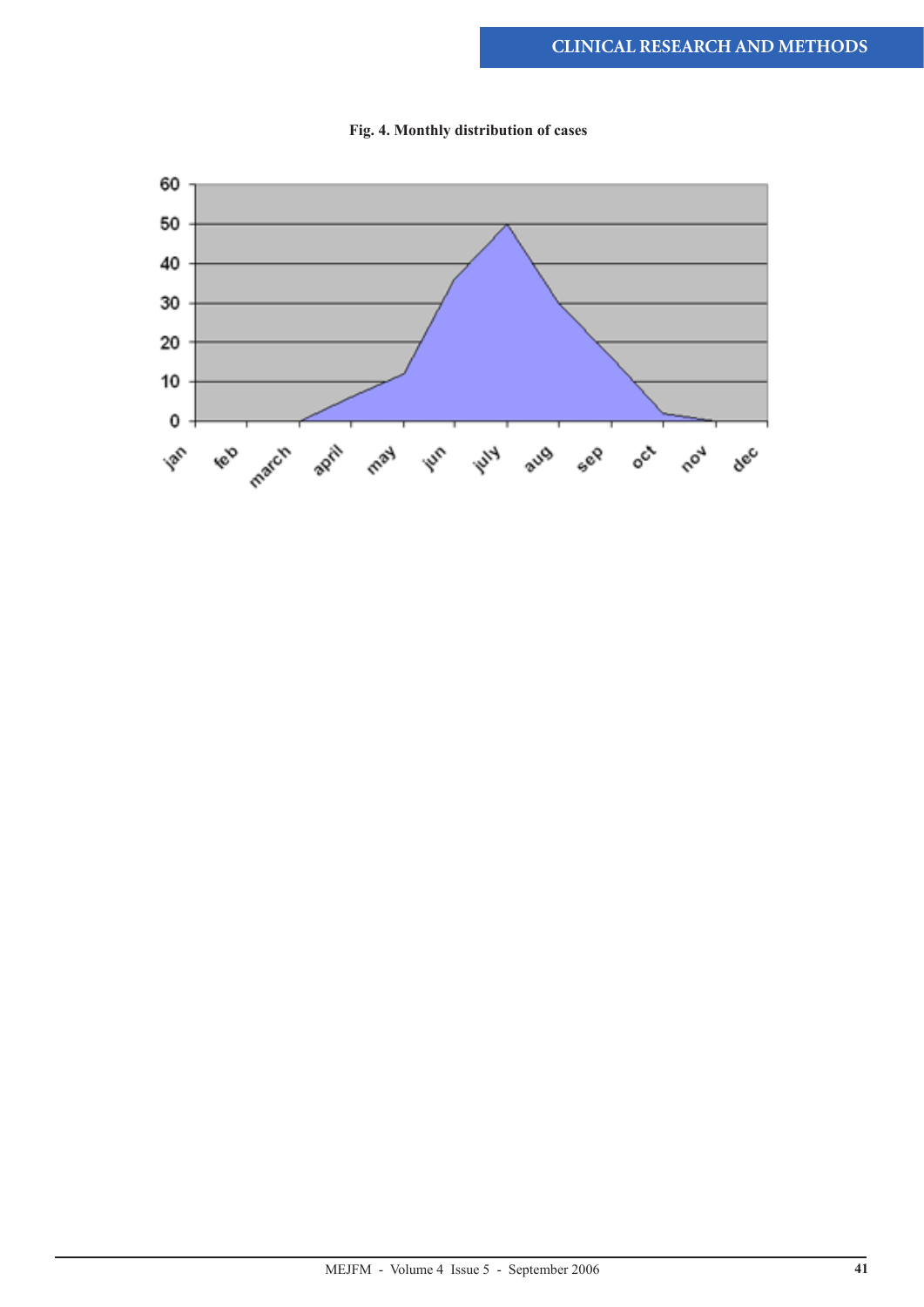**Fig. 4. Monthly distribution of cases**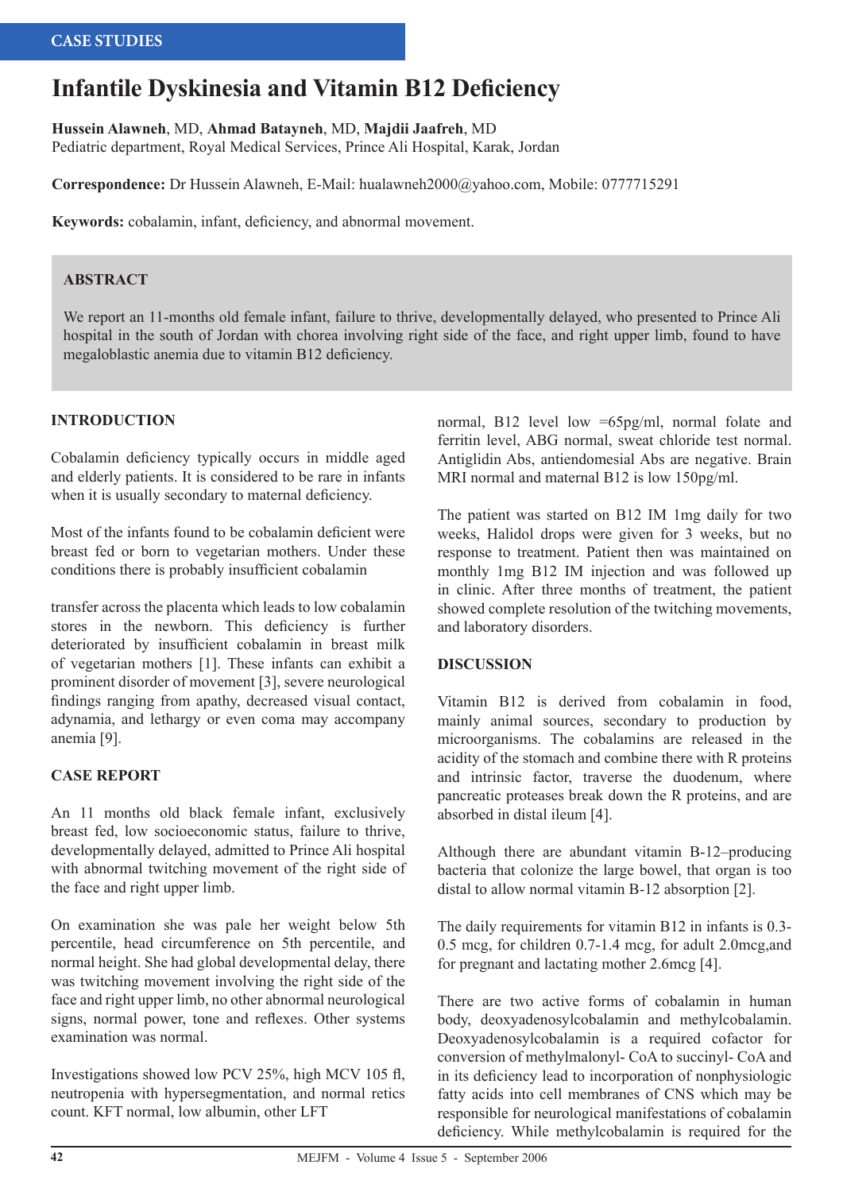CASE STUDIES

# Infantile Dyskinesia and Vitamin B12 Deficiency

**Hussein Alawneh**, MD, **Ahmad Batayneh**, MD, **Majdii Jaafreh**, MD
Pediatric department, Royal Medical Services, Prince Ali Hospital, Karak, Jordan

**Correspondence:** Dr Hussein Alawneh, E-Mail: hualawneh2000@yahoo.com, Mobile: 0777715291

**Keywords:** cobalamin, infant, deficiency, and abnormal movement.

## ABSTRACT

We report an 11-months old female infant, failure to thrive, developmentally delayed, who presented to Prince Ali hospital in the south of Jordan with chorea involving right side of the face, and right upper limb, found to have megaloblastic anemia due to vitamin B12 deficiency.

## INTRODUCTION

Cobalamin deficiency typically occurs in middle aged and elderly patients. It is considered to be rare in infants when it is usually secondary to maternal deficiency.

Most of the infants found to be cobalamin deficient were breast fed or born to vegetarian mothers. Under these conditions there is probably insufficient cobalamin

transfer across the placenta which leads to low cobalamin stores in the newborn. This deficiency is further deteriorated by insufficient cobalamin in breast milk of vegetarian mothers [1]. These infants can exhibit a prominent disorder of movement [3], severe neurological findings ranging from apathy, decreased visual contact, adynamia, and lethargy or even coma may accompany anemia [9].

## CASE REPORT

An 11 months old black female infant, exclusively breast fed, low socioeconomic status, failure to thrive, developmentally delayed, admitted to Prince Ali hospital with abnormal twitching movement of the right side of the face and right upper limb.

On examination she was pale her weight below 5th percentile, head circumference on 5th percentile, and normal height. She had global developmental delay, there was twitching movement involving the right side of the face and right upper limb, no other abnormal neurological signs, normal power, tone and reflexes. Other systems examination was normal.

Investigations showed low PCV 25%, high MCV 105 fl, neutropenia with hypersegmentation, and normal retics count. KFT normal, low albumin, other LFT normal, B12 level low =65pg/ml, normal folate and ferritin level, ABG normal, sweat chloride test normal. Antigliadin Abs, antiendomesial Abs are negative. Brain MRI normal and maternal B12 is low 150pg/ml.

The patient was started on B12 IM 1mg daily for two weeks, Halidol drops were given for 3 weeks, but no response to treatment. Patient then was maintained on monthly 1mg B12 IM injection and was followed up in clinic. After three months of treatment, the patient showed complete resolution of the twitching movements, and laboratory disorders.

## DISCUSSION

Vitamin B12 is derived from cobalamin in food, mainly animal sources, secondary to production by microorganisms. The cobalamins are released in the acidity of the stomach and combine there with R proteins and intrinsic factor, traverse the duodenum, where pancreatic proteases break down the R proteins, and are absorbed in distal ileum [4].

Although there are abundant vitamin B-12–producing bacteria that colonize the large bowel, that organ is too distal to allow normal vitamin B-12 absorption [2].

The daily requirements for vitamin B12 in infants is 0.3-0.5 mcg, for children 0.7-1.4 mcg, for adult 2.0mcg,and for pregnant and lactating mother 2.6mcg [4].

There are two active forms of cobalamin in human body, deoxyadenosylcobalamin and methylcobalamin. Deoxyadenosylcobalamin is a required cofactor for conversion of methylmalonyl- CoA to succinyl- CoA and in its deficiency lead to incorporation of nonphysiologic fatty acids into cell membranes of CNS which may be responsible for neurological manifestations of cobalamin deficiency. While methylcobalamin is required for the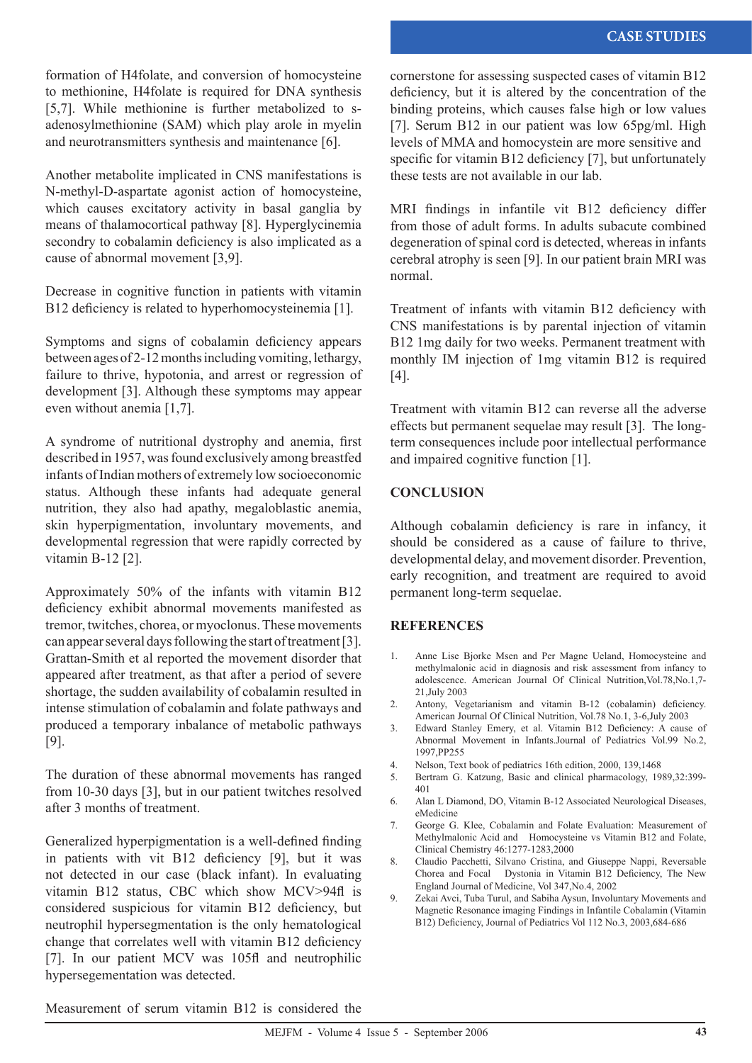formation of H4folate, and conversion of homocysteine to methionine, H4folate is required for DNA synthesis [5,7]. While methionine is further metabolized to s-adenosylmethionine (SAM) which play arole in myelin and neurotransmitters synthesis and maintenance [6].

Another metabolite implicated in CNS manifestations is N-methyl-D-aspartate agonist action of homocysteine, which causes excitatory activity in basal ganglia by means of thalamocortical pathway [8]. Hyperglycinemia secondry to cobalamin deficiency is also implicated as a cause of abnormal movement [3,9].

Decrease in cognitive function in patients with vitamin B12 deficiency is related to hyperhomocysteinemia [1].

Symptoms and signs of cobalamin deficiency appears between ages of 2-12 months including vomiting, lethargy, failure to thrive, hypotonia, and arrest or regression of development [3]. Although these symptoms may appear even without anemia [1,7].

A syndrome of nutritional dystrophy and anemia, first described in 1957, was found exclusively among breastfed infants of Indian mothers of extremely low socioeconomic status. Although these infants had adequate general nutrition, they also had apathy, megaloblastic anemia, skin hyperpigmentation, involuntary movements, and developmental regression that were rapidly corrected by vitamin B-12 [2].

Approximately 50% of the infants with vitamin B12 deficiency exhibit abnormal movements manifested as tremor, twitches, chorea, or myoclonus. These movements can appear several days following the start of treatment [3]. Grattan-Smith et al reported the movement disorder that appeared after treatment, as that after a period of severe shortage, the sudden availability of cobalamin resulted in intense stimulation of cobalamin and folate pathways and produced a temporary inbalance of metabolic pathways [9].

The duration of these abnormal movements has ranged from 10-30 days [3], but in our patient twitches resolved after 3 months of treatment.

Generalized hyperpigmentation is a well-defined finding in patients with vit B12 deficiency [9], but it was not detected in our case (black infant). In evaluating vitamin B12 status, CBC which show MCV>94fl is considered suspicious for vitamin B12 deficiency, but neutrophil hypersegmentation is the only hematological change that correlates well with vitamin B12 deficiency [7]. In our patient MCV was 105fl and neutrophilic hypersegementation was detected.

Measurement of serum vitamin B12 is considered the cornerstone for assessing suspected cases of vitamin B12 deficiency, but it is altered by the concentration of the binding proteins, which causes false high or low values [7]. Serum B12 in our patient was low 65pg/ml. High levels of MMA and homocystein are more sensitive and specific for vitamin B12 deficiency [7], but unfortunately these tests are not available in our lab.

MRI findings in infantile vit B12 deficiency differ from those of adult forms. In adults subacute combined degeneration of spinal cord is detected, whereas in infants cerebral atrophy is seen [9]. In our patient brain MRI was normal.

Treatment of infants with vitamin B12 deficiency with CNS manifestations is by parental injection of vitamin B12 1mg daily for two weeks. Permanent treatment with monthly IM injection of 1mg vitamin B12 is required [4].

Treatment with vitamin B12 can reverse all the adverse effects but permanent sequelae may result [3]. The long-term consequences include poor intellectual performance and impaired cognitive function [1].

## CONCLUSION

Although cobalamin deficiency is rare in infancy, it should be considered as a cause of failure to thrive, developmental delay, and movement disorder. Prevention, early recognition, and treatment are required to avoid permanent long-term sequelae.

## REFERENCES

1. Anne Lise Bjorke Msen and Per Magne Ueland, Homocysteine and methylmalonic acid in diagnosis and risk assessment from infancy to adolescence. American Journal Of Clinical Nutrition,Vol.78,No.1,7-21,July 2003
2. Antony, Vegetarianism and vitamin B-12 (cobalamin) deficiency. American Journal Of Clinical Nutrition, Vol.78 No.1, 3-6,July 2003
3. Edward Stanley Emery, et al. Vitamin B12 Deficiency: A cause of Abnormal Movement in Infants.Journal of Pediatrics Vol.99 No.2, 1997,PP255
4. Nelson, Text book of pediatrics 16th edition, 2000, 139,1468
5. Bertram G. Katzung, Basic and clinical pharmacology, 1989,32:399-401
6. Alan L Diamond, DO, Vitamin B-12 Associated Neurological Diseases, eMedicine
7. George G. Klee, Cobalamin and Folate Evaluation: Measurement of Methylmalonic Acid and Homocysteine vs Vitamin B12 and Folate, Clinical Chemistry 46:1277-1283,2000
8. Claudio Pacchetti, Silvano Cristina, and Giuseppe Nappi, Reversable Chorea and Focal Dystonia in Vitamin B12 Deficiency, The New England Journal of Medicine, Vol 347,No.4, 2002
9. Zekai Avci, Tuba Turul, and Sabiha Aysun, Involuntary Movements and Magnetic Resonance imaging Findings in Infantile Cobalamin (Vitamin B12) Deficiency, Journal of Pediatrics Vol 112 No.3, 2003,684-686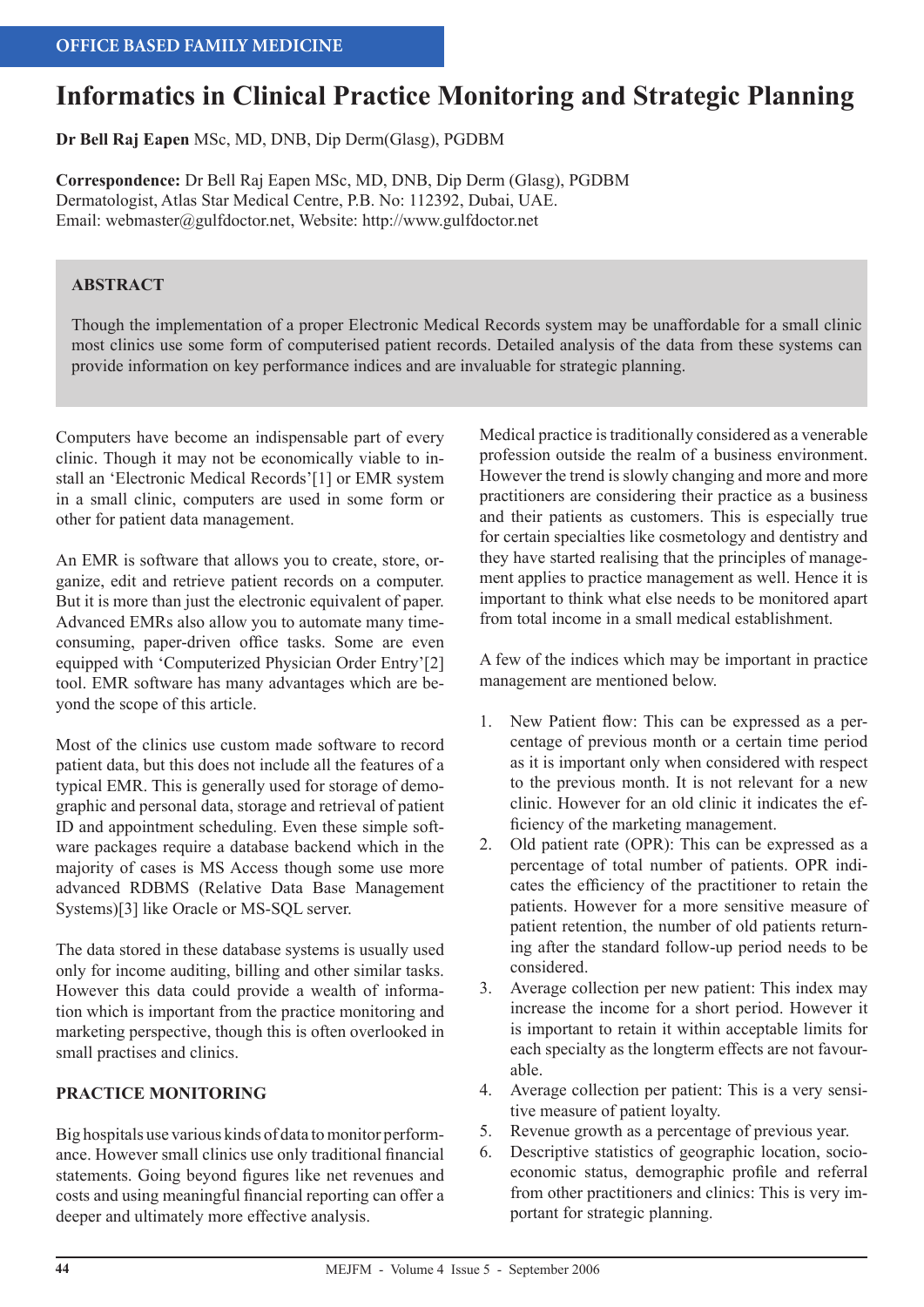OFFICE BASED FAMILY MEDICINE

# Informatics in Clinical Practice Monitoring and Strategic Planning

**Dr Bell Raj Eapen** MSc, MD, DNB, Dip Derm(Glasg), PGDBM

**Correspondence:** Dr Bell Raj Eapen MSc, MD, DNB, Dip Derm (Glasg), PGDBM
Dermatologist, Atlas Star Medical Centre, P.B. No: 112392, Dubai, UAE.
Email: webmaster@gulfdoctor.net, Website: http://www.gulfdoctor.net

## ABSTRACT

Though the implementation of a proper Electronic Medical Records system may be unaffordable for a small clinic most clinics use some form of computerised patient records. Detailed analysis of the data from these systems can provide information on key performance indices and are invaluable for strategic planning.

Computers have become an indispensable part of every clinic. Though it may not be economically viable to install an 'Electronic Medical Records'[1] or EMR system in a small clinic, computers are used in some form or other for patient data management.

An EMR is software that allows you to create, store, organize, edit and retrieve patient records on a computer. But it is more than just the electronic equivalent of paper. Advanced EMRs also allow you to automate many time-consuming, paper-driven office tasks. Some are even equipped with 'Computerized Physician Order Entry'[2] tool. EMR software has many advantages which are beyond the scope of this article.

Most of the clinics use custom made software to record patient data, but this does not include all the features of a typical EMR. This is generally used for storage of demographic and personal data, storage and retrieval of patient ID and appointment scheduling. Even these simple software packages require a database backend which in the majority of cases is MS Access though some use more advanced RDBMS (Relative Data Base Management Systems)[3] like Oracle or MS-SQL server.

The data stored in these database systems is usually used only for income auditing, billing and other similar tasks. However this data could provide a wealth of information which is important from the practice monitoring and marketing perspective, though this is often overlooked in small practises and clinics.

## PRACTICE MONITORING

Big hospitals use various kinds of data to monitor performance. However small clinics use only traditional financial statements. Going beyond figures like net revenues and costs and using meaningful financial reporting can offer a deeper and ultimately more effective analysis.

Medical practice is traditionally considered as a venerable profession outside the realm of a business environment. However the trend is slowly changing and more and more practitioners are considering their practice as a business and their patients as customers. This is especially true for certain specialties like cosmetology and dentistry and they have started realising that the principles of management applies to practice management as well. Hence it is important to think what else needs to be monitored apart from total income in a small medical establishment.

A few of the indices which may be important in practice management are mentioned below.

1. New Patient flow: This can be expressed as a percentage of previous month or a certain time period as it is important only when considered with respect to the previous month. It is not relevant for a new clinic. However for an old clinic it indicates the efficiency of the marketing management.
2. Old patient rate (OPR): This can be expressed as a percentage of total number of patients. OPR indicates the efficiency of the practitioner to retain the patients. However for a more sensitive measure of patient retention, the number of old patients returning after the standard follow-up period needs to be considered.
3. Average collection per new patient: This index may increase the income for a short period. However it is important to retain it within acceptable limits for each specialty as the longterm effects are not favourable.
4. Average collection per patient: This is a very sensitive measure of patient loyalty.
5. Revenue growth as a percentage of previous year.
6. Descriptive statistics of geographic location, socio-economic status, demographic profile and referral from other practitioners and clinics: This is very important for strategic planning.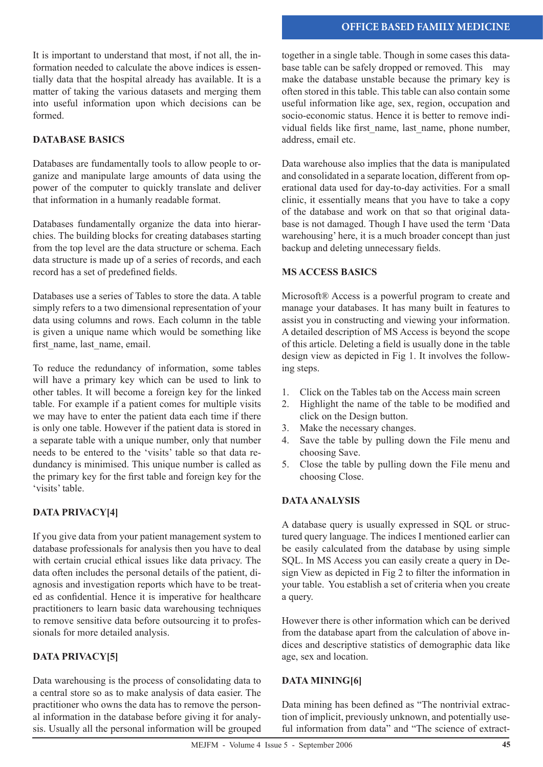It is important to understand that most, if not all, the information needed to calculate the above indices is essentially data that the hospital already has available. It is a matter of taking the various datasets and merging them into useful information upon which decisions can be formed.

## DATABASE BASICS

Databases are fundamentally tools to allow people to organize and manipulate large amounts of data using the power of the computer to quickly translate and deliver that information in a humanly readable format.

Databases fundamentally organize the data into hierarchies. The building blocks for creating databases starting from the top level are the data structure or schema. Each data structure is made up of a series of records, and each record has a set of predefined fields.

Databases use a series of Tables to store the data. A table simply refers to a two dimensional representation of your data using columns and rows. Each column in the table is given a unique name which would be something like first_name, last_name, email.

To reduce the redundancy of information, some tables will have a primary key which can be used to link to other tables. It will become a foreign key for the linked table. For example if a patient comes for multiple visits we may have to enter the patient data each time if there is only one table. However if the patient data is stored in a separate table with a unique number, only that number needs to be entered to the 'visits' table so that data redundancy is minimised. This unique number is called as the primary key for the first table and foreign key for the 'visits' table.

## DATA PRIVACY[4]

If you give data from your patient management system to database professionals for analysis then you have to deal with certain crucial ethical issues like data privacy. The data often includes the personal details of the patient, diagnosis and investigation reports which have to be treated as confidential. Hence it is imperative for healthcare practitioners to learn basic data warehousing techniques to remove sensitive data before outsourcing it to professionals for more detailed analysis.

## DATA PRIVACY[5]

Data warehousing is the process of consolidating data to a central store so as to make analysis of data easier. The practitioner who owns the data has to remove the personal information in the database before giving it for analysis. Usually all the personal information will be grouped together in a single table. Though in some cases this database table can be safely dropped or removed. This may make the database unstable because the primary key is often stored in this table. This table can also contain some useful information like age, sex, region, occupation and socio-economic status. Hence it is better to remove individual fields like first_name, last_name, phone number, address, email etc.

Data warehouse also implies that the data is manipulated and consolidated in a separate location, different from operational data used for day-to-day activities. For a small clinic, it essentially means that you have to take a copy of the database and work on that so that original database is not damaged. Though I have used the term 'Data warehousing' here, it is a much broader concept than just backup and deleting unnecessary fields.

## MS ACCESS BASICS

Microsoft® Access is a powerful program to create and manage your databases. It has many built in features to assist you in constructing and viewing your information. A detailed description of MS Access is beyond the scope of this article. Deleting a field is usually done in the table design view as depicted in Fig 1. It involves the following steps.

1. Click on the Tables tab on the Access main screen
2. Highlight the name of the table to be modified and click on the Design button.
3. Make the necessary changes.
4. Save the table by pulling down the File menu and choosing Save.
5. Close the table by pulling down the File menu and choosing Close.

## DATA ANALYSIS

A database query is usually expressed in SQL or structured query language. The indices I mentioned earlier can be easily calculated from the database by using simple SQL. In MS Access you can easily create a query in Design View as depicted in Fig 2 to filter the information in your table. You establish a set of criteria when you create a query.

However there is other information which can be derived from the database apart from the calculation of above indices and descriptive statistics of demographic data like age, sex and location.

## DATA MINING[6]

Data mining has been defined as "The nontrivial extraction of implicit, previously unknown, and potentially useful information from data" and "The science of extract-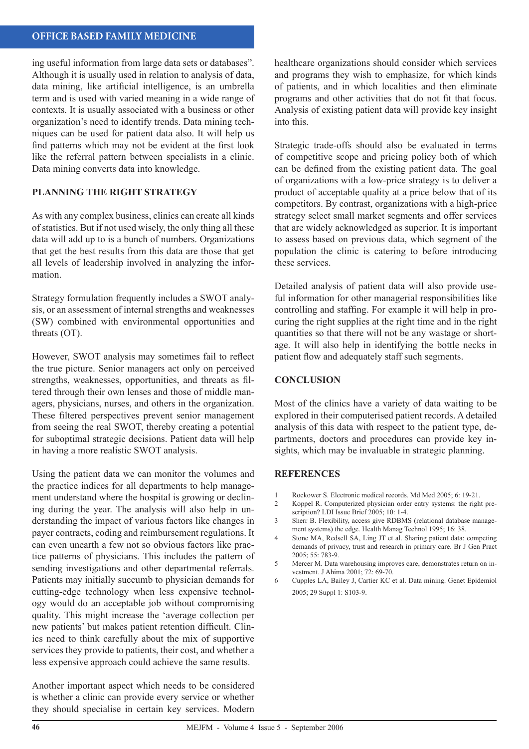ing useful information from large data sets or databases". Although it is usually used in relation to analysis of data, data mining, like artificial intelligence, is an umbrella term and is used with varied meaning in a wide range of contexts. It is usually associated with a business or other organization's need to identify trends. Data mining techniques can be used for patient data also. It will help us find patterns which may not be evident at the first look like the referral pattern between specialists in a clinic. Data mining converts data into knowledge.

## PLANNING THE RIGHT STRATEGY

As with any complex business, clinics can create all kinds of statistics. But if not used wisely, the only thing all these data will add up to is a bunch of numbers. Organizations that get the best results from this data are those that get all levels of leadership involved in analyzing the information.

Strategy formulation frequently includes a SWOT analysis, or an assessment of internal strengths and weaknesses (SW) combined with environmental opportunities and threats (OT).

However, SWOT analysis may sometimes fail to reflect the true picture. Senior managers act only on perceived strengths, weaknesses, opportunities, and threats as filtered through their own lenses and those of middle managers, physicians, nurses, and others in the organization. These filtered perspectives prevent senior management from seeing the real SWOT, thereby creating a potential for suboptimal strategic decisions. Patient data will help in having a more realistic SWOT analysis.

Using the patient data we can monitor the volumes and the practice indices for all departments to help management understand where the hospital is growing or declining during the year. The analysis will also help in understanding the impact of various factors like changes in payer contracts, coding and reimbursement regulations. It can even unearth a few not so obvious factors like practice patterns of physicians. This includes the pattern of sending investigations and other departmental referrals. Patients may initially succumb to physician demands for cutting-edge technology when less expensive technology would do an acceptable job without compromising quality. This might increase the 'average collection per new patients' but makes patient retention difficult. Clinics need to think carefully about the mix of supportive services they provide to patients, their cost, and whether a less expensive approach could achieve the same results.

Another important aspect which needs to be considered is whether a clinic can provide every service or whether they should specialise in certain key services. Modern healthcare organizations should consider which services and programs they wish to emphasize, for which kinds of patients, and in which localities and then eliminate programs and other activities that do not fit that focus. Analysis of existing patient data will provide key insight into this.

Strategic trade-offs should also be evaluated in terms of competitive scope and pricing policy both of which can be defined from the existing patient data. The goal of organizations with a low-price strategy is to deliver a product of acceptable quality at a price below that of its competitors. By contrast, organizations with a high-price strategy select small market segments and offer services that are widely acknowledged as superior. It is important to assess based on previous data, which segment of the population the clinic is catering to before introducing these services.

Detailed analysis of patient data will also provide useful information for other managerial responsibilities like controlling and staffing. For example it will help in procuring the right supplies at the right time and in the right quantities so that there will not be any wastage or shortage. It will also help in identifying the bottle necks in patient flow and adequately staff such segments.

## CONCLUSION

Most of the clinics have a variety of data waiting to be explored in their computerised patient records. A detailed analysis of this data with respect to the patient type, departments, doctors and procedures can provide key insights, which may be invaluable in strategic planning.

## REFERENCES

1. Rockower S. Electronic medical records. Md Med 2005; 6: 19-21.
2. Koppel R. Computerized physician order entry systems: the right prescription? LDI Issue Brief 2005; 10: 1-4.
3. Sherr B. Flexibility, access give RDBMS (relational database management systems) the edge. Health Manag Technol 1995; 16: 38.
4. Stone MA, Redsell SA, Ling JT et al. Sharing patient data: competing demands of privacy, trust and research in primary care. Br J Gen Pract 2005; 55: 783-9.
5. Mercer M. Data warehousing improves care, demonstrates return on investment. J Ahima 2001; 72: 69-70.
6. Cupples LA, Bailey J, Cartier KC et al. Data mining. Genet Epidemiol 2005; 29 Suppl 1: S103-9.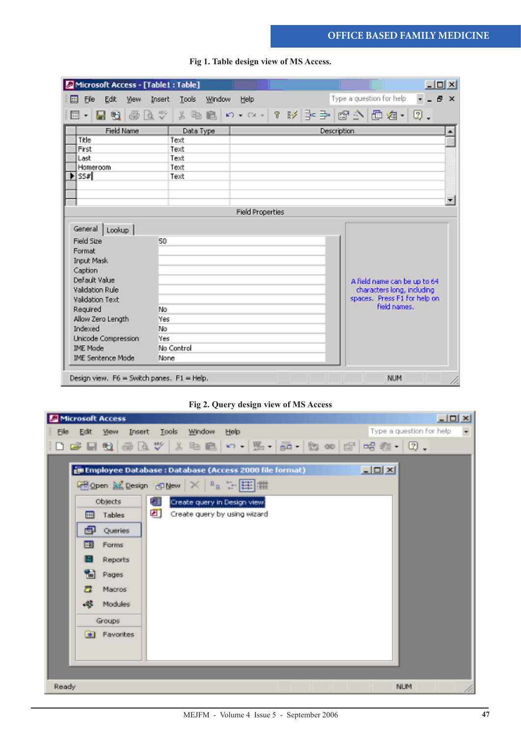Fig 1. Table design view of MS Access.

Fig 2. Query design view of MS Access